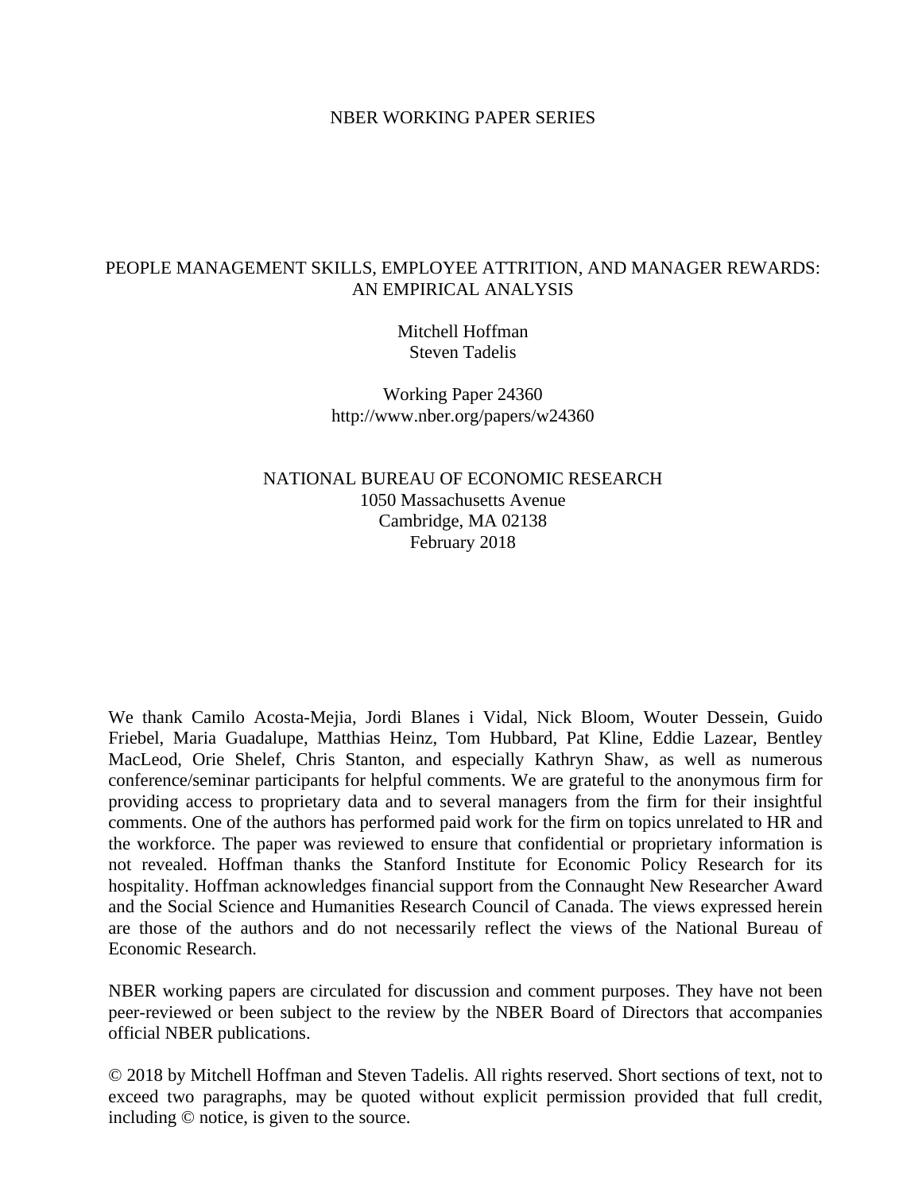NBER WORKING PAPER SERIES

# PEOPLE MANAGEMENT SKILLS, EMPLOYEE ATTRITION, AND MANAGER REWARDS: AN EMPIRICAL ANALYSIS

Mitchell Hoffman
Steven Tadelis

Working Paper 24360
http://www.nber.org/papers/w24360

NATIONAL BUREAU OF ECONOMIC RESEARCH
1050 Massachusetts Avenue
Cambridge, MA 02138
February 2018

We thank Camilo Acosta-Mejia, Jordi Blanes i Vidal, Nick Bloom, Wouter Dessein, Guido Friebel, Maria Guadalupe, Matthias Heinz, Tom Hubbard, Pat Kline, Eddie Lazear, Bentley MacLeod, Orie Shelef, Chris Stanton, and especially Kathryn Shaw, as well as numerous conference/seminar participants for helpful comments. We are grateful to the anonymous firm for providing access to proprietary data and to several managers from the firm for their insightful comments. One of the authors has performed paid work for the firm on topics unrelated to HR and the workforce. The paper was reviewed to ensure that confidential or proprietary information is not revealed. Hoffman thanks the Stanford Institute for Economic Policy Research for its hospitality. Hoffman acknowledges financial support from the Connaught New Researcher Award and the Social Science and Humanities Research Council of Canada. The views expressed herein are those of the authors and do not necessarily reflect the views of the National Bureau of Economic Research.

NBER working papers are circulated for discussion and comment purposes. They have not been peer-reviewed or been subject to the review by the NBER Board of Directors that accompanies official NBER publications.

© 2018 by Mitchell Hoffman and Steven Tadelis. All rights reserved. Short sections of text, not to exceed two paragraphs, may be quoted without explicit permission provided that full credit, including © notice, is given to the source.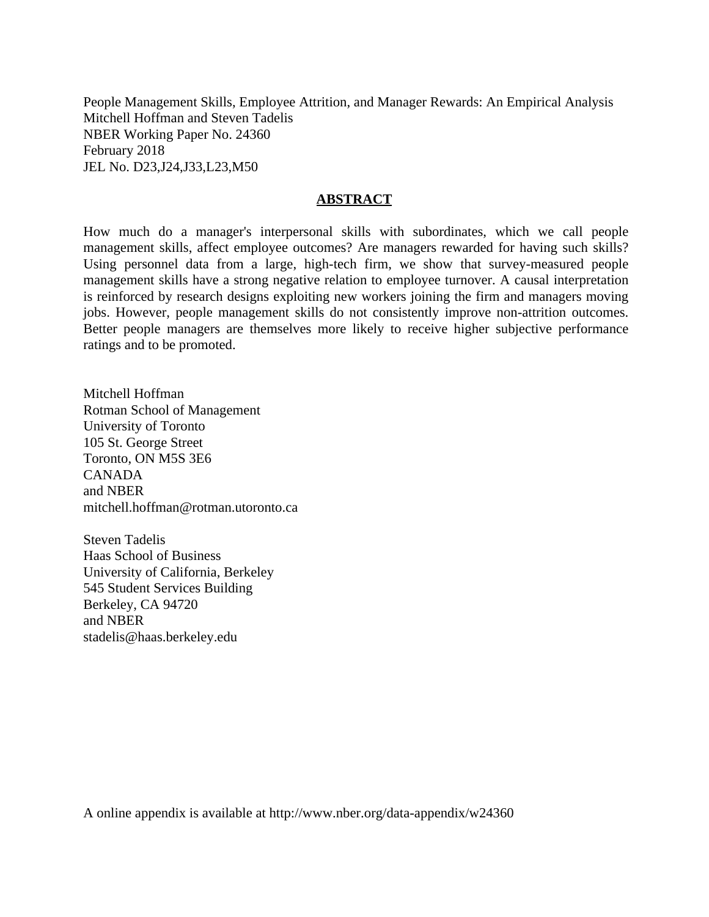People Management Skills, Employee Attrition, and Manager Rewards: An Empirical Analysis
Mitchell Hoffman and Steven Tadelis
NBER Working Paper No. 24360
February 2018
JEL No. D23,J24,J33,L23,M50

## ABSTRACT

How much do a manager's interpersonal skills with subordinates, which we call people management skills, affect employee outcomes? Are managers rewarded for having such skills? Using personnel data from a large, high-tech firm, we show that survey-measured people management skills have a strong negative relation to employee turnover. A causal interpretation is reinforced by research designs exploiting new workers joining the firm and managers moving jobs. However, people management skills do not consistently improve non-attrition outcomes. Better people managers are themselves more likely to receive higher subjective performance ratings and to be promoted.

Mitchell Hoffman
Rotman School of Management
University of Toronto
105 St. George Street
Toronto, ON M5S 3E6
CANADA
and NBER
mitchell.hoffman@rotman.utoronto.ca

Steven Tadelis
Haas School of Business
University of California, Berkeley
545 Student Services Building
Berkeley, CA 94720
and NBER
stadelis@haas.berkeley.edu

A online appendix is available at http://www.nber.org/data-appendix/w24360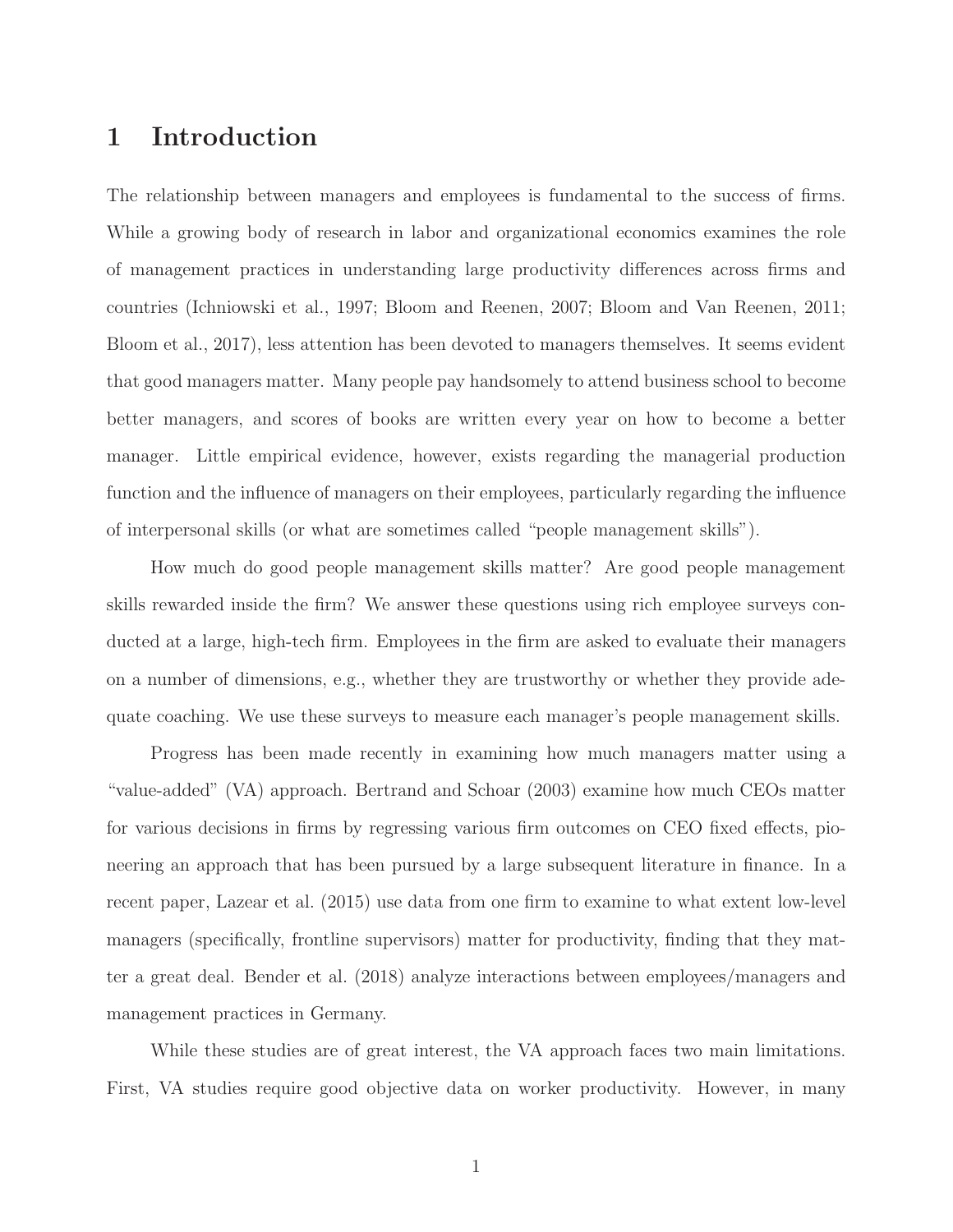# 1 Introduction

The relationship between managers and employees is fundamental to the success of firms. While a growing body of research in labor and organizational economics examines the role of management practices in understanding large productivity differences across firms and countries (Ichniowski et al., 1997; Bloom and Reenen, 2007; Bloom and Van Reenen, 2011; Bloom et al., 2017), less attention has been devoted to managers themselves. It seems evident that good managers matter. Many people pay handsomely to attend business school to become better managers, and scores of books are written every year on how to become a better manager. Little empirical evidence, however, exists regarding the managerial production function and the influence of managers on their employees, particularly regarding the influence of interpersonal skills (or what are sometimes called "people management skills").

How much do good people management skills matter? Are good people management skills rewarded inside the firm? We answer these questions using rich employee surveys conducted at a large, high-tech firm. Employees in the firm are asked to evaluate their managers on a number of dimensions, e.g., whether they are trustworthy or whether they provide adequate coaching. We use these surveys to measure each manager's people management skills.

Progress has been made recently in examining how much managers matter using a "value-added" (VA) approach. Bertrand and Schoar (2003) examine how much CEOs matter for various decisions in firms by regressing various firm outcomes on CEO fixed effects, pioneering an approach that has been pursued by a large subsequent literature in finance. In a recent paper, Lazear et al. (2015) use data from one firm to examine to what extent low-level managers (specifically, frontline supervisors) matter for productivity, finding that they matter a great deal. Bender et al. (2018) analyze interactions between employees/managers and management practices in Germany.

While these studies are of great interest, the VA approach faces two main limitations. First, VA studies require good objective data on worker productivity. However, in many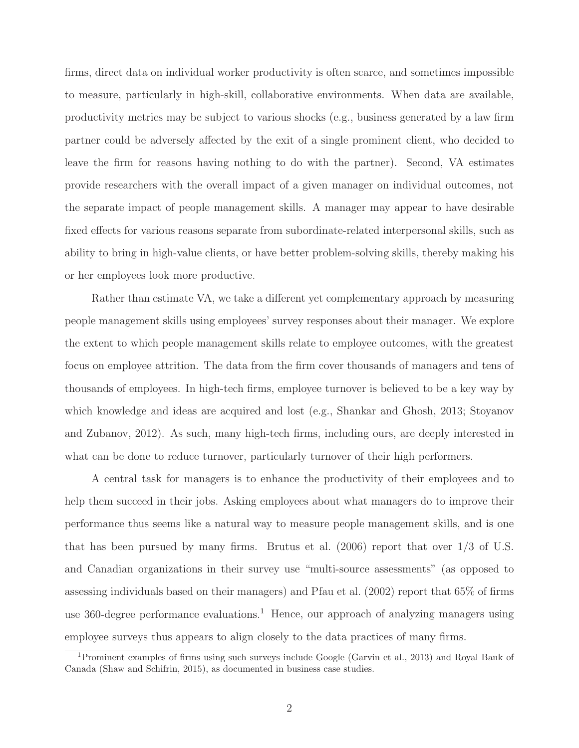firms, direct data on individual worker productivity is often scarce, and sometimes impossible to measure, particularly in high-skill, collaborative environments. When data are available, productivity metrics may be subject to various shocks (e.g., business generated by a law firm partner could be adversely affected by the exit of a single prominent client, who decided to leave the firm for reasons having nothing to do with the partner). Second, VA estimates provide researchers with the overall impact of a given manager on individual outcomes, not the separate impact of people management skills. A manager may appear to have desirable fixed effects for various reasons separate from subordinate-related interpersonal skills, such as ability to bring in high-value clients, or have better problem-solving skills, thereby making his or her employees look more productive.

Rather than estimate VA, we take a different yet complementary approach by measuring people management skills using employees' survey responses about their manager. We explore the extent to which people management skills relate to employee outcomes, with the greatest focus on employee attrition. The data from the firm cover thousands of managers and tens of thousands of employees. In high-tech firms, employee turnover is believed to be a key way by which knowledge and ideas are acquired and lost (e.g., Shankar and Ghosh, 2013; Stoyanov and Zubanov, 2012). As such, many high-tech firms, including ours, are deeply interested in what can be done to reduce turnover, particularly turnover of their high performers.

A central task for managers is to enhance the productivity of their employees and to help them succeed in their jobs. Asking employees about what managers do to improve their performance thus seems like a natural way to measure people management skills, and is one that has been pursued by many firms. Brutus et al. (2006) report that over 1/3 of U.S. and Canadian organizations in their survey use "multi-source assessments" (as opposed to assessing individuals based on their managers) and Pfau et al. (2002) report that 65% of firms use 360-degree performance evaluations.[1] Hence, our approach of analyzing managers using employee surveys thus appears to align closely to the data practices of many firms.

[1] Prominent examples of firms using such surveys include Google (Garvin et al., 2013) and Royal Bank of Canada (Shaw and Schifrin, 2015), as documented in business case studies.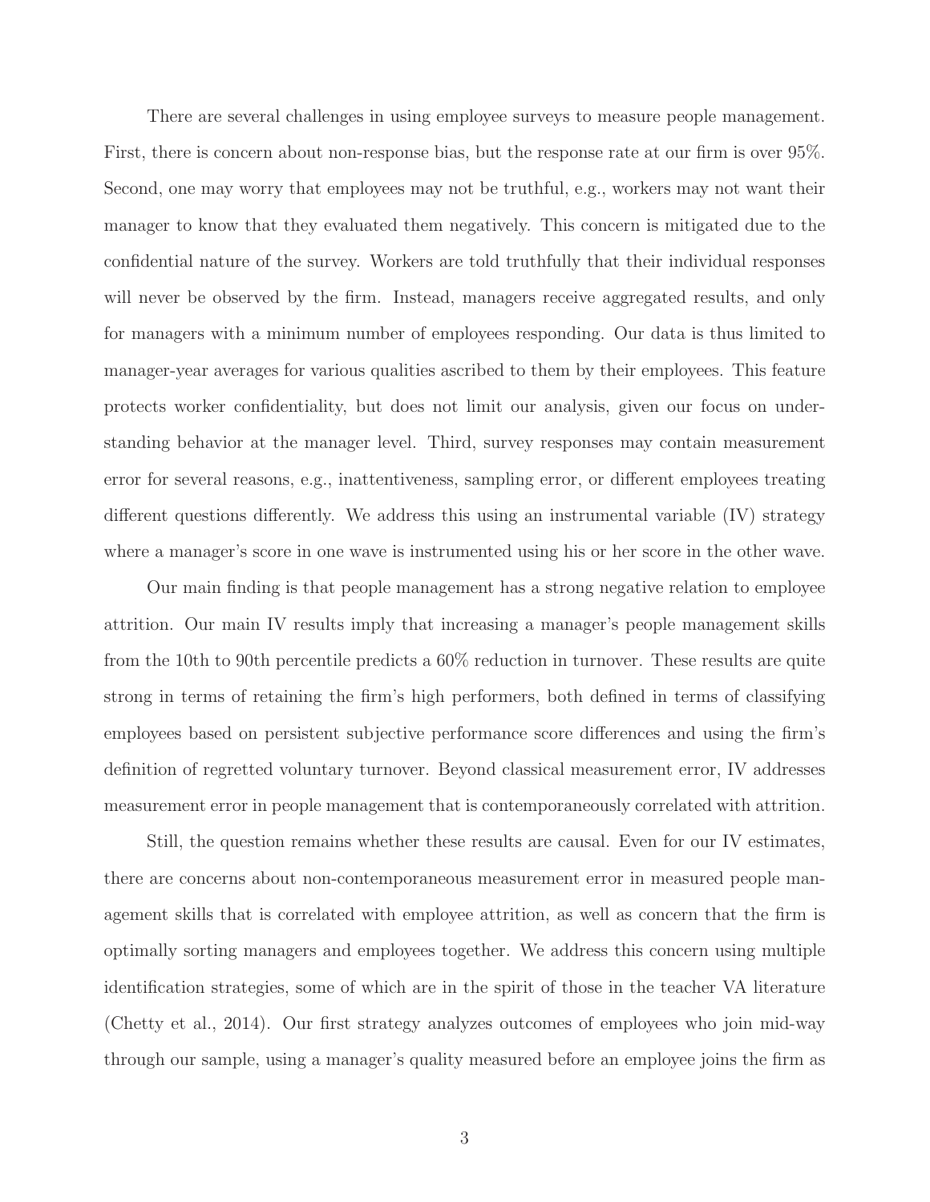There are several challenges in using employee surveys to measure people management. First, there is concern about non-response bias, but the response rate at our firm is over 95%. Second, one may worry that employees may not be truthful, e.g., workers may not want their manager to know that they evaluated them negatively. This concern is mitigated due to the confidential nature of the survey. Workers are told truthfully that their individual responses will never be observed by the firm. Instead, managers receive aggregated results, and only for managers with a minimum number of employees responding. Our data is thus limited to manager-year averages for various qualities ascribed to them by their employees. This feature protects worker confidentiality, but does not limit our analysis, given our focus on understanding behavior at the manager level. Third, survey responses may contain measurement error for several reasons, e.g., inattentiveness, sampling error, or different employees treating different questions differently. We address this using an instrumental variable (IV) strategy where a manager's score in one wave is instrumented using his or her score in the other wave.

Our main finding is that people management has a strong negative relation to employee attrition. Our main IV results imply that increasing a manager's people management skills from the 10th to 90th percentile predicts a 60% reduction in turnover. These results are quite strong in terms of retaining the firm's high performers, both defined in terms of classifying employees based on persistent subjective performance score differences and using the firm's definition of regretted voluntary turnover. Beyond classical measurement error, IV addresses measurement error in people management that is contemporaneously correlated with attrition.

Still, the question remains whether these results are causal. Even for our IV estimates, there are concerns about non-contemporaneous measurement error in measured people management skills that is correlated with employee attrition, as well as concern that the firm is optimally sorting managers and employees together. We address this concern using multiple identification strategies, some of which are in the spirit of those in the teacher VA literature (Chetty et al., 2014). Our first strategy analyzes outcomes of employees who join mid-way through our sample, using a manager's quality measured before an employee joins the firm as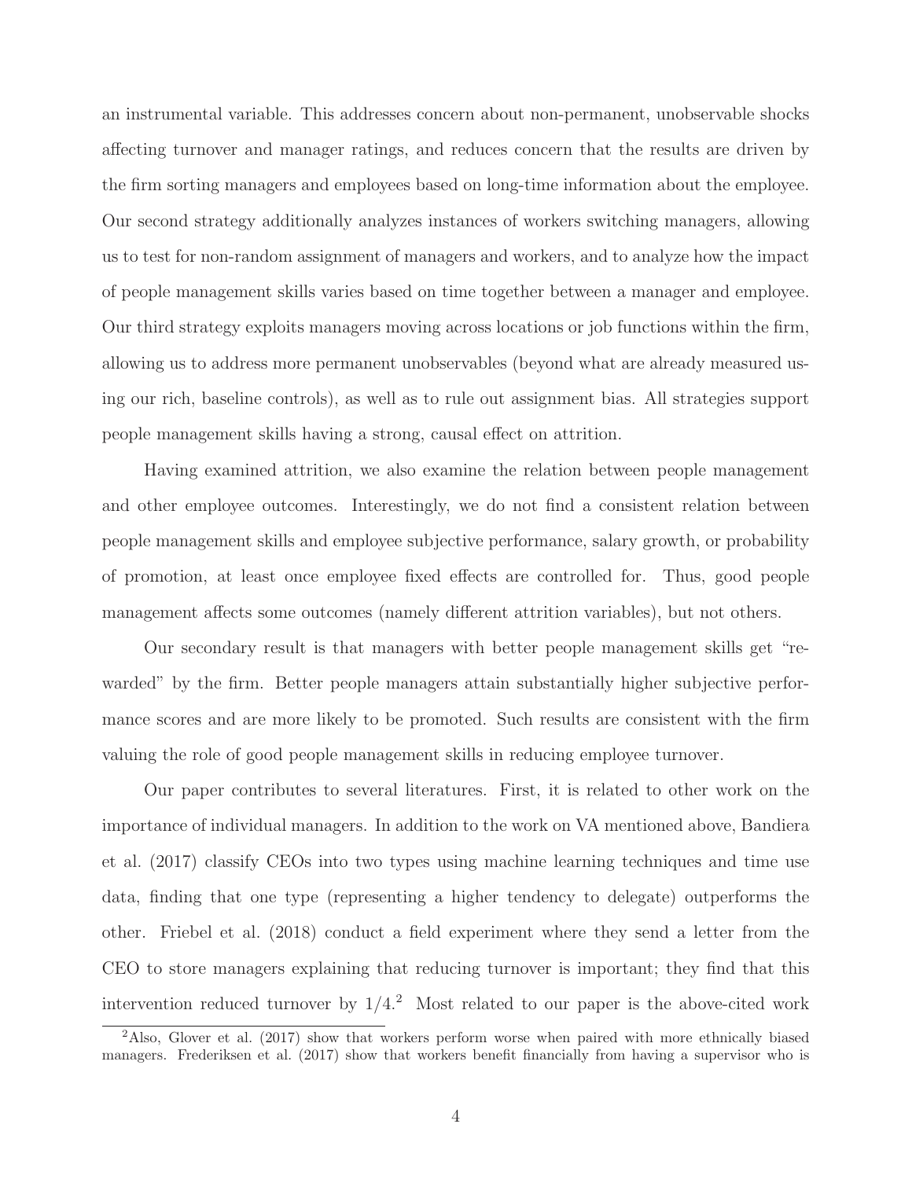an instrumental variable. This addresses concern about non-permanent, unobservable shocks affecting turnover and manager ratings, and reduces concern that the results are driven by the firm sorting managers and employees based on long-time information about the employee. Our second strategy additionally analyzes instances of workers switching managers, allowing us to test for non-random assignment of managers and workers, and to analyze how the impact of people management skills varies based on time together between a manager and employee. Our third strategy exploits managers moving across locations or job functions within the firm, allowing us to address more permanent unobservables (beyond what are already measured using our rich, baseline controls), as well as to rule out assignment bias. All strategies support people management skills having a strong, causal effect on attrition.

Having examined attrition, we also examine the relation between people management and other employee outcomes. Interestingly, we do not find a consistent relation between people management skills and employee subjective performance, salary growth, or probability of promotion, at least once employee fixed effects are controlled for. Thus, good people management affects some outcomes (namely different attrition variables), but not others.

Our secondary result is that managers with better people management skills get "rewarded" by the firm. Better people managers attain substantially higher subjective performance scores and are more likely to be promoted. Such results are consistent with the firm valuing the role of good people management skills in reducing employee turnover.

Our paper contributes to several literatures. First, it is related to other work on the importance of individual managers. In addition to the work on VA mentioned above, Bandiera et al. (2017) classify CEOs into two types using machine learning techniques and time use data, finding that one type (representing a higher tendency to delegate) outperforms the other. Friebel et al. (2018) conduct a field experiment where they send a letter from the CEO to store managers explaining that reducing turnover is important; they find that this intervention reduced turnover by 1/4.[2] Most related to our paper is the above-cited work

[2] Also, Glover et al. (2017) show that workers perform worse when paired with more ethnically biased managers. Frederiksen et al. (2017) show that workers benefit financially from having a supervisor who is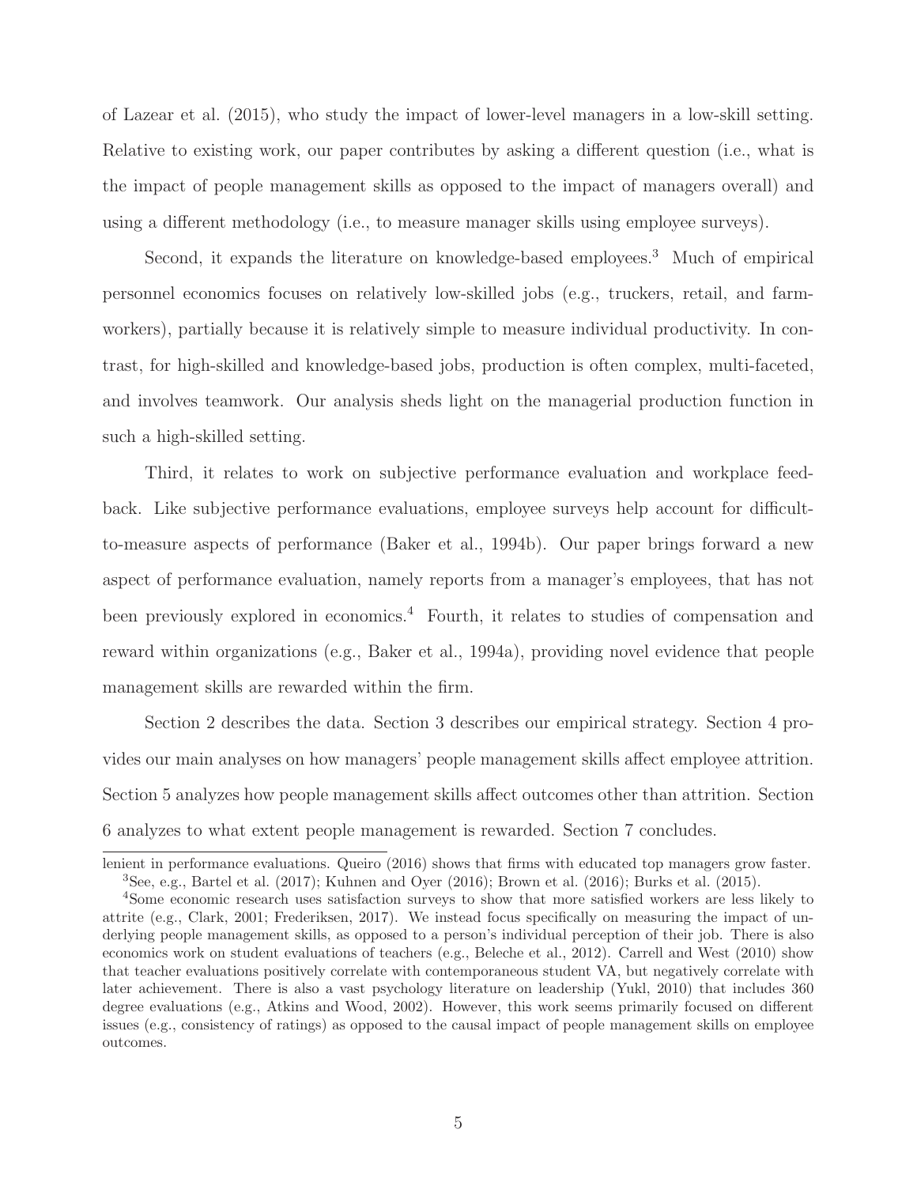of Lazear et al. (2015), who study the impact of lower-level managers in a low-skill setting. Relative to existing work, our paper contributes by asking a different question (i.e., what is the impact of people management skills as opposed to the impact of managers overall) and using a different methodology (i.e., to measure manager skills using employee surveys).

Second, it expands the literature on knowledge-based employees.[3] Much of empirical personnel economics focuses on relatively low-skilled jobs (e.g., truckers, retail, and farmworkers), partially because it is relatively simple to measure individual productivity. In contrast, for high-skilled and knowledge-based jobs, production is often complex, multi-faceted, and involves teamwork. Our analysis sheds light on the managerial production function in such a high-skilled setting.

Third, it relates to work on subjective performance evaluation and workplace feedback. Like subjective performance evaluations, employee surveys help account for difficult-to-measure aspects of performance (Baker et al., 1994b). Our paper brings forward a new aspect of performance evaluation, namely reports from a manager's employees, that has not been previously explored in economics.[4] Fourth, it relates to studies of compensation and reward within organizations (e.g., Baker et al., 1994a), providing novel evidence that people management skills are rewarded within the firm.

Section 2 describes the data. Section 3 describes our empirical strategy. Section 4 provides our main analyses on how managers' people management skills affect employee attrition. Section 5 analyzes how people management skills affect outcomes other than attrition. Section 6 analyzes to what extent people management is rewarded. Section 7 concludes.

---

lenient in performance evaluations. Queiro (2016) shows that firms with educated top managers grow faster.

[3] See, e.g., Bartel et al. (2017); Kuhnen and Oyer (2016); Brown et al. (2016); Burks et al. (2015).

[4] Some economic research uses satisfaction surveys to show that more satisfied workers are less likely to attrite (e.g., Clark, 2001; Frederiksen, 2017). We instead focus specifically on measuring the impact of underlying people management skills, as opposed to a person's individual perception of their job. There is also economics work on student evaluations of teachers (e.g., Beleche et al., 2012). Carrell and West (2010) show that teacher evaluations positively correlate with contemporaneous student VA, but negatively correlate with later achievement. There is also a vast psychology literature on leadership (Yukl, 2010) that includes 360 degree evaluations (e.g., Atkins and Wood, 2002). However, this work seems primarily focused on different issues (e.g., consistency of ratings) as opposed to the causal impact of people management skills on employee outcomes.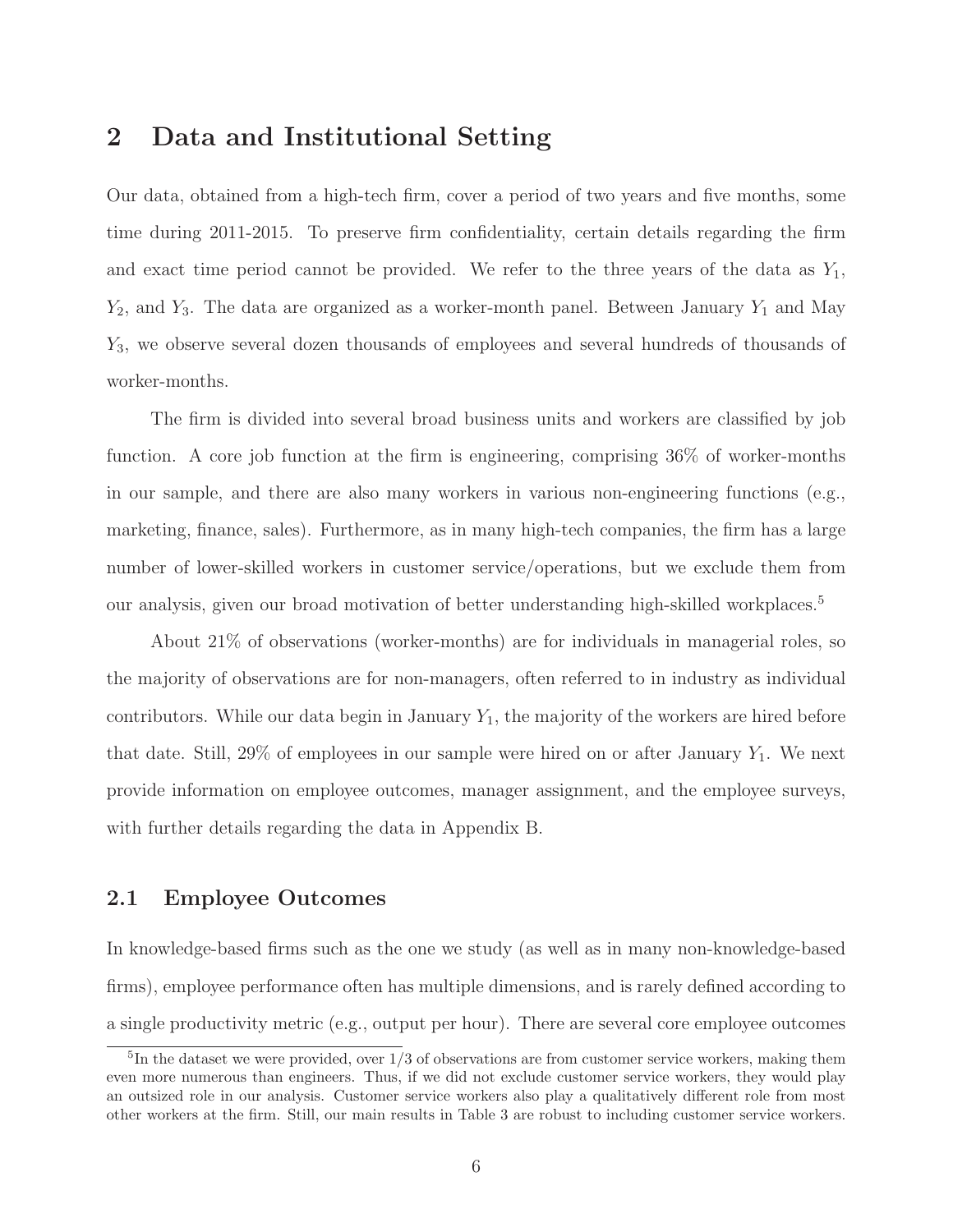# 2 Data and Institutional Setting

Our data, obtained from a high-tech firm, cover a period of two years and five months, some time during 2011-2015. To preserve firm confidentiality, certain details regarding the firm and exact time period cannot be provided. We refer to the three years of the data as $Y_1$, $Y_2$, and $Y_3$. The data are organized as a worker-month panel. Between January $Y_1$ and May $Y_3$, we observe several dozen thousands of employees and several hundreds of thousands of worker-months.

The firm is divided into several broad business units and workers are classified by job function. A core job function at the firm is engineering, comprising 36% of worker-months in our sample, and there are also many workers in various non-engineering functions (e.g., marketing, finance, sales). Furthermore, as in many high-tech companies, the firm has a large number of lower-skilled workers in customer service/operations, but we exclude them from our analysis, given our broad motivation of better understanding high-skilled workplaces.[5]

About 21% of observations (worker-months) are for individuals in managerial roles, so the majority of observations are for non-managers, often referred to in industry as individual contributors. While our data begin in January $Y_1$, the majority of the workers are hired before that date. Still, 29% of employees in our sample were hired on or after January $Y_1$. We next provide information on employee outcomes, manager assignment, and the employee surveys, with further details regarding the data in Appendix B.

## 2.1 Employee Outcomes

In knowledge-based firms such as the one we study (as well as in many non-knowledge-based firms), employee performance often has multiple dimensions, and is rarely defined according to a single productivity metric (e.g., output per hour). There are several core employee outcomes

[5] In the dataset we were provided, over 1/3 of observations are from customer service workers, making them even more numerous than engineers. Thus, if we did not exclude customer service workers, they would play an outsized role in our analysis. Customer service workers also play a qualitatively different role from most other workers at the firm. Still, our main results in Table 3 are robust to including customer service workers.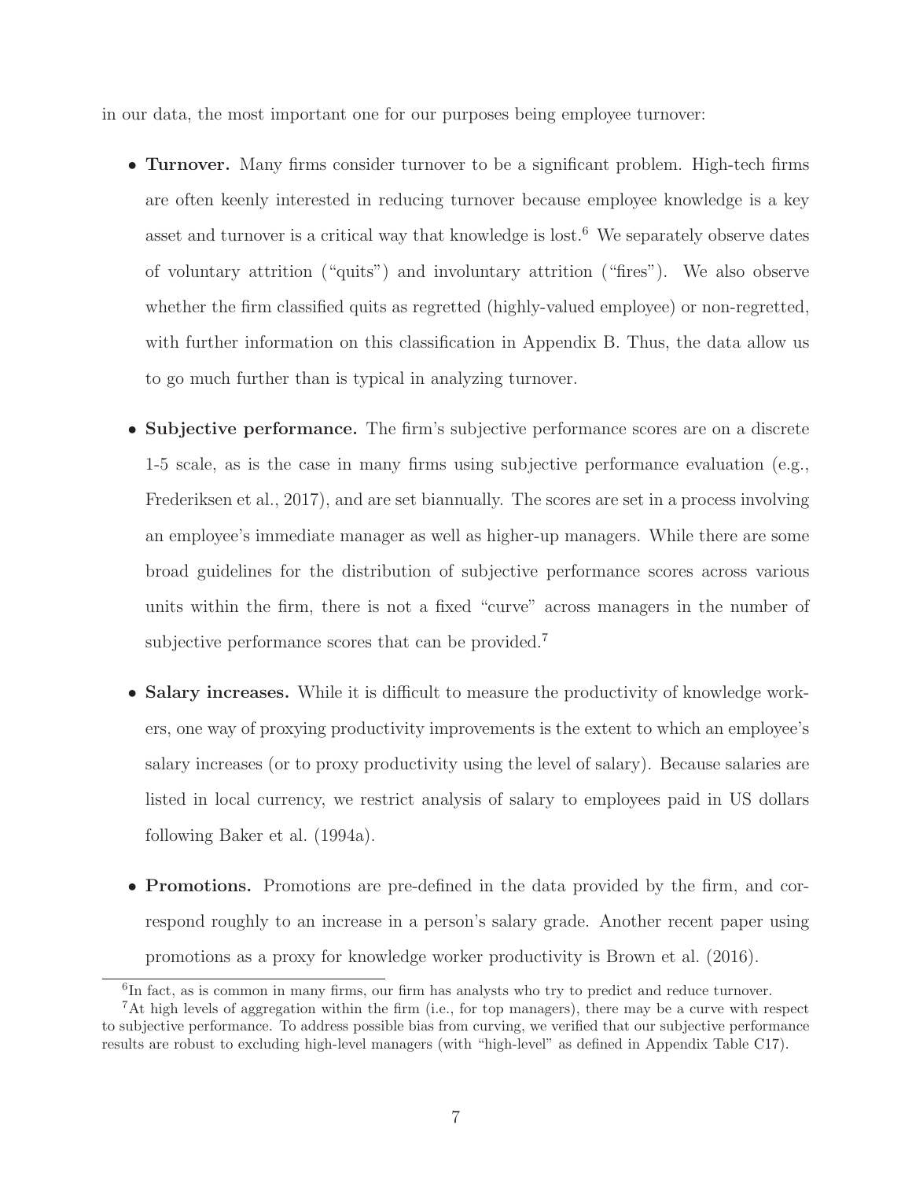in our data, the most important one for our purposes being employee turnover:

- **Turnover.** Many firms consider turnover to be a significant problem. High-tech firms are often keenly interested in reducing turnover because employee knowledge is a key asset and turnover is a critical way that knowledge is lost.[6] We separately observe dates of voluntary attrition ("quits") and involuntary attrition ("fires"). We also observe whether the firm classified quits as regretted (highly-valued employee) or non-regretted, with further information on this classification in Appendix B. Thus, the data allow us to go much further than is typical in analyzing turnover.

- **Subjective performance.** The firm's subjective performance scores are on a discrete 1-5 scale, as is the case in many firms using subjective performance evaluation (e.g., Frederiksen et al., 2017), and are set biannually. The scores are set in a process involving an employee's immediate manager as well as higher-up managers. While there are some broad guidelines for the distribution of subjective performance scores across various units within the firm, there is not a fixed "curve" across managers in the number of subjective performance scores that can be provided.[7]

- **Salary increases.** While it is difficult to measure the productivity of knowledge workers, one way of proxying productivity improvements is the extent to which an employee's salary increases (or to proxy productivity using the level of salary). Because salaries are listed in local currency, we restrict analysis of salary to employees paid in US dollars following Baker et al. (1994a).

- **Promotions.** Promotions are pre-defined in the data provided by the firm, and correspond roughly to an increase in a person's salary grade. Another recent paper using promotions as a proxy for knowledge worker productivity is Brown et al. (2016).

[6] In fact, as is common in many firms, our firm has analysts who try to predict and reduce turnover.

[7] At high levels of aggregation within the firm (i.e., for top managers), there may be a curve with respect to subjective performance. To address possible bias from curving, we verified that our subjective performance results are robust to excluding high-level managers (with "high-level" as defined in Appendix Table C17).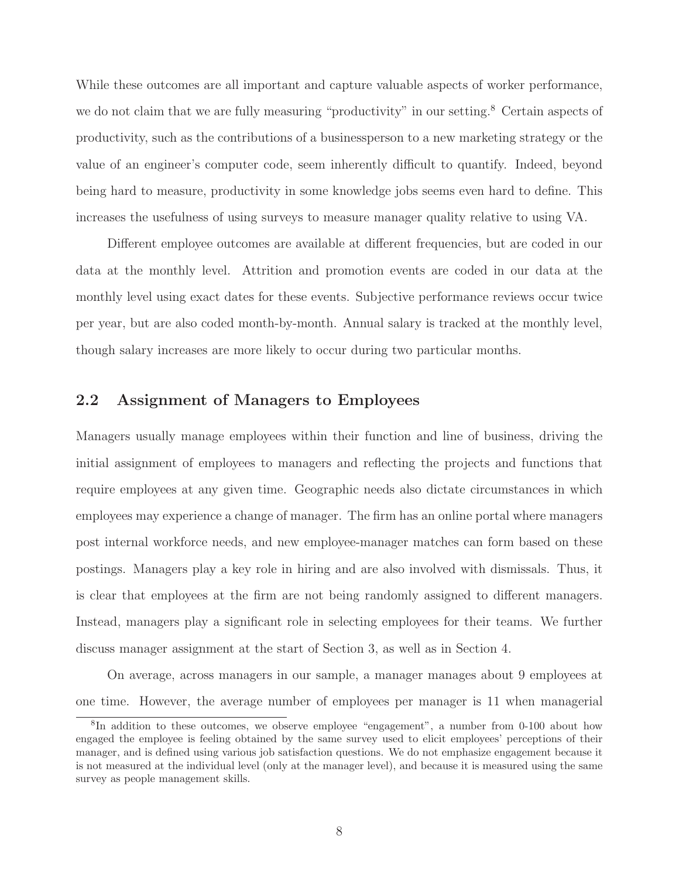While these outcomes are all important and capture valuable aspects of worker performance, we do not claim that we are fully measuring "productivity" in our setting.[8] Certain aspects of productivity, such as the contributions of a businessperson to a new marketing strategy or the value of an engineer's computer code, seem inherently difficult to quantify. Indeed, beyond being hard to measure, productivity in some knowledge jobs seems even hard to define. This increases the usefulness of using surveys to measure manager quality relative to using VA.

Different employee outcomes are available at different frequencies, but are coded in our data at the monthly level. Attrition and promotion events are coded in our data at the monthly level using exact dates for these events. Subjective performance reviews occur twice per year, but are also coded month-by-month. Annual salary is tracked at the monthly level, though salary increases are more likely to occur during two particular months.

## 2.2 Assignment of Managers to Employees

Managers usually manage employees within their function and line of business, driving the initial assignment of employees to managers and reflecting the projects and functions that require employees at any given time. Geographic needs also dictate circumstances in which employees may experience a change of manager. The firm has an online portal where managers post internal workforce needs, and new employee-manager matches can form based on these postings. Managers play a key role in hiring and are also involved with dismissals. Thus, it is clear that employees at the firm are not being randomly assigned to different managers. Instead, managers play a significant role in selecting employees for their teams. We further discuss manager assignment at the start of Section 3, as well as in Section 4.

On average, across managers in our sample, a manager manages about 9 employees at one time. However, the average number of employees per manager is 11 when managerial

[8] In addition to these outcomes, we observe employee "engagement", a number from 0-100 about how engaged the employee is feeling obtained by the same survey used to elicit employees' perceptions of their manager, and is defined using various job satisfaction questions. We do not emphasize engagement because it is not measured at the individual level (only at the manager level), and because it is measured using the same survey as people management skills.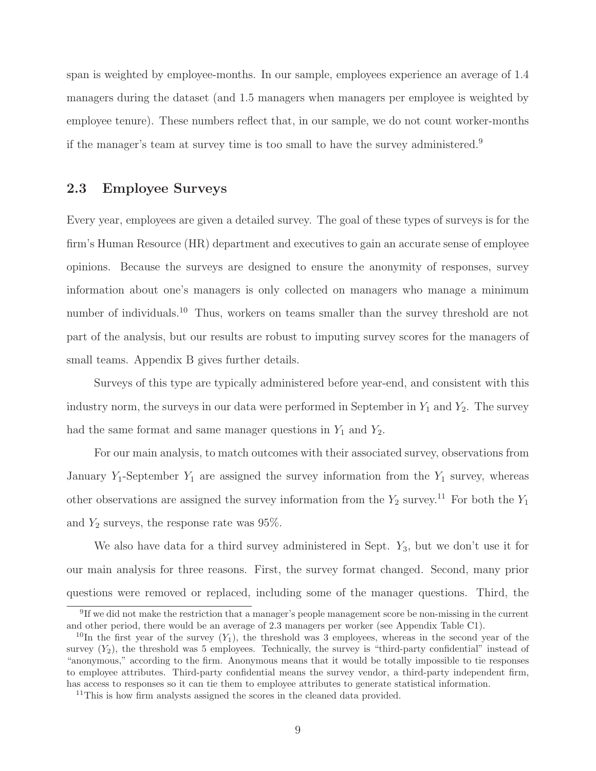span is weighted by employee-months. In our sample, employees experience an average of 1.4 managers during the dataset (and 1.5 managers when managers per employee is weighted by employee tenure). These numbers reflect that, in our sample, we do not count worker-months if the manager's team at survey time is too small to have the survey administered.[9]

## 2.3 Employee Surveys

Every year, employees are given a detailed survey. The goal of these types of surveys is for the firm's Human Resource (HR) department and executives to gain an accurate sense of employee opinions. Because the surveys are designed to ensure the anonymity of responses, survey information about one's managers is only collected on managers who manage a minimum number of individuals.[10] Thus, workers on teams smaller than the survey threshold are not part of the analysis, but our results are robust to imputing survey scores for the managers of small teams. Appendix B gives further details.

Surveys of this type are typically administered before year-end, and consistent with this industry norm, the surveys in our data were performed in September in $Y_1$ and $Y_2$. The survey had the same format and same manager questions in $Y_1$ and $Y_2$.

For our main analysis, to match outcomes with their associated survey, observations from January $Y_1$-September $Y_1$ are assigned the survey information from the $Y_1$ survey, whereas other observations are assigned the survey information from the $Y_2$ survey.[11] For both the $Y_1$ and $Y_2$ surveys, the response rate was 95%.

We also have data for a third survey administered in Sept. $Y_3$, but we don't use it for our main analysis for three reasons. First, the survey format changed. Second, many prior questions were removed or replaced, including some of the manager questions. Third, the

[9] If we did not make the restriction that a manager's people management score be non-missing in the current and other period, there would be an average of 2.3 managers per worker (see Appendix Table C1).

[10] In the first year of the survey ($Y_1$), the threshold was 3 employees, whereas in the second year of the survey ($Y_2$), the threshold was 5 employees. Technically, the survey is "third-party confidential" instead of "anonymous," according to the firm. Anonymous means that it would be totally impossible to tie responses to employee attributes. Third-party confidential means the survey vendor, a third-party independent firm, has access to responses so it can tie them to employee attributes to generate statistical information.

[11] This is how firm analysts assigned the scores in the cleaned data provided.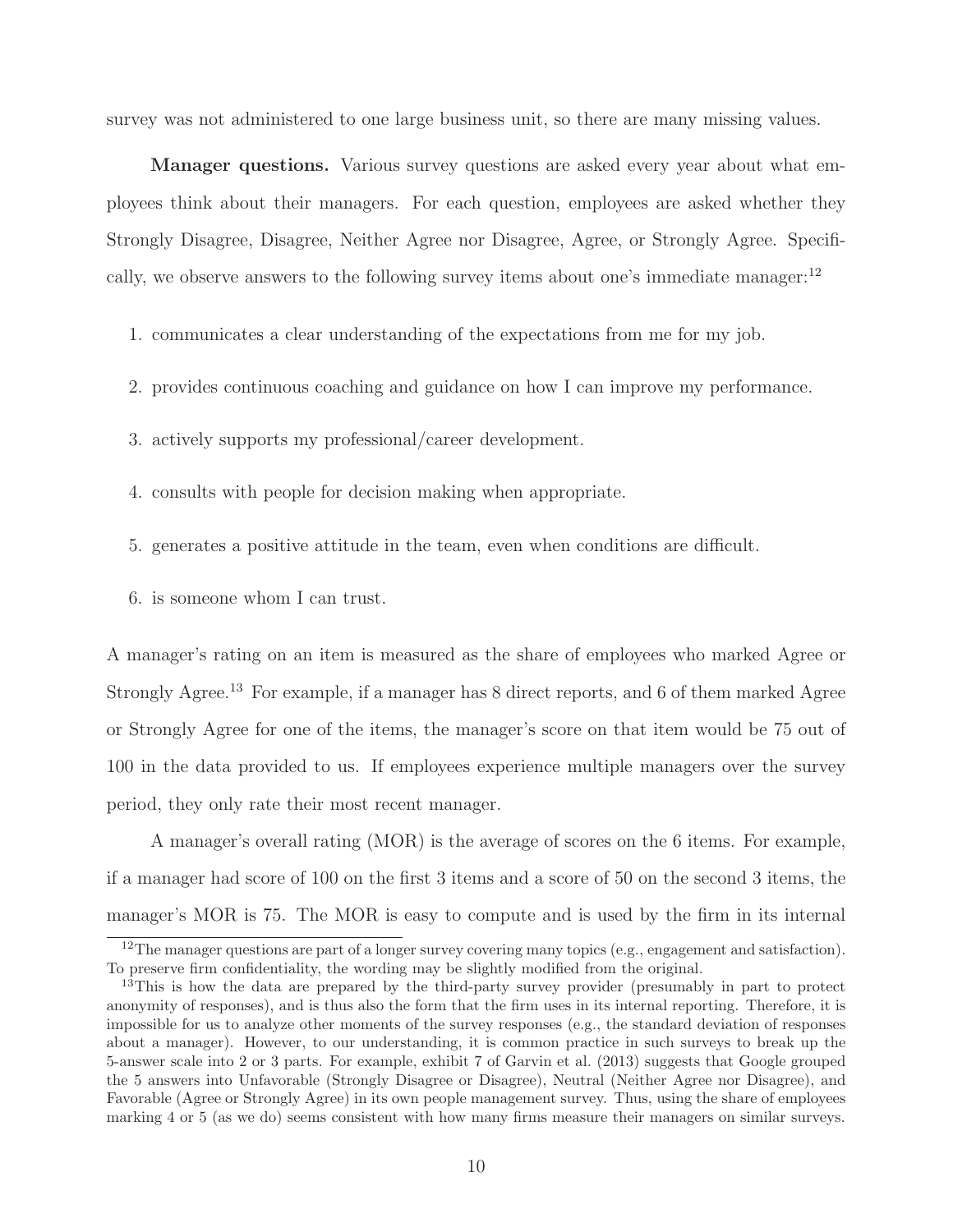survey was not administered to one large business unit, so there are many missing values.

**Manager questions.** Various survey questions are asked every year about what employees think about their managers. For each question, employees are asked whether they Strongly Disagree, Disagree, Neither Agree nor Disagree, Agree, or Strongly Agree. Specifically, we observe answers to the following survey items about one's immediate manager:[12]

1. communicates a clear understanding of the expectations from me for my job.
2. provides continuous coaching and guidance on how I can improve my performance.
3. actively supports my professional/career development.
4. consults with people for decision making when appropriate.
5. generates a positive attitude in the team, even when conditions are difficult.
6. is someone whom I can trust.

A manager's rating on an item is measured as the share of employees who marked Agree or Strongly Agree.[13] For example, if a manager has 8 direct reports, and 6 of them marked Agree or Strongly Agree for one of the items, the manager's score on that item would be 75 out of 100 in the data provided to us. If employees experience multiple managers over the survey period, they only rate their most recent manager.

A manager's overall rating (MOR) is the average of scores on the 6 items. For example, if a manager had score of 100 on the first 3 items and a score of 50 on the second 3 items, the manager's MOR is 75. The MOR is easy to compute and is used by the firm in its internal

[12] The manager questions are part of a longer survey covering many topics (e.g., engagement and satisfaction). To preserve firm confidentiality, the wording may be slightly modified from the original.

[13] This is how the data are prepared by the third-party survey provider (presumably in part to protect anonymity of responses), and is thus also the form that the firm uses in its internal reporting. Therefore, it is impossible for us to analyze other moments of the survey responses (e.g., the standard deviation of responses about a manager). However, to our understanding, it is common practice in such surveys to break up the 5-answer scale into 2 or 3 parts. For example, exhibit 7 of Garvin et al. (2013) suggests that Google grouped the 5 answers into Unfavorable (Strongly Disagree or Disagree), Neutral (Neither Agree nor Disagree), and Favorable (Agree or Strongly Agree) in its own people management survey. Thus, using the share of employees marking 4 or 5 (as we do) seems consistent with how many firms measure their managers on similar surveys.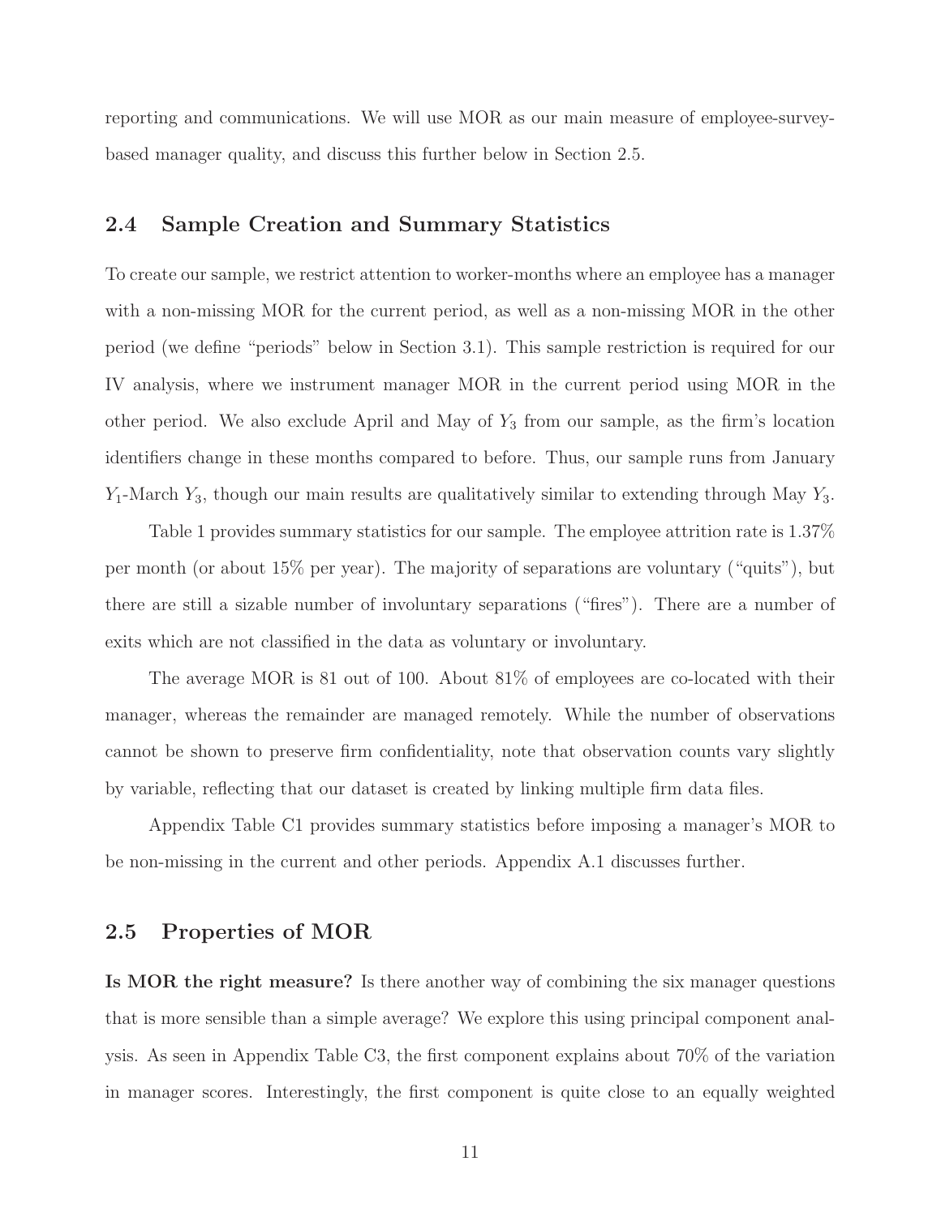reporting and communications. We will use MOR as our main measure of employee-survey-based manager quality, and discuss this further below in Section 2.5.

## 2.4 Sample Creation and Summary Statistics

To create our sample, we restrict attention to worker-months where an employee has a manager with a non-missing MOR for the current period, as well as a non-missing MOR in the other period (we define "periods" below in Section 3.1). This sample restriction is required for our IV analysis, where we instrument manager MOR in the current period using MOR in the other period. We also exclude April and May of $Y_3$ from our sample, as the firm's location identifiers change in these months compared to before. Thus, our sample runs from January $Y_1$-March $Y_3$, though our main results are qualitatively similar to extending through May $Y_3$.

Table 1 provides summary statistics for our sample. The employee attrition rate is 1.37% per month (or about 15% per year). The majority of separations are voluntary ("quits"), but there are still a sizable number of involuntary separations ("fires"). There are a number of exits which are not classified in the data as voluntary or involuntary.

The average MOR is 81 out of 100. About 81% of employees are co-located with their manager, whereas the remainder are managed remotely. While the number of observations cannot be shown to preserve firm confidentiality, note that observation counts vary slightly by variable, reflecting that our dataset is created by linking multiple firm data files.

Appendix Table C1 provides summary statistics before imposing a manager's MOR to be non-missing in the current and other periods. Appendix A.1 discusses further.

## 2.5 Properties of MOR

**Is MOR the right measure?** Is there another way of combining the six manager questions that is more sensible than a simple average? We explore this using principal component analysis. As seen in Appendix Table C3, the first component explains about 70% of the variation in manager scores. Interestingly, the first component is quite close to an equally weighted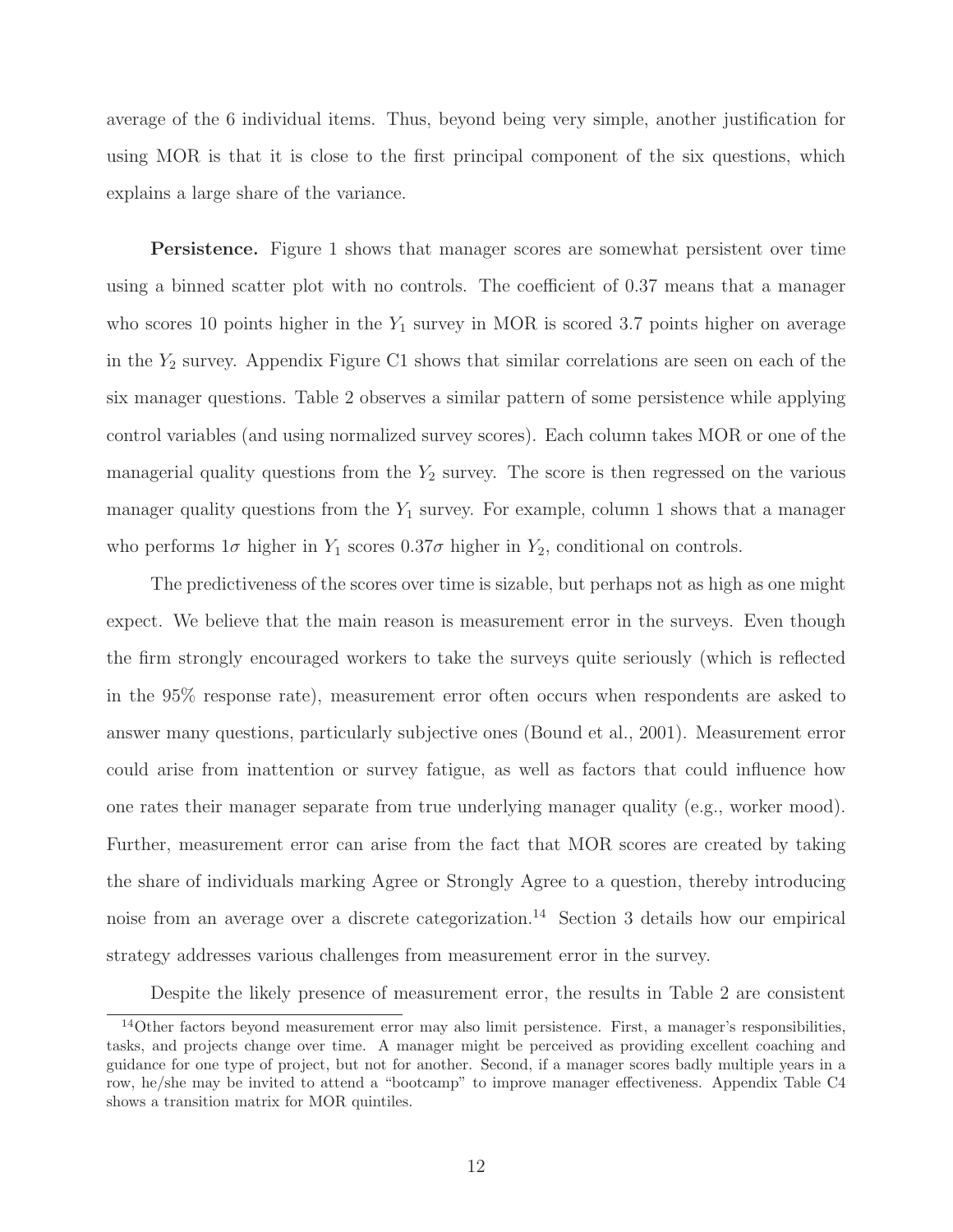average of the 6 individual items. Thus, beyond being very simple, another justification for using MOR is that it is close to the first principal component of the six questions, which explains a large share of the variance.

**Persistence.** Figure 1 shows that manager scores are somewhat persistent over time using a binned scatter plot with no controls. The coefficient of 0.37 means that a manager who scores 10 points higher in the $Y_1$ survey in MOR is scored 3.7 points higher on average in the $Y_2$ survey. Appendix Figure C1 shows that similar correlations are seen on each of the six manager questions. Table 2 observes a similar pattern of some persistence while applying control variables (and using normalized survey scores). Each column takes MOR or one of the managerial quality questions from the $Y_2$ survey. The score is then regressed on the various manager quality questions from the $Y_1$ survey. For example, column 1 shows that a manager who performs $1\sigma$ higher in $Y_1$ scores $0.37\sigma$ higher in $Y_2$, conditional on controls.

The predictiveness of the scores over time is sizable, but perhaps not as high as one might expect. We believe that the main reason is measurement error in the surveys. Even though the firm strongly encouraged workers to take the surveys quite seriously (which is reflected in the 95% response rate), measurement error often occurs when respondents are asked to answer many questions, particularly subjective ones (Bound et al., 2001). Measurement error could arise from inattention or survey fatigue, as well as factors that could influence how one rates their manager separate from true underlying manager quality (e.g., worker mood). Further, measurement error can arise from the fact that MOR scores are created by taking the share of individuals marking Agree or Strongly Agree to a question, thereby introducing noise from an average over a discrete categorization.[14] Section 3 details how our empirical strategy addresses various challenges from measurement error in the survey.

Despite the likely presence of measurement error, the results in Table 2 are consistent

[14]Other factors beyond measurement error may also limit persistence. First, a manager's responsibilities, tasks, and projects change over time. A manager might be perceived as providing excellent coaching and guidance for one type of project, but not for another. Second, if a manager scores badly multiple years in a row, he/she may be invited to attend a "bootcamp" to improve manager effectiveness. Appendix Table C4 shows a transition matrix for MOR quintiles.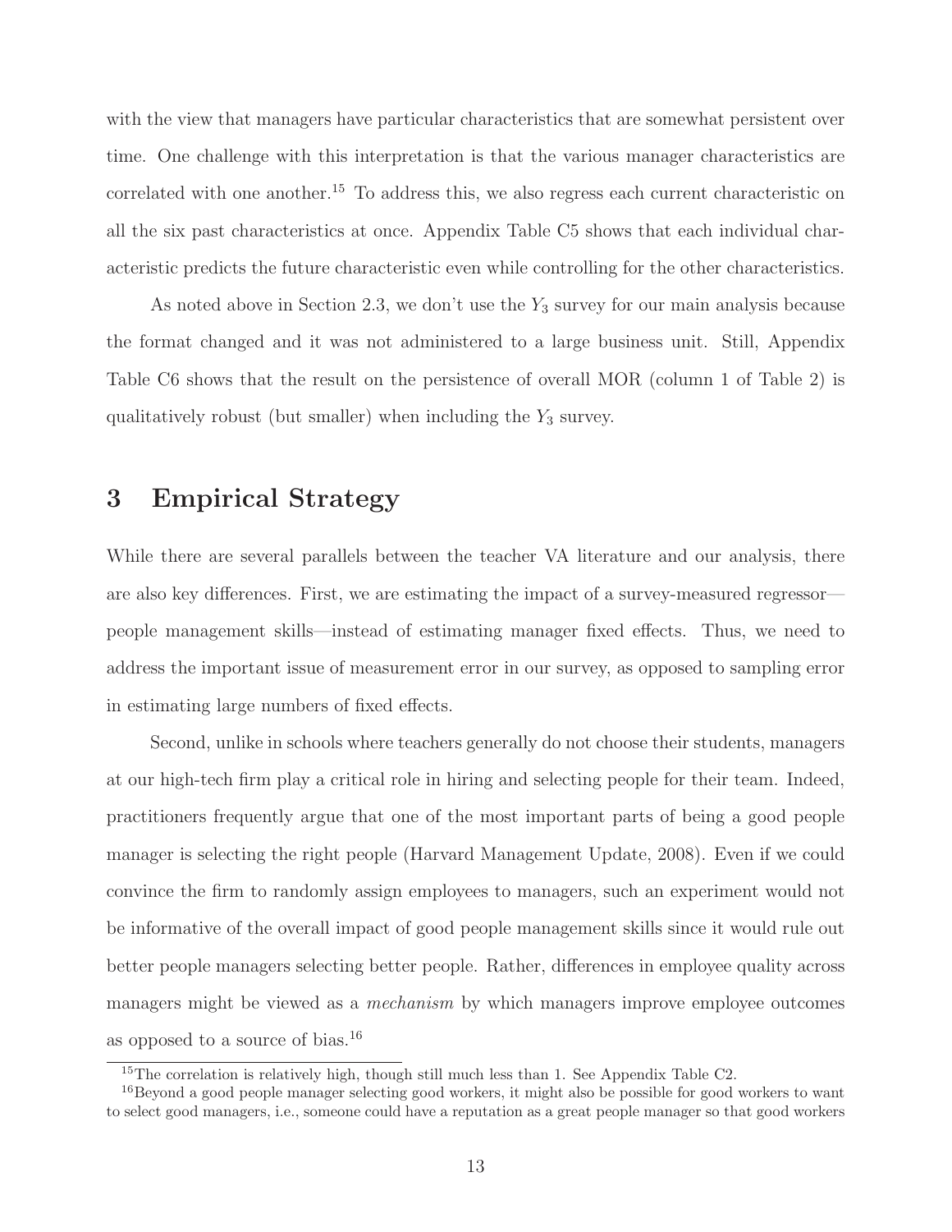with the view that managers have particular characteristics that are somewhat persistent over time. One challenge with this interpretation is that the various manager characteristics are correlated with one another.[15] To address this, we also regress each current characteristic on all the six past characteristics at once. Appendix Table C5 shows that each individual characteristic predicts the future characteristic even while controlling for the other characteristics.

As noted above in Section 2.3, we don't use the $Y_3$ survey for our main analysis because the format changed and it was not administered to a large business unit. Still, Appendix Table C6 shows that the result on the persistence of overall MOR (column 1 of Table 2) is qualitatively robust (but smaller) when including the $Y_3$ survey.

# 3 Empirical Strategy

While there are several parallels between the teacher VA literature and our analysis, there are also key differences. First, we are estimating the impact of a survey-measured regressor—people management skills—instead of estimating manager fixed effects. Thus, we need to address the important issue of measurement error in our survey, as opposed to sampling error in estimating large numbers of fixed effects.

Second, unlike in schools where teachers generally do not choose their students, managers at our high-tech firm play a critical role in hiring and selecting people for their team. Indeed, practitioners frequently argue that one of the most important parts of being a good people manager is selecting the right people (Harvard Management Update, 2008). Even if we could convince the firm to randomly assign employees to managers, such an experiment would not be informative of the overall impact of good people management skills since it would rule out better people managers selecting better people. Rather, differences in employee quality across managers might be viewed as a *mechanism* by which managers improve employee outcomes as opposed to a source of bias.[16]

[15] The correlation is relatively high, though still much less than 1. See Appendix Table C2.

[16] Beyond a good people manager selecting good workers, it might also be possible for good workers to want to select good managers, i.e., someone could have a reputation as a great people manager so that good workers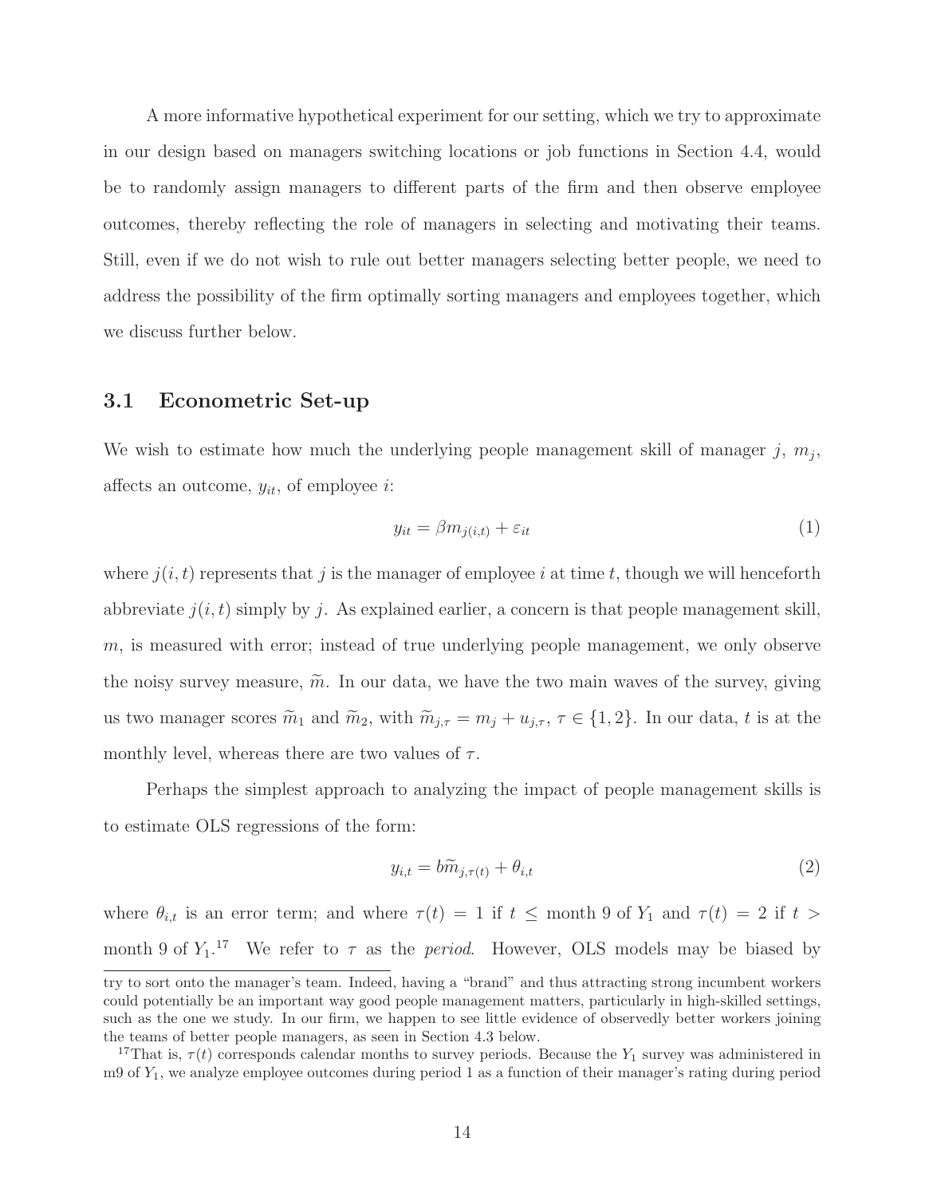A more informative hypothetical experiment for our setting, which we try to approximate in our design based on managers switching locations or job functions in Section 4.4, would be to randomly assign managers to different parts of the firm and then observe employee outcomes, thereby reflecting the role of managers in selecting and motivating their teams. Still, even if we do not wish to rule out better managers selecting better people, we need to address the possibility of the firm optimally sorting managers and employees together, which we discuss further below.

## 3.1 Econometric Set-up

We wish to estimate how much the underlying people management skill of manager $j$, $m_j$, affects an outcome, $y_{it}$, of employee $i$:

$$y_{it} = \beta m_{j(i,t)} + \varepsilon_{it} \tag{1}$$

where $j(i,t)$ represents that $j$ is the manager of employee $i$ at time $t$, though we will henceforth abbreviate $j(i,t)$ simply by $j$. As explained earlier, a concern is that people management skill, $m$, is measured with error; instead of true underlying people management, we only observe the noisy survey measure, $\widetilde{m}$. In our data, we have the two main waves of the survey, giving us two manager scores $\widetilde{m}_1$ and $\widetilde{m}_2$, with $\widetilde{m}_{j,\tau} = m_j + u_{j,\tau}$, $\tau \in \{1, 2\}$. In our data, $t$ is at the monthly level, whereas there are two values of $\tau$.

Perhaps the simplest approach to analyzing the impact of people management skills is to estimate OLS regressions of the form:

$$y_{i,t} = b\widetilde{m}_{j,\tau(t)} + \theta_{i,t} \tag{2}$$

where $\theta_{i,t}$ is an error term; and where $\tau(t) = 1$ if $t \leq$ month 9 of $Y_1$ and $\tau(t) = 2$ if $t >$ month 9 of $Y_1$.[17] We refer to $\tau$ as the *period*. However, OLS models may be biased by

try to sort onto the manager's team. Indeed, having a "brand" and thus attracting strong incumbent workers could potentially be an important way good people management matters, particularly in high-skilled settings, such as the one we study. In our firm, we happen to see little evidence of observedly better workers joining the teams of better people managers, as seen in Section 4.3 below.

[17] That is, $\tau(t)$ corresponds calendar months to survey periods. Because the $Y_1$ survey was administered in m9 of $Y_1$, we analyze employee outcomes during period 1 as a function of their manager's rating during period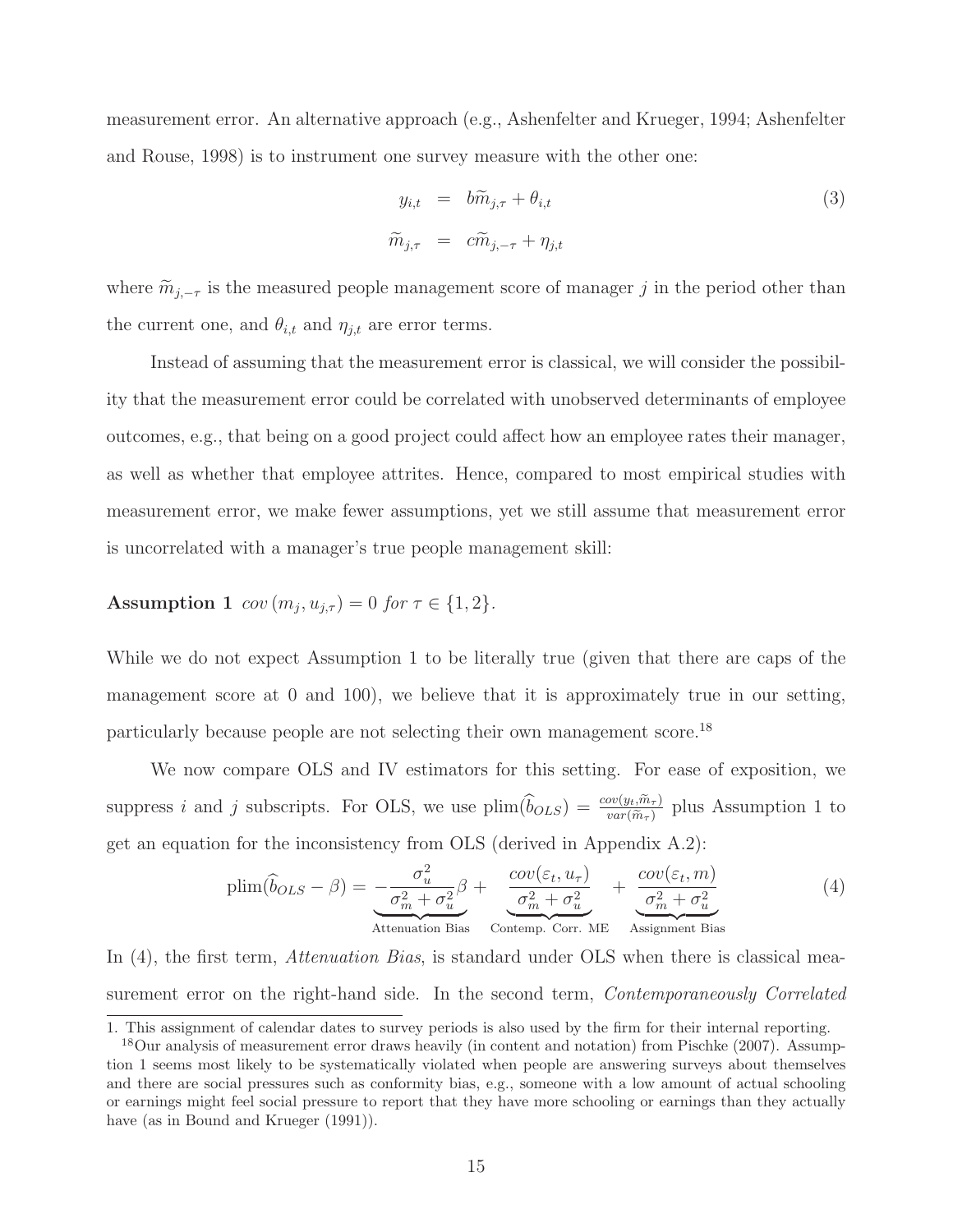measurement error. An alternative approach (e.g., Ashenfelter and Krueger, 1994; Ashenfelter and Rouse, 1998) is to instrument one survey measure with the other one:

$$
\begin{aligned}
y_{i,t} &= b\widetilde{m}_{j,\tau} + \theta_{i,t} \\
\widetilde{m}_{j,\tau} &= c\widetilde{m}_{j,-\tau} + \eta_{j,t}
\end{aligned}
\tag{3}
$$

where $\widetilde{m}_{j,-\tau}$ is the measured people management score of manager $j$ in the period other than the current one, and $\theta_{i,t}$ and $\eta_{j,t}$ are error terms.

Instead of assuming that the measurement error is classical, we will consider the possibility that the measurement error could be correlated with unobserved determinants of employee outcomes, e.g., that being on a good project could affect how an employee rates their manager, as well as whether that employee attrites. Hence, compared to most empirical studies with measurement error, we make fewer assumptions, yet we still assume that measurement error is uncorrelated with a manager's true people management skill:

**Assumption 1** $cov\left(m_j, u_{j,\tau}\right) = 0$ *for* $\tau \in \{1, 2\}$.

While we do not expect Assumption 1 to be literally true (given that there are caps of the management score at 0 and 100), we believe that it is approximately true in our setting, particularly because people are not selecting their own management score.[18]

We now compare OLS and IV estimators for this setting. For ease of exposition, we suppress $i$ and $j$ subscripts. For OLS, we use $\text{plim}(\widehat{b}_{OLS}) = \frac{cov(y_t, \widetilde{m}_\tau)}{var(\widetilde{m}_\tau)}$ plus Assumption 1 to get an equation for the inconsistency from OLS (derived in Appendix A.2):

$$
\text{plim}(\widehat{b}_{OLS} - \beta) = \underbrace{-\frac{\sigma_u^2}{\sigma_m^2 + \sigma_u^2}\beta}_{\text{Attenuation Bias}} + \underbrace{\frac{cov(\varepsilon_t, u_\tau)}{\sigma_m^2 + \sigma_u^2}}_{\text{Contemp. Corr. ME}} + \underbrace{\frac{cov(\varepsilon_t, m)}{\sigma_m^2 + \sigma_u^2}}_{\text{Assignment Bias}}
\tag{4}
$$

In (4), the first term, *Attenuation Bias*, is standard under OLS when there is classical measurement error on the right-hand side. In the second term, *Contemporaneously Correlated*

---

1. This assignment of calendar dates to survey periods is also used by the firm for their internal reporting.

[18] Our analysis of measurement error draws heavily (in content and notation) from Pischke (2007). Assumption 1 seems most likely to be systematically violated when people are answering surveys about themselves and there are social pressures such as conformity bias, e.g., someone with a low amount of actual schooling or earnings might feel social pressure to report that they have more schooling or earnings than they actually have (as in Bound and Krueger (1991)).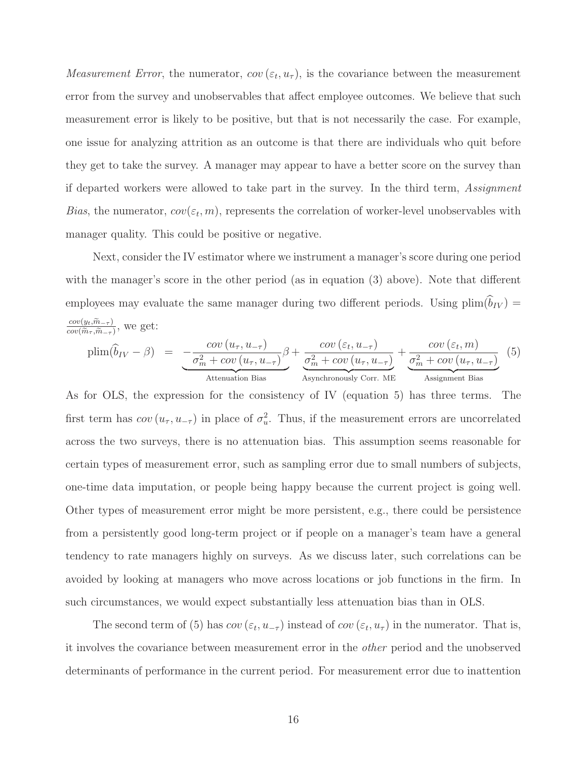*Measurement Error*, the numerator, $cov(\varepsilon_t, u_\tau)$, is the covariance between the measurement error from the survey and unobservables that affect employee outcomes. We believe that such measurement error is likely to be positive, but that is not necessarily the case. For example, one issue for analyzing attrition as an outcome is that there are individuals who quit before they get to take the survey. A manager may appear to have a better score on the survey than if departed workers were allowed to take part in the survey. In the third term, *Assignment Bias*, the numerator, $cov(\varepsilon_t, m)$, represents the correlation of worker-level unobservables with manager quality. This could be positive or negative.

Next, consider the IV estimator where we instrument a manager's score during one period with the manager's score in the other period (as in equation (3) above). Note that different employees may evaluate the same manager during two different periods. Using $\text{plim}(\widehat{b}_{IV}) = \frac{cov(y_t, \widetilde{m}_{-\tau})}{cov(\widetilde{m}_\tau, \widetilde{m}_{-\tau})}$, we get:

$$\text{plim}(\widehat{b}_{IV} - \beta) \;=\; \underbrace{-\frac{cov(u_\tau, u_{-\tau})}{\sigma_m^2 + cov(u_\tau, u_{-\tau})}\beta}_{\text{Attenuation Bias}} + \underbrace{\frac{cov(\varepsilon_t, u_{-\tau})}{\sigma_m^2 + cov(u_\tau, u_{-\tau})}}_{\text{Asynchronously Corr. ME}} + \underbrace{\frac{cov(\varepsilon_t, m)}{\sigma_m^2 + cov(u_\tau, u_{-\tau})}}_{\text{Assignment Bias}} \quad (5)$$

As for OLS, the expression for the consistency of IV (equation 5) has three terms. The first term has $cov(u_\tau, u_{-\tau})$ in place of $\sigma_u^2$. Thus, if the measurement errors are uncorrelated across the two surveys, there is no attenuation bias. This assumption seems reasonable for certain types of measurement error, such as sampling error due to small numbers of subjects, one-time data imputation, or people being happy because the current project is going well. Other types of measurement error might be more persistent, e.g., there could be persistence from a persistently good long-term project or if people on a manager's team have a general tendency to rate managers highly on surveys. As we discuss later, such correlations can be avoided by looking at managers who move across locations or job functions in the firm. In such circumstances, we would expect substantially less attenuation bias than in OLS.

The second term of (5) has $cov(\varepsilon_t, u_{-\tau})$ instead of $cov(\varepsilon_t, u_\tau)$ in the numerator. That is, it involves the covariance between measurement error in the *other* period and the unobserved determinants of performance in the current period. For measurement error due to inattention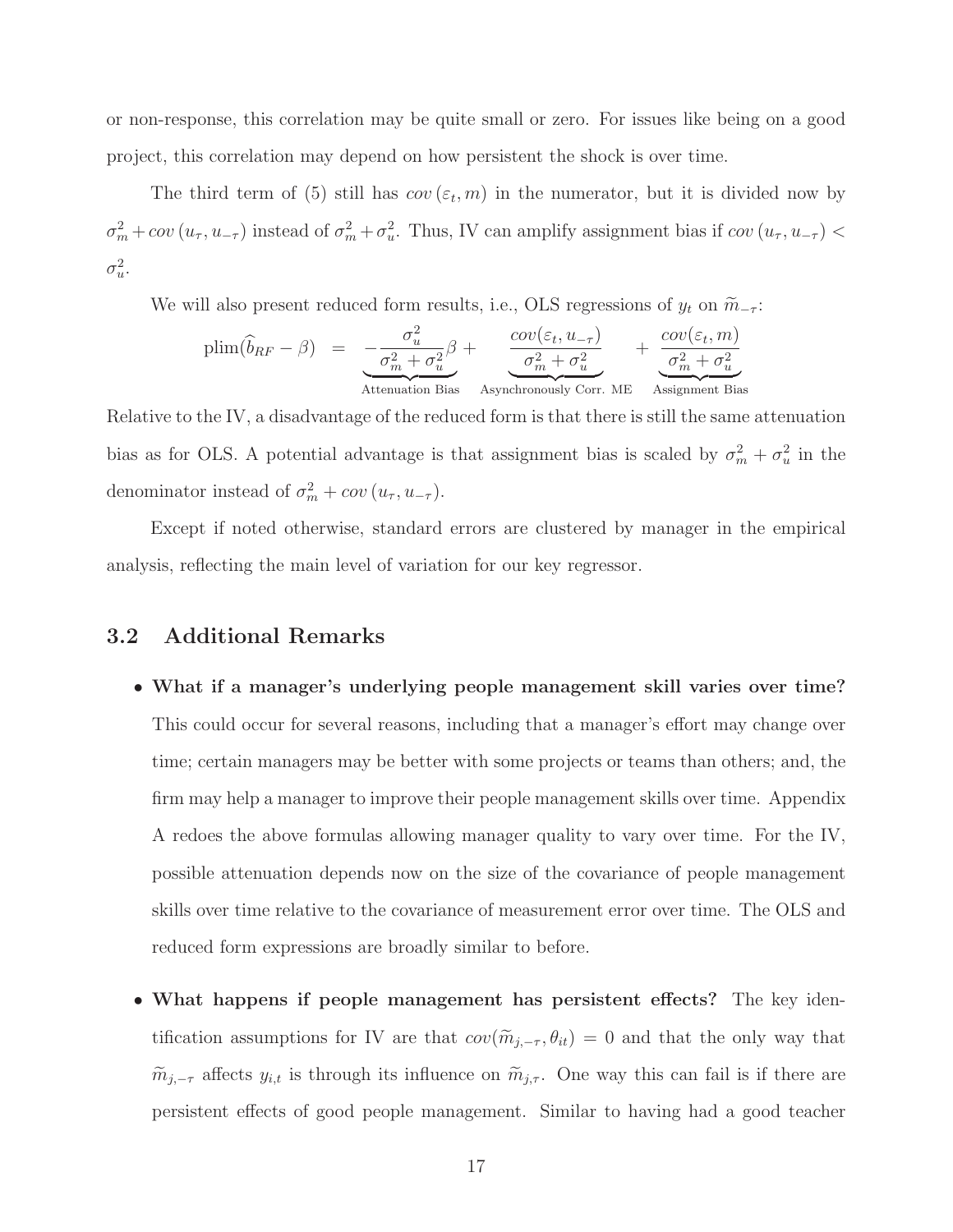or non-response, this correlation may be quite small or zero. For issues like being on a good project, this correlation may depend on how persistent the shock is over time.

The third term of (5) still has $cov(\varepsilon_t, m)$ in the numerator, but it is divided now by $\sigma_m^2 + cov(u_\tau, u_{-\tau})$ instead of $\sigma_m^2 + \sigma_u^2$. Thus, IV can amplify assignment bias if $cov(u_\tau, u_{-\tau}) < \sigma_u^2$.

We will also present reduced form results, i.e., OLS regressions of $y_t$ on $\widetilde{m}_{-\tau}$:

$$\text{plim}(\widehat{b}_{RF} - \beta) = \underbrace{-\frac{\sigma_u^2}{\sigma_m^2 + \sigma_u^2}\beta}_{\text{Attenuation Bias}} + \underbrace{\frac{cov(\varepsilon_t, u_{-\tau})}{\sigma_m^2 + \sigma_u^2}}_{\text{Asynchronously Corr. ME}} + \underbrace{\frac{cov(\varepsilon_t, m)}{\sigma_m^2 + \sigma_u^2}}_{\text{Assignment Bias}}$$

Relative to the IV, a disadvantage of the reduced form is that there is still the same attenuation bias as for OLS. A potential advantage is that assignment bias is scaled by $\sigma_m^2 + \sigma_u^2$ in the denominator instead of $\sigma_m^2 + cov(u_\tau, u_{-\tau})$.

Except if noted otherwise, standard errors are clustered by manager in the empirical analysis, reflecting the main level of variation for our key regressor.

## 3.2 Additional Remarks

- **What if a manager's underlying people management skill varies over time?** This could occur for several reasons, including that a manager's effort may change over time; certain managers may be better with some projects or teams than others; and, the firm may help a manager to improve their people management skills over time. Appendix A redoes the above formulas allowing manager quality to vary over time. For the IV, possible attenuation depends now on the size of the covariance of people management skills over time relative to the covariance of measurement error over time. The OLS and reduced form expressions are broadly similar to before.

- **What happens if people management has persistent effects?** The key identification assumptions for IV are that $cov(\widetilde{m}_{j,-\tau}, \theta_{it}) = 0$ and that the only way that $\widetilde{m}_{j,-\tau}$ affects $y_{i,t}$ is through its influence on $\widetilde{m}_{j,\tau}$. One way this can fail is if there are persistent effects of good people management. Similar to having had a good teacher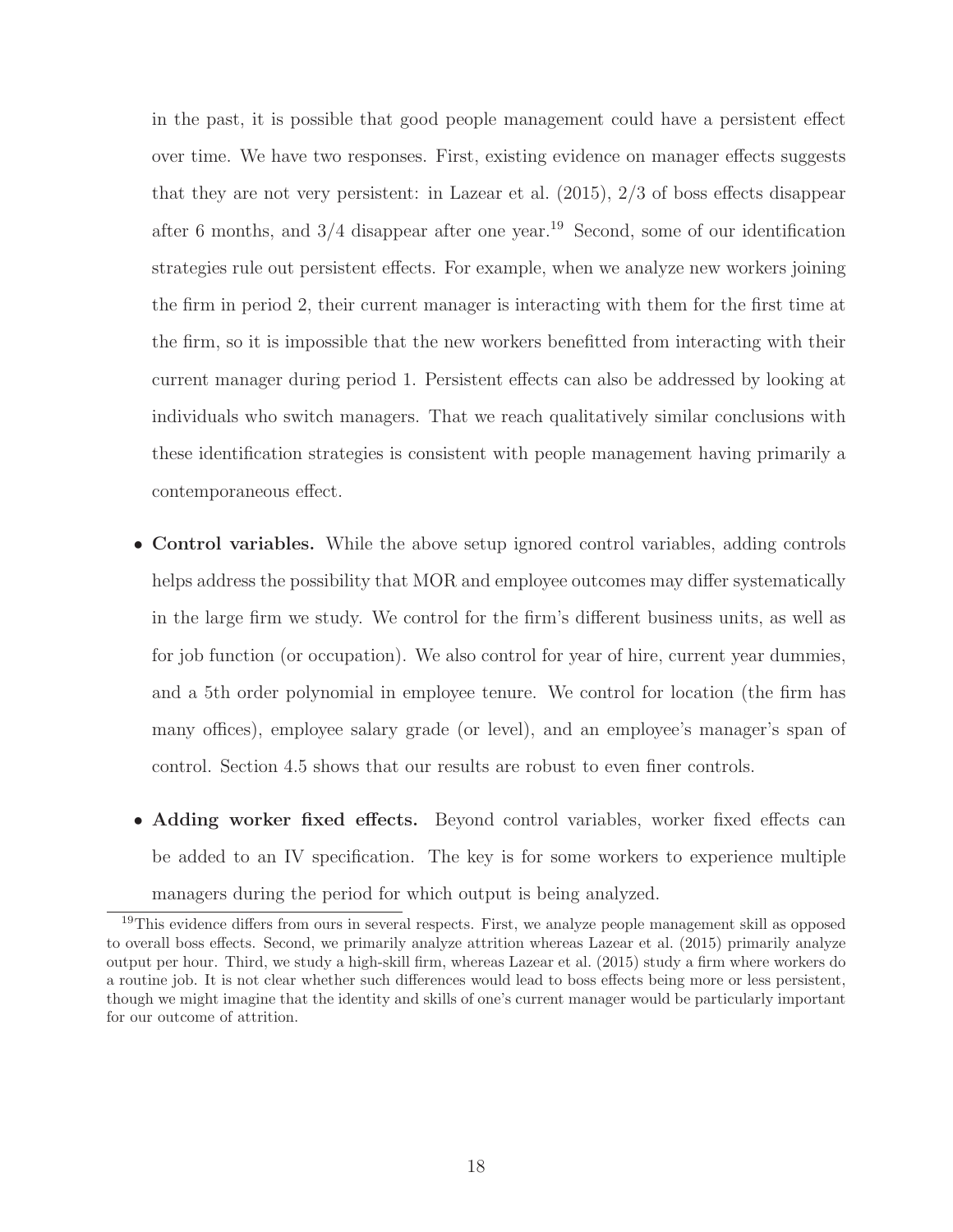in the past, it is possible that good people management could have a persistent effect over time. We have two responses. First, existing evidence on manager effects suggests that they are not very persistent: in Lazear et al. (2015), 2/3 of boss effects disappear after 6 months, and 3/4 disappear after one year.[19] Second, some of our identification strategies rule out persistent effects. For example, when we analyze new workers joining the firm in period 2, their current manager is interacting with them for the first time at the firm, so it is impossible that the new workers benefitted from interacting with their current manager during period 1. Persistent effects can also be addressed by looking at individuals who switch managers. That we reach qualitatively similar conclusions with these identification strategies is consistent with people management having primarily a contemporaneous effect.

- **Control variables.** While the above setup ignored control variables, adding controls helps address the possibility that MOR and employee outcomes may differ systematically in the large firm we study. We control for the firm's different business units, as well as for job function (or occupation). We also control for year of hire, current year dummies, and a 5th order polynomial in employee tenure. We control for location (the firm has many offices), employee salary grade (or level), and an employee's manager's span of control. Section 4.5 shows that our results are robust to even finer controls.

- **Adding worker fixed effects.** Beyond control variables, worker fixed effects can be added to an IV specification. The key is for some workers to experience multiple managers during the period for which output is being analyzed.

[19] This evidence differs from ours in several respects. First, we analyze people management skill as opposed to overall boss effects. Second, we primarily analyze attrition whereas Lazear et al. (2015) primarily analyze output per hour. Third, we study a high-skill firm, whereas Lazear et al. (2015) study a firm where workers do a routine job. It is not clear whether such differences would lead to boss effects being more or less persistent, though we might imagine that the identity and skills of one's current manager would be particularly important for our outcome of attrition.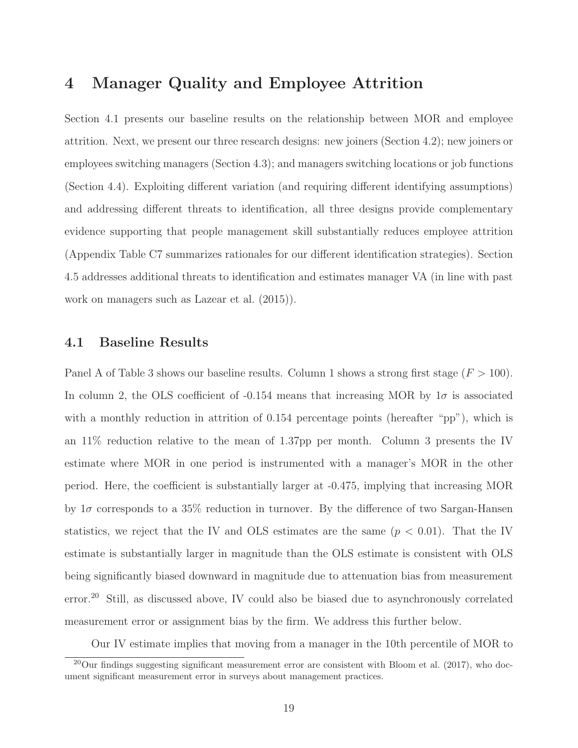# 4 Manager Quality and Employee Attrition

Section 4.1 presents our baseline results on the relationship between MOR and employee attrition. Next, we present our three research designs: new joiners (Section 4.2); new joiners or employees switching managers (Section 4.3); and managers switching locations or job functions (Section 4.4). Exploiting different variation (and requiring different identifying assumptions) and addressing different threats to identification, all three designs provide complementary evidence supporting that people management skill substantially reduces employee attrition (Appendix Table C7 summarizes rationales for our different identification strategies). Section 4.5 addresses additional threats to identification and estimates manager VA (in line with past work on managers such as Lazear et al. (2015)).

## 4.1 Baseline Results

Panel A of Table 3 shows our baseline results. Column 1 shows a strong first stage ($F > 100$). In column 2, the OLS coefficient of -0.154 means that increasing MOR by $1\sigma$ is associated with a monthly reduction in attrition of 0.154 percentage points (hereafter "pp"), which is an 11% reduction relative to the mean of 1.37pp per month. Column 3 presents the IV estimate where MOR in one period is instrumented with a manager's MOR in the other period. Here, the coefficient is substantially larger at -0.475, implying that increasing MOR by $1\sigma$ corresponds to a 35% reduction in turnover. By the difference of two Sargan-Hansen statistics, we reject that the IV and OLS estimates are the same ($p < 0.01$). That the IV estimate is substantially larger in magnitude than the OLS estimate is consistent with OLS being significantly biased downward in magnitude due to attenuation bias from measurement error.[20] Still, as discussed above, IV could also be biased due to asynchronously correlated measurement error or assignment bias by the firm. We address this further below.

Our IV estimate implies that moving from a manager in the 10th percentile of MOR to

[20] Our findings suggesting significant measurement error are consistent with Bloom et al. (2017), who document significant measurement error in surveys about management practices.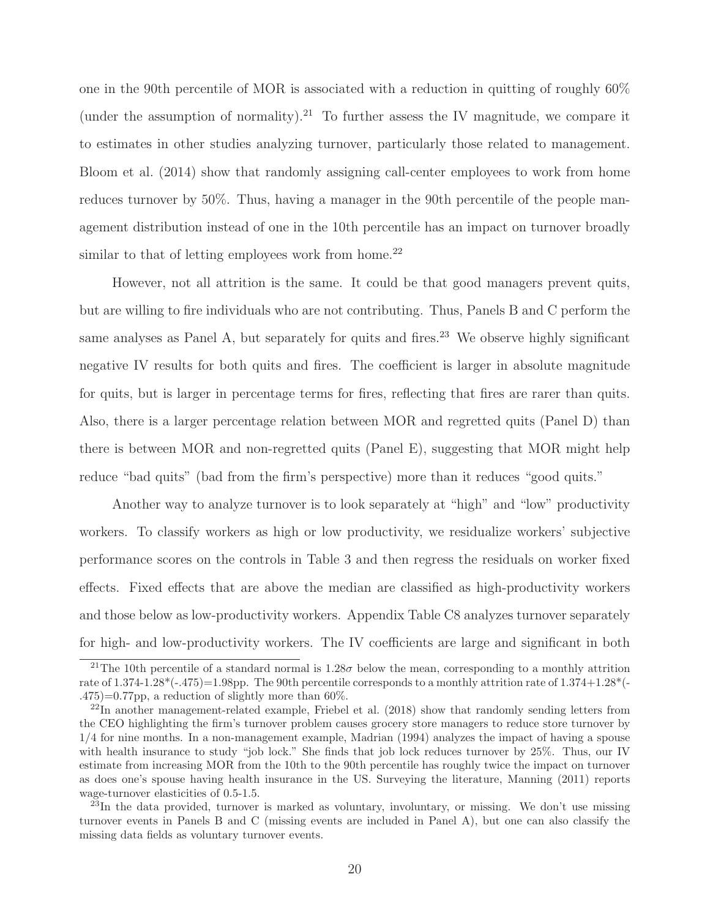one in the 90th percentile of MOR is associated with a reduction in quitting of roughly 60% (under the assumption of normality).[21] To further assess the IV magnitude, we compare it to estimates in other studies analyzing turnover, particularly those related to management. Bloom et al. (2014) show that randomly assigning call-center employees to work from home reduces turnover by 50%. Thus, having a manager in the 90th percentile of the people management distribution instead of one in the 10th percentile has an impact on turnover broadly similar to that of letting employees work from home.[22]

However, not all attrition is the same. It could be that good managers prevent quits, but are willing to fire individuals who are not contributing. Thus, Panels B and C perform the same analyses as Panel A, but separately for quits and fires.[23] We observe highly significant negative IV results for both quits and fires. The coefficient is larger in absolute magnitude for quits, but is larger in percentage terms for fires, reflecting that fires are rarer than quits. Also, there is a larger percentage relation between MOR and regretted quits (Panel D) than there is between MOR and non-regretted quits (Panel E), suggesting that MOR might help reduce "bad quits" (bad from the firm's perspective) more than it reduces "good quits."

Another way to analyze turnover is to look separately at "high" and "low" productivity workers. To classify workers as high or low productivity, we residualize workers' subjective performance scores on the controls in Table 3 and then regress the residuals on worker fixed effects. Fixed effects that are above the median are classified as high-productivity workers and those below as low-productivity workers. Appendix Table C8 analyzes turnover separately for high- and low-productivity workers. The IV coefficients are large and significant in both

---

[21] The 10th percentile of a standard normal is $1.28\sigma$ below the mean, corresponding to a monthly attrition rate of $1.374-1.28*(-.475)=1.98$pp. The 90th percentile corresponds to a monthly attrition rate of $1.374+1.28*(-.475)=0.77$pp, a reduction of slightly more than 60%.

[22] In another management-related example, Friebel et al. (2018) show that randomly sending letters from the CEO highlighting the firm's turnover problem causes grocery store managers to reduce store turnover by 1/4 for nine months. In a non-management example, Madrian (1994) analyzes the impact of having a spouse with health insurance to study "job lock." She finds that job lock reduces turnover by 25%. Thus, our IV estimate from increasing MOR from the 10th to the 90th percentile has roughly twice the impact on turnover as does one's spouse having health insurance in the US. Surveying the literature, Manning (2011) reports wage-turnover elasticities of 0.5-1.5.

[23] In the data provided, turnover is marked as voluntary, involuntary, or missing. We don't use missing turnover events in Panels B and C (missing events are included in Panel A), but one can also classify the missing data fields as voluntary turnover events.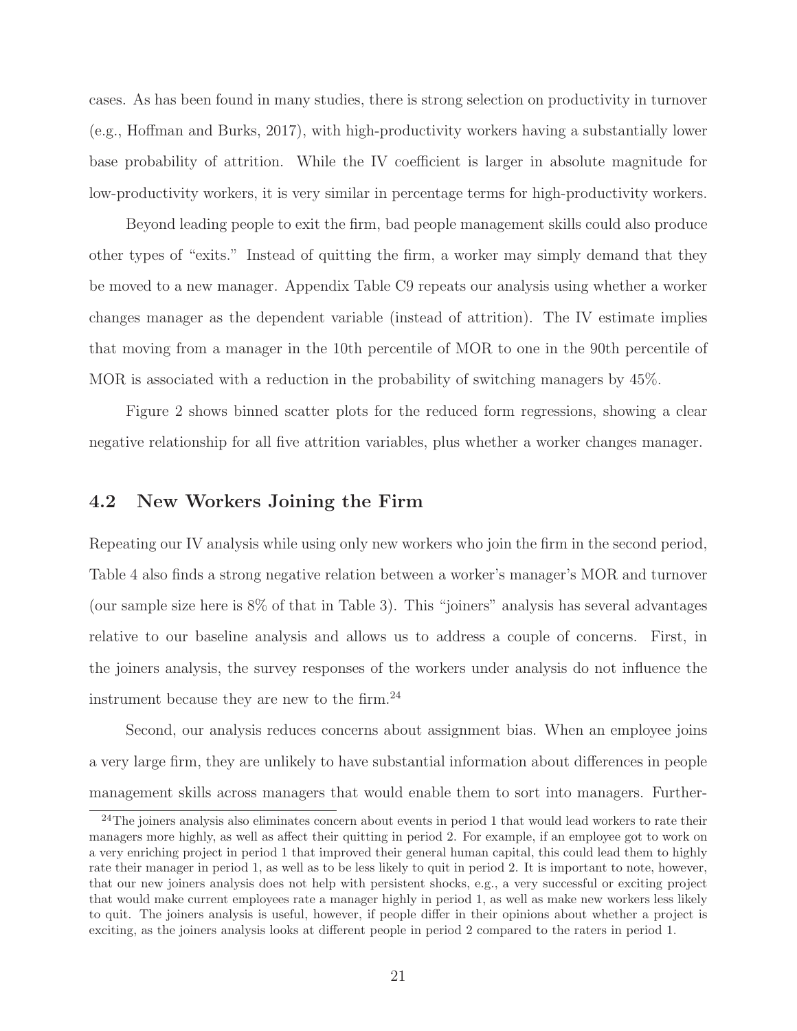cases. As has been found in many studies, there is strong selection on productivity in turnover (e.g., Hoffman and Burks, 2017), with high-productivity workers having a substantially lower base probability of attrition. While the IV coefficient is larger in absolute magnitude for low-productivity workers, it is very similar in percentage terms for high-productivity workers.

Beyond leading people to exit the firm, bad people management skills could also produce other types of "exits." Instead of quitting the firm, a worker may simply demand that they be moved to a new manager. Appendix Table C9 repeats our analysis using whether a worker changes manager as the dependent variable (instead of attrition). The IV estimate implies that moving from a manager in the 10th percentile of MOR to one in the 90th percentile of MOR is associated with a reduction in the probability of switching managers by 45%.

Figure 2 shows binned scatter plots for the reduced form regressions, showing a clear negative relationship for all five attrition variables, plus whether a worker changes manager.

## 4.2 New Workers Joining the Firm

Repeating our IV analysis while using only new workers who join the firm in the second period, Table 4 also finds a strong negative relation between a worker's manager's MOR and turnover (our sample size here is 8% of that in Table 3). This "joiners" analysis has several advantages relative to our baseline analysis and allows us to address a couple of concerns. First, in the joiners analysis, the survey responses of the workers under analysis do not influence the instrument because they are new to the firm.[24]

Second, our analysis reduces concerns about assignment bias. When an employee joins a very large firm, they are unlikely to have substantial information about differences in people management skills across managers that would enable them to sort into managers. Further-

[24] The joiners analysis also eliminates concern about events in period 1 that would lead workers to rate their managers more highly, as well as affect their quitting in period 2. For example, if an employee got to work on a very enriching project in period 1 that improved their general human capital, this could lead them to highly rate their manager in period 1, as well as to be less likely to quit in period 2. It is important to note, however, that our new joiners analysis does not help with persistent shocks, e.g., a very successful or exciting project that would make current employees rate a manager highly in period 1, as well as make new workers less likely to quit. The joiners analysis is useful, however, if people differ in their opinions about whether a project is exciting, as the joiners analysis looks at different people in period 2 compared to the raters in period 1.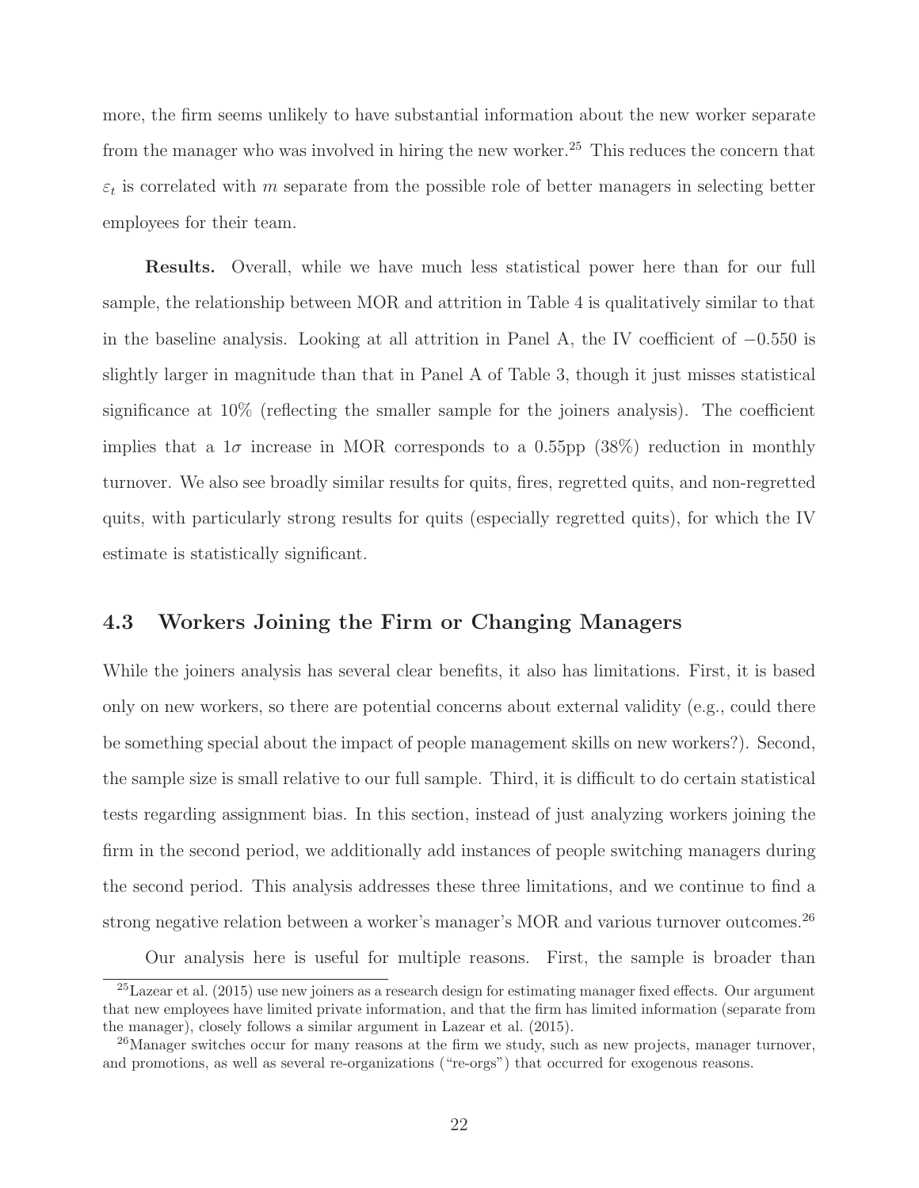more, the firm seems unlikely to have substantial information about the new worker separate from the manager who was involved in hiring the new worker.[25] This reduces the concern that $\varepsilon_t$ is correlated with $m$ separate from the possible role of better managers in selecting better employees for their team.

**Results.** Overall, while we have much less statistical power here than for our full sample, the relationship between MOR and attrition in Table 4 is qualitatively similar to that in the baseline analysis. Looking at all attrition in Panel A, the IV coefficient of $-0.550$ is slightly larger in magnitude than that in Panel A of Table 3, though it just misses statistical significance at 10% (reflecting the smaller sample for the joiners analysis). The coefficient implies that a $1\sigma$ increase in MOR corresponds to a 0.55pp (38%) reduction in monthly turnover. We also see broadly similar results for quits, fires, regretted quits, and non-regretted quits, with particularly strong results for quits (especially regretted quits), for which the IV estimate is statistically significant.

## 4.3 Workers Joining the Firm or Changing Managers

While the joiners analysis has several clear benefits, it also has limitations. First, it is based only on new workers, so there are potential concerns about external validity (e.g., could there be something special about the impact of people management skills on new workers?). Second, the sample size is small relative to our full sample. Third, it is difficult to do certain statistical tests regarding assignment bias. In this section, instead of just analyzing workers joining the firm in the second period, we additionally add instances of people switching managers during the second period. This analysis addresses these three limitations, and we continue to find a strong negative relation between a worker's manager's MOR and various turnover outcomes.[26]

Our analysis here is useful for multiple reasons. First, the sample is broader than

[25] Lazear et al. (2015) use new joiners as a research design for estimating manager fixed effects. Our argument that new employees have limited private information, and that the firm has limited information (separate from the manager), closely follows a similar argument in Lazear et al. (2015).

[26] Manager switches occur for many reasons at the firm we study, such as new projects, manager turnover, and promotions, as well as several re-organizations ("re-orgs") that occurred for exogenous reasons.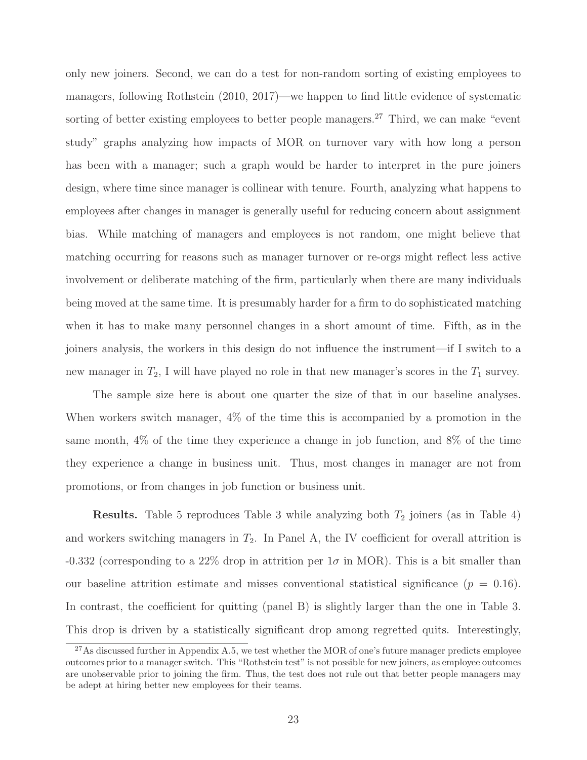only new joiners. Second, we can do a test for non-random sorting of existing employees to managers, following Rothstein (2010, 2017)—we happen to find little evidence of systematic sorting of better existing employees to better people managers.[27] Third, we can make "event study" graphs analyzing how impacts of MOR on turnover vary with how long a person has been with a manager; such a graph would be harder to interpret in the pure joiners design, where time since manager is collinear with tenure. Fourth, analyzing what happens to employees after changes in manager is generally useful for reducing concern about assignment bias. While matching of managers and employees is not random, one might believe that matching occurring for reasons such as manager turnover or re-orgs might reflect less active involvement or deliberate matching of the firm, particularly when there are many individuals being moved at the same time. It is presumably harder for a firm to do sophisticated matching when it has to make many personnel changes in a short amount of time. Fifth, as in the joiners analysis, the workers in this design do not influence the instrument—if I switch to a new manager in $T_2$, I will have played no role in that new manager's scores in the $T_1$ survey.

The sample size here is about one quarter the size of that in our baseline analyses. When workers switch manager, 4% of the time this is accompanied by a promotion in the same month, 4% of the time they experience a change in job function, and 8% of the time they experience a change in business unit. Thus, most changes in manager are not from promotions, or from changes in job function or business unit.

**Results.** Table 5 reproduces Table 3 while analyzing both $T_2$ joiners (as in Table 4) and workers switching managers in $T_2$. In Panel A, the IV coefficient for overall attrition is -0.332 (corresponding to a 22% drop in attrition per $1\sigma$ in MOR). This is a bit smaller than our baseline attrition estimate and misses conventional statistical significance ($p = 0.16$). In contrast, the coefficient for quitting (panel B) is slightly larger than the one in Table 3. This drop is driven by a statistically significant drop among regretted quits. Interestingly,

[27] As discussed further in Appendix A.5, we test whether the MOR of one's future manager predicts employee outcomes prior to a manager switch. This "Rothstein test" is not possible for new joiners, as employee outcomes are unobservable prior to joining the firm. Thus, the test does not rule out that better people managers may be adept at hiring better new employees for their teams.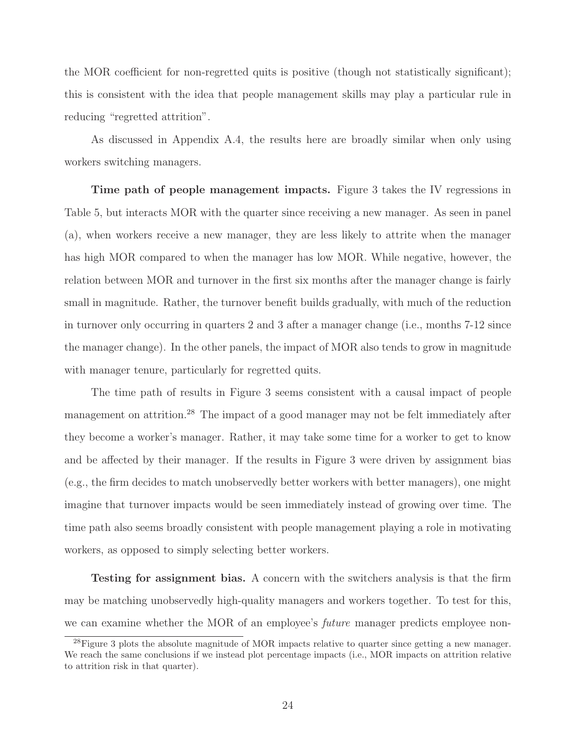the MOR coefficient for non-regretted quits is positive (though not statistically significant); this is consistent with the idea that people management skills may play a particular rule in reducing "regretted attrition".

As discussed in Appendix A.4, the results here are broadly similar when only using workers switching managers.

**Time path of people management impacts.** Figure 3 takes the IV regressions in Table 5, but interacts MOR with the quarter since receiving a new manager. As seen in panel (a), when workers receive a new manager, they are less likely to attrite when the manager has high MOR compared to when the manager has low MOR. While negative, however, the relation between MOR and turnover in the first six months after the manager change is fairly small in magnitude. Rather, the turnover benefit builds gradually, with much of the reduction in turnover only occurring in quarters 2 and 3 after a manager change (i.e., months 7-12 since the manager change). In the other panels, the impact of MOR also tends to grow in magnitude with manager tenure, particularly for regretted quits.

The time path of results in Figure 3 seems consistent with a causal impact of people management on attrition.[28] The impact of a good manager may not be felt immediately after they become a worker's manager. Rather, it may take some time for a worker to get to know and be affected by their manager. If the results in Figure 3 were driven by assignment bias (e.g., the firm decides to match unobservedly better workers with better managers), one might imagine that turnover impacts would be seen immediately instead of growing over time. The time path also seems broadly consistent with people management playing a role in motivating workers, as opposed to simply selecting better workers.

**Testing for assignment bias.** A concern with the switchers analysis is that the firm may be matching unobservedly high-quality managers and workers together. To test for this, we can examine whether the MOR of an employee's *future* manager predicts employee non-

[28] Figure 3 plots the absolute magnitude of MOR impacts relative to quarter since getting a new manager. We reach the same conclusions if we instead plot percentage impacts (i.e., MOR impacts on attrition relative to attrition risk in that quarter).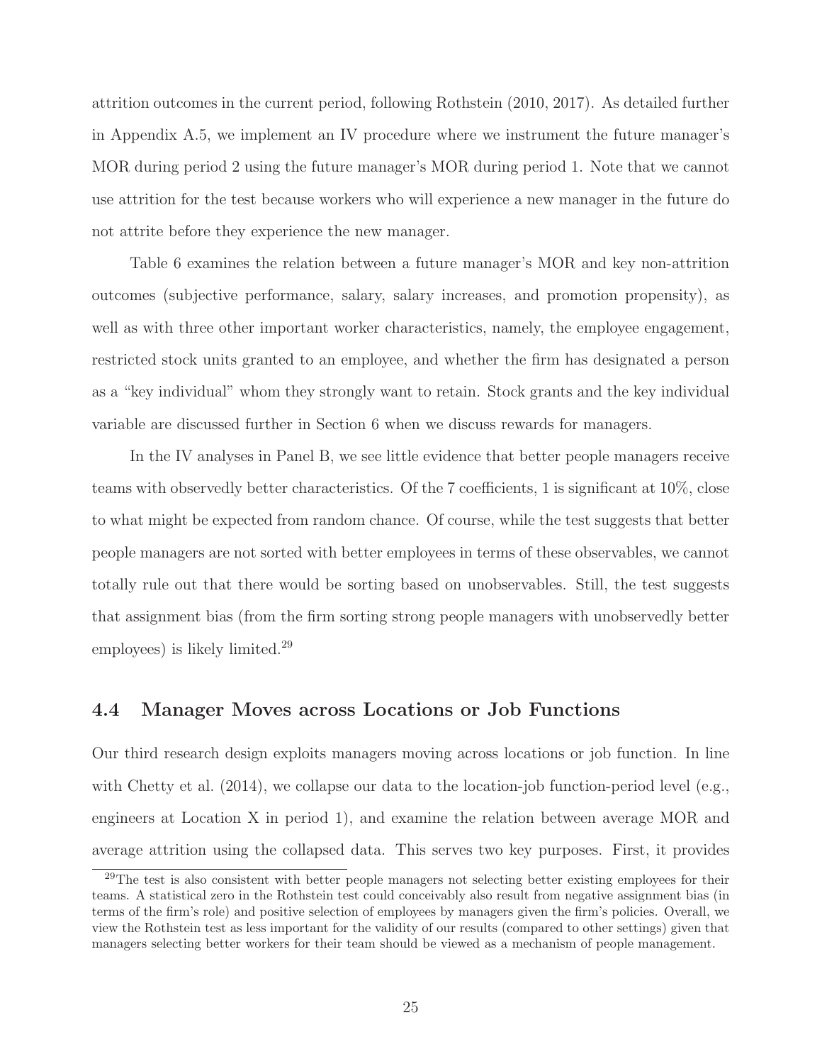attrition outcomes in the current period, following Rothstein (2010, 2017). As detailed further in Appendix A.5, we implement an IV procedure where we instrument the future manager's MOR during period 2 using the future manager's MOR during period 1. Note that we cannot use attrition for the test because workers who will experience a new manager in the future do not attrite before they experience the new manager.

Table 6 examines the relation between a future manager's MOR and key non-attrition outcomes (subjective performance, salary, salary increases, and promotion propensity), as well as with three other important worker characteristics, namely, the employee engagement, restricted stock units granted to an employee, and whether the firm has designated a person as a "key individual" whom they strongly want to retain. Stock grants and the key individual variable are discussed further in Section 6 when we discuss rewards for managers.

In the IV analyses in Panel B, we see little evidence that better people managers receive teams with observedly better characteristics. Of the 7 coefficients, 1 is significant at 10%, close to what might be expected from random chance. Of course, while the test suggests that better people managers are not sorted with better employees in terms of these observables, we cannot totally rule out that there would be sorting based on unobservables. Still, the test suggests that assignment bias (from the firm sorting strong people managers with unobservedly better employees) is likely limited.[29]

## 4.4 Manager Moves across Locations or Job Functions

Our third research design exploits managers moving across locations or job function. In line with Chetty et al. (2014), we collapse our data to the location-job function-period level (e.g., engineers at Location X in period 1), and examine the relation between average MOR and average attrition using the collapsed data. This serves two key purposes. First, it provides

[29] The test is also consistent with better people managers not selecting better existing employees for their teams. A statistical zero in the Rothstein test could conceivably also result from negative assignment bias (in terms of the firm's role) and positive selection of employees by managers given the firm's policies. Overall, we view the Rothstein test as less important for the validity of our results (compared to other settings) given that managers selecting better workers for their team should be viewed as a mechanism of people management.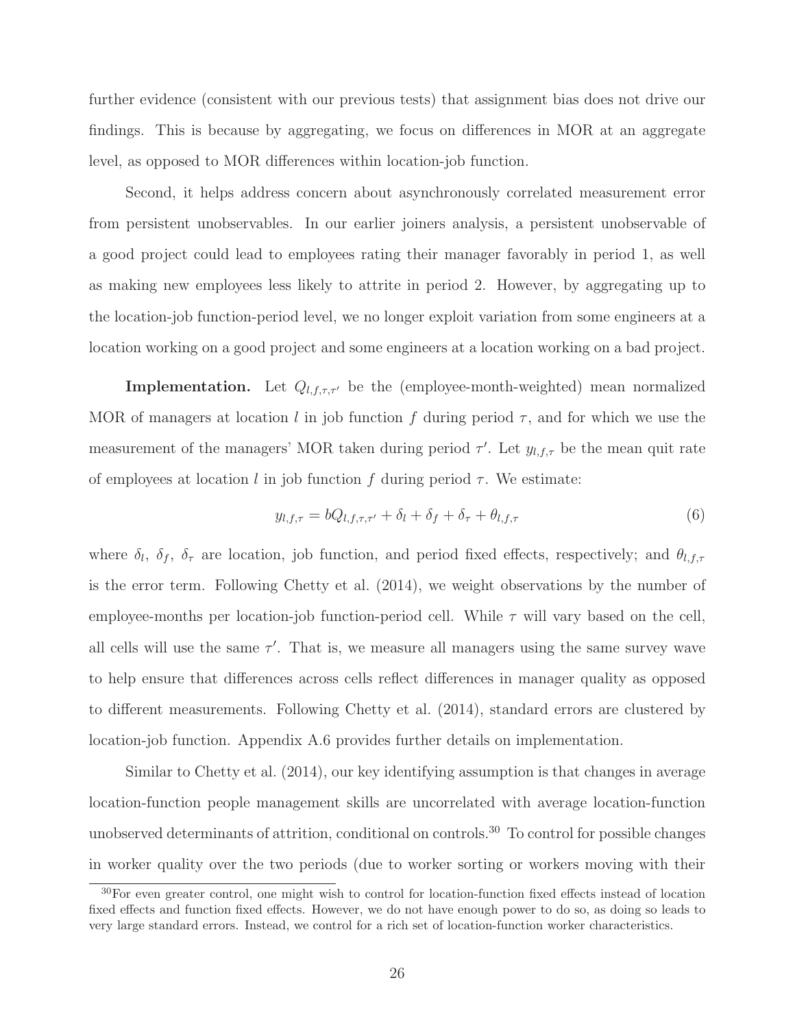further evidence (consistent with our previous tests) that assignment bias does not drive our findings. This is because by aggregating, we focus on differences in MOR at an aggregate level, as opposed to MOR differences within location-job function.

Second, it helps address concern about asynchronously correlated measurement error from persistent unobservables. In our earlier joiners analysis, a persistent unobservable of a good project could lead to employees rating their manager favorably in period 1, as well as making new employees less likely to attrite in period 2. However, by aggregating up to the location-job function-period level, we no longer exploit variation from some engineers at a location working on a good project and some engineers at a location working on a bad project.

**Implementation.** Let $Q_{l,f,\tau,\tau'}$ be the (employee-month-weighted) mean normalized MOR of managers at location $l$ in job function $f$ during period $\tau$, and for which we use the measurement of the managers' MOR taken during period $\tau'$. Let $y_{l,f,\tau}$ be the mean quit rate of employees at location $l$ in job function $f$ during period $\tau$. We estimate:

$$y_{l,f,\tau} = bQ_{l,f,\tau,\tau'} + \delta_l + \delta_f + \delta_\tau + \theta_{l,f,\tau} \tag{6}$$

where $\delta_l$, $\delta_f$, $\delta_\tau$ are location, job function, and period fixed effects, respectively; and $\theta_{l,f,\tau}$ is the error term. Following Chetty et al. (2014), we weight observations by the number of employee-months per location-job function-period cell. While $\tau$ will vary based on the cell, all cells will use the same $\tau'$. That is, we measure all managers using the same survey wave to help ensure that differences across cells reflect differences in manager quality as opposed to different measurements. Following Chetty et al. (2014), standard errors are clustered by location-job function. Appendix A.6 provides further details on implementation.

Similar to Chetty et al. (2014), our key identifying assumption is that changes in average location-function people management skills are uncorrelated with average location-function unobserved determinants of attrition, conditional on controls.[30] To control for possible changes in worker quality over the two periods (due to worker sorting or workers moving with their

[30] For even greater control, one might wish to control for location-function fixed effects instead of location fixed effects and function fixed effects. However, we do not have enough power to do so, as doing so leads to very large standard errors. Instead, we control for a rich set of location-function worker characteristics.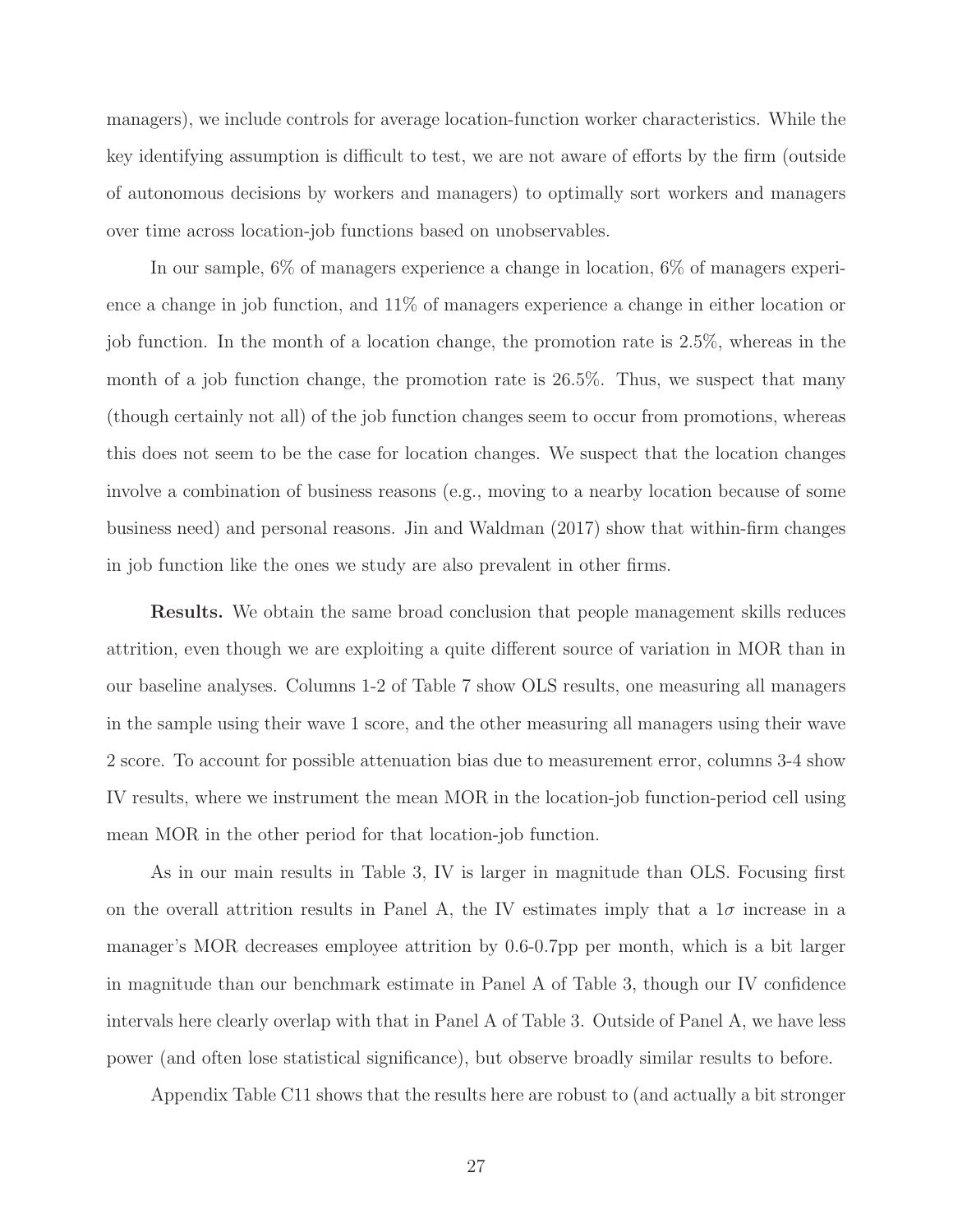managers), we include controls for average location-function worker characteristics. While the key identifying assumption is difficult to test, we are not aware of efforts by the firm (outside of autonomous decisions by workers and managers) to optimally sort workers and managers over time across location-job functions based on unobservables.

In our sample, 6% of managers experience a change in location, 6% of managers experience a change in job function, and 11% of managers experience a change in either location or job function. In the month of a location change, the promotion rate is 2.5%, whereas in the month of a job function change, the promotion rate is 26.5%. Thus, we suspect that many (though certainly not all) of the job function changes seem to occur from promotions, whereas this does not seem to be the case for location changes. We suspect that the location changes involve a combination of business reasons (e.g., moving to a nearby location because of some business need) and personal reasons. Jin and Waldman (2017) show that within-firm changes in job function like the ones we study are also prevalent in other firms.

**Results.** We obtain the same broad conclusion that people management skills reduces attrition, even though we are exploiting a quite different source of variation in MOR than in our baseline analyses. Columns 1-2 of Table 7 show OLS results, one measuring all managers in the sample using their wave 1 score, and the other measuring all managers using their wave 2 score. To account for possible attenuation bias due to measurement error, columns 3-4 show IV results, where we instrument the mean MOR in the location-job function-period cell using mean MOR in the other period for that location-job function.

As in our main results in Table 3, IV is larger in magnitude than OLS. Focusing first on the overall attrition results in Panel A, the IV estimates imply that a $1\sigma$ increase in a manager's MOR decreases employee attrition by 0.6-0.7pp per month, which is a bit larger in magnitude than our benchmark estimate in Panel A of Table 3, though our IV confidence intervals here clearly overlap with that in Panel A of Table 3. Outside of Panel A, we have less power (and often lose statistical significance), but observe broadly similar results to before.

Appendix Table C11 shows that the results here are robust to (and actually a bit stronger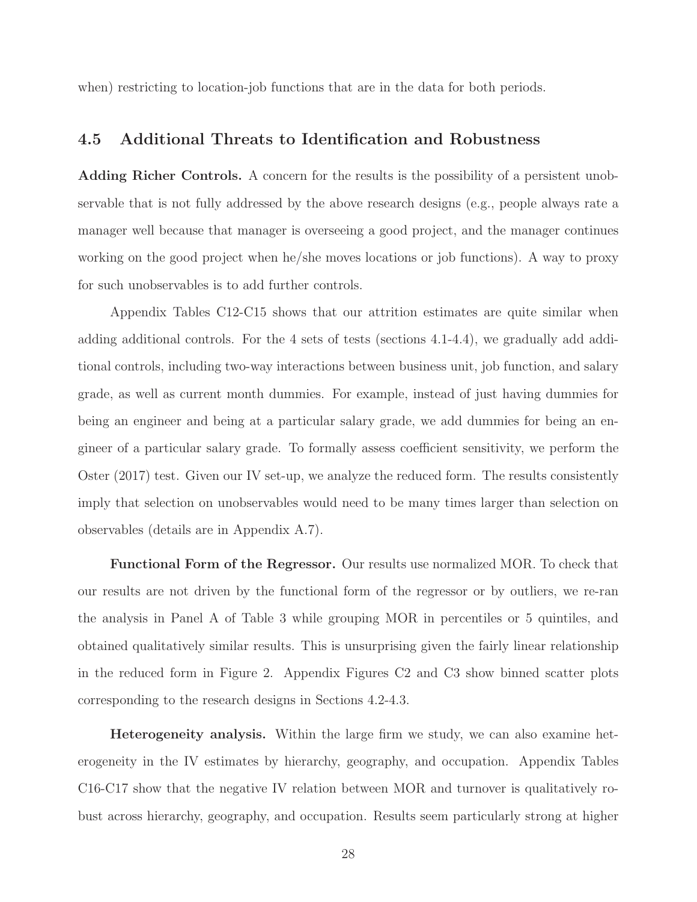when) restricting to location-job functions that are in the data for both periods.

## 4.5 Additional Threats to Identification and Robustness

**Adding Richer Controls.** A concern for the results is the possibility of a persistent unobservable that is not fully addressed by the above research designs (e.g., people always rate a manager well because that manager is overseeing a good project, and the manager continues working on the good project when he/she moves locations or job functions). A way to proxy for such unobservables is to add further controls.

Appendix Tables C12-C15 shows that our attrition estimates are quite similar when adding additional controls. For the 4 sets of tests (sections 4.1-4.4), we gradually add additional controls, including two-way interactions between business unit, job function, and salary grade, as well as current month dummies. For example, instead of just having dummies for being an engineer and being at a particular salary grade, we add dummies for being an engineer of a particular salary grade. To formally assess coefficient sensitivity, we perform the Oster (2017) test. Given our IV set-up, we analyze the reduced form. The results consistently imply that selection on unobservables would need to be many times larger than selection on observables (details are in Appendix A.7).

**Functional Form of the Regressor.** Our results use normalized MOR. To check that our results are not driven by the functional form of the regressor or by outliers, we re-ran the analysis in Panel A of Table 3 while grouping MOR in percentiles or 5 quintiles, and obtained qualitatively similar results. This is unsurprising given the fairly linear relationship in the reduced form in Figure 2. Appendix Figures C2 and C3 show binned scatter plots corresponding to the research designs in Sections 4.2-4.3.

**Heterogeneity analysis.** Within the large firm we study, we can also examine heterogeneity in the IV estimates by hierarchy, geography, and occupation. Appendix Tables C16-C17 show that the negative IV relation between MOR and turnover is qualitatively robust across hierarchy, geography, and occupation. Results seem particularly strong at higher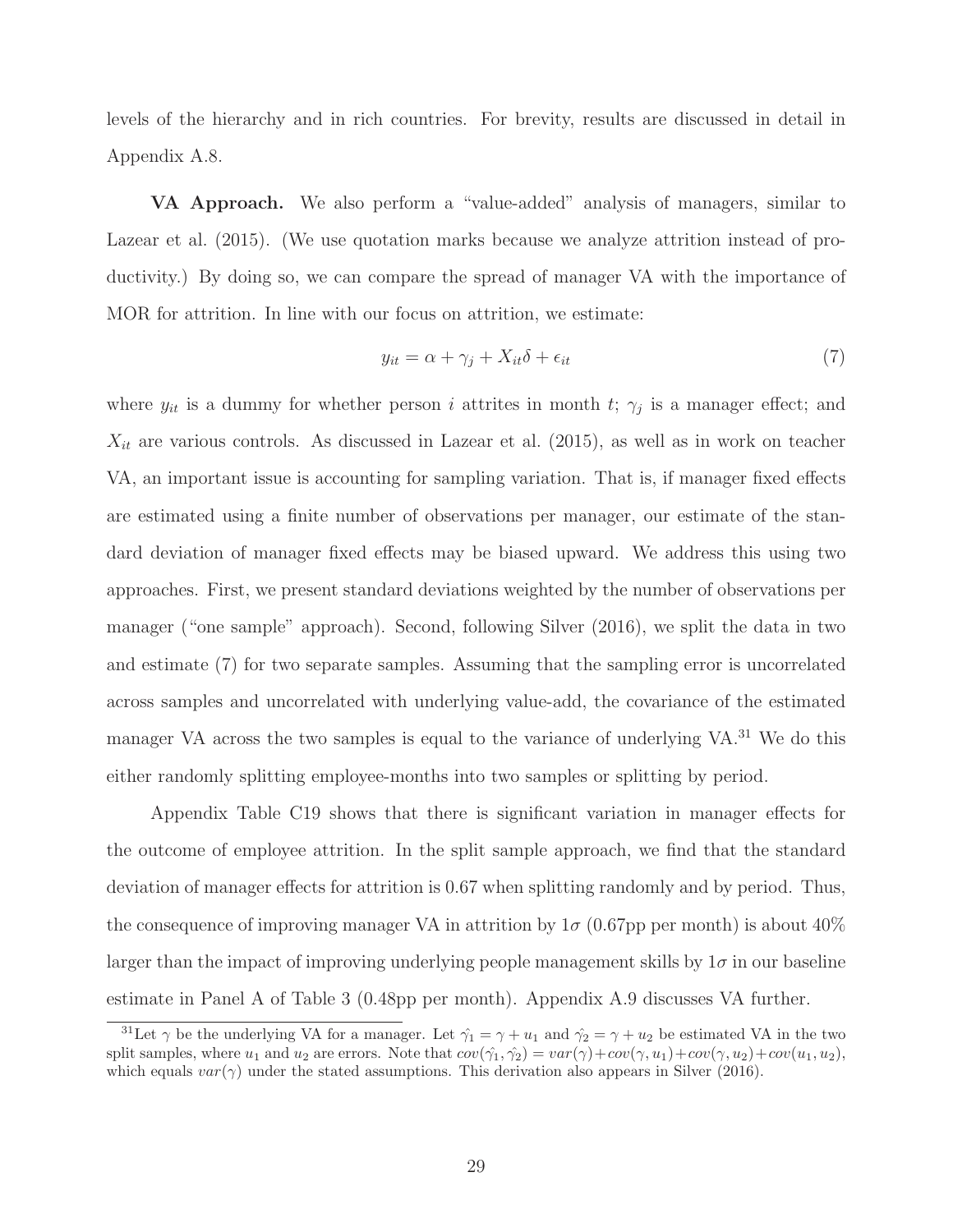levels of the hierarchy and in rich countries. For brevity, results are discussed in detail in Appendix A.8.

**VA Approach.** We also perform a "value-added" analysis of managers, similar to Lazear et al. (2015). (We use quotation marks because we analyze attrition instead of productivity.) By doing so, we can compare the spread of manager VA with the importance of MOR for attrition. In line with our focus on attrition, we estimate:

$$y_{it} = \alpha + \gamma_j + X_{it}\delta + \epsilon_{it} \tag{7}$$

where $y_{it}$ is a dummy for whether person $i$ attrites in month $t$; $\gamma_j$ is a manager effect; and $X_{it}$ are various controls. As discussed in Lazear et al. (2015), as well as in work on teacher VA, an important issue is accounting for sampling variation. That is, if manager fixed effects are estimated using a finite number of observations per manager, our estimate of the standard deviation of manager fixed effects may be biased upward. We address this using two approaches. First, we present standard deviations weighted by the number of observations per manager ("one sample" approach). Second, following Silver (2016), we split the data in two and estimate (7) for two separate samples. Assuming that the sampling error is uncorrelated across samples and uncorrelated with underlying value-add, the covariance of the estimated manager VA across the two samples is equal to the variance of underlying VA.[31] We do this either randomly splitting employee-months into two samples or splitting by period.

Appendix Table C19 shows that there is significant variation in manager effects for the outcome of employee attrition. In the split sample approach, we find that the standard deviation of manager effects for attrition is 0.67 when splitting randomly and by period. Thus, the consequence of improving manager VA in attrition by $1\sigma$ (0.67pp per month) is about 40% larger than the impact of improving underlying people management skills by $1\sigma$ in our baseline estimate in Panel A of Table 3 (0.48pp per month). Appendix A.9 discusses VA further.

[31]Let $\gamma$ be the underlying VA for a manager. Let $\hat{\gamma_1} = \gamma + u_1$ and $\hat{\gamma_2} = \gamma + u_2$ be estimated VA in the two split samples, where $u_1$ and $u_2$ are errors. Note that $cov(\hat{\gamma_1}, \hat{\gamma_2}) = var(\gamma) + cov(\gamma, u_1) + cov(\gamma, u_2) + cov(u_1, u_2)$, which equals $var(\gamma)$ under the stated assumptions. This derivation also appears in Silver (2016).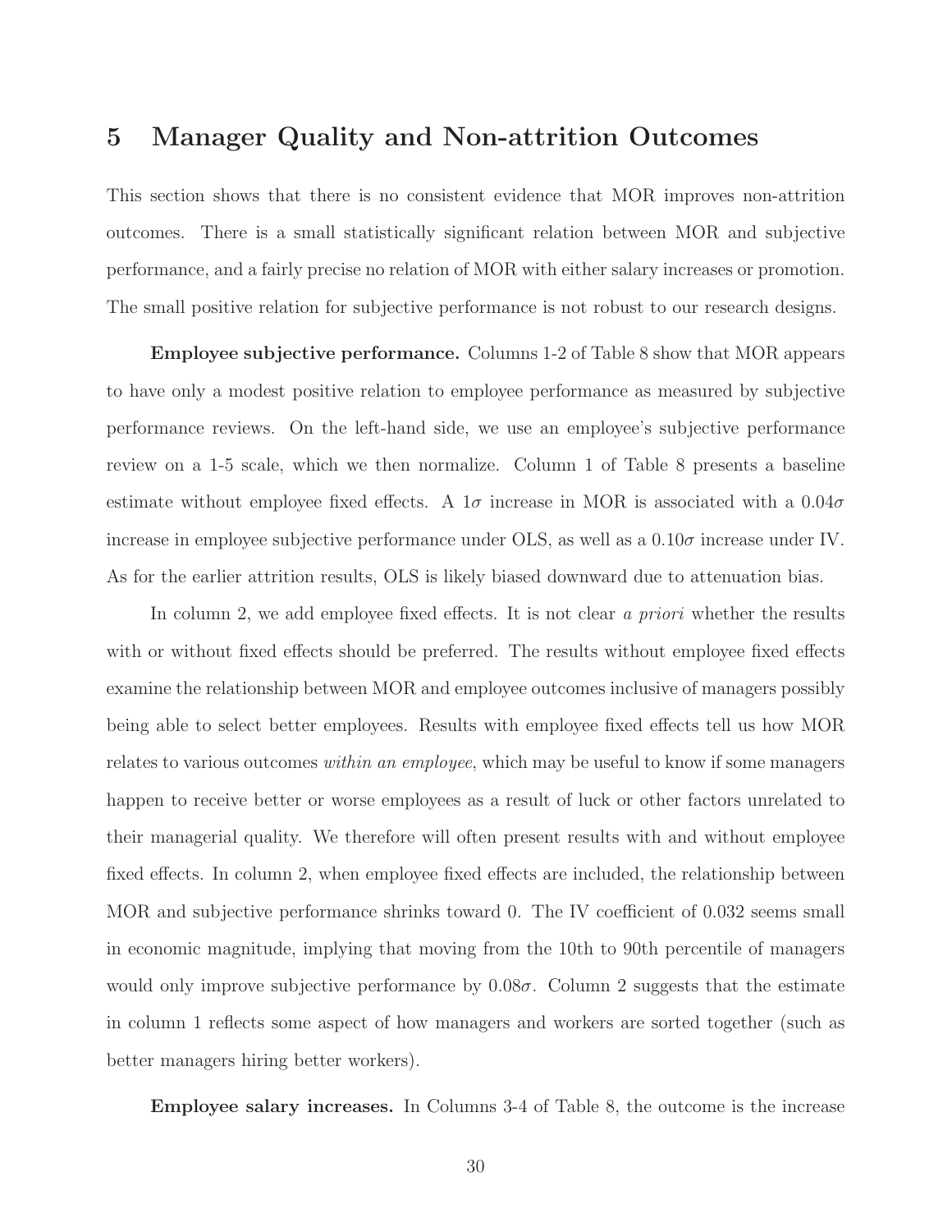# 5 Manager Quality and Non-attrition Outcomes

This section shows that there is no consistent evidence that MOR improves non-attrition outcomes. There is a small statistically significant relation between MOR and subjective performance, and a fairly precise no relation of MOR with either salary increases or promotion. The small positive relation for subjective performance is not robust to our research designs.

**Employee subjective performance.** Columns 1-2 of Table 8 show that MOR appears to have only a modest positive relation to employee performance as measured by subjective performance reviews. On the left-hand side, we use an employee's subjective performance review on a 1-5 scale, which we then normalize. Column 1 of Table 8 presents a baseline estimate without employee fixed effects. A $1\sigma$ increase in MOR is associated with a $0.04\sigma$ increase in employee subjective performance under OLS, as well as a $0.10\sigma$ increase under IV. As for the earlier attrition results, OLS is likely biased downward due to attenuation bias.

In column 2, we add employee fixed effects. It is not clear *a priori* whether the results with or without fixed effects should be preferred. The results without employee fixed effects examine the relationship between MOR and employee outcomes inclusive of managers possibly being able to select better employees. Results with employee fixed effects tell us how MOR relates to various outcomes *within an employee*, which may be useful to know if some managers happen to receive better or worse employees as a result of luck or other factors unrelated to their managerial quality. We therefore will often present results with and without employee fixed effects. In column 2, when employee fixed effects are included, the relationship between MOR and subjective performance shrinks toward 0. The IV coefficient of 0.032 seems small in economic magnitude, implying that moving from the 10th to 90th percentile of managers would only improve subjective performance by $0.08\sigma$. Column 2 suggests that the estimate in column 1 reflects some aspect of how managers and workers are sorted together (such as better managers hiring better workers).

**Employee salary increases.** In Columns 3-4 of Table 8, the outcome is the increase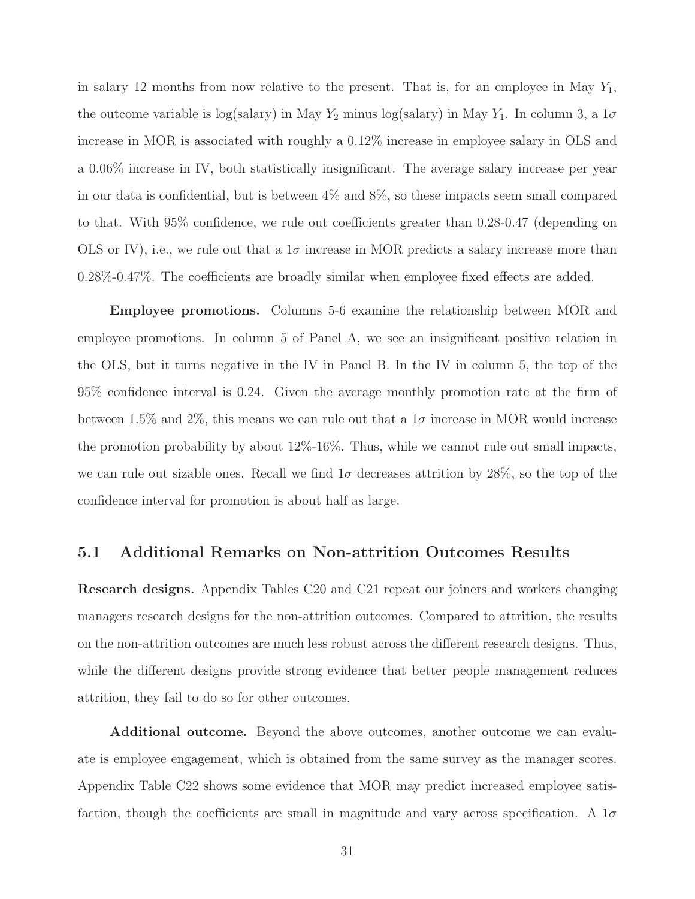in salary 12 months from now relative to the present. That is, for an employee in May $Y_1$, the outcome variable is log(salary) in May $Y_2$ minus log(salary) in May $Y_1$. In column 3, a $1\sigma$ increase in MOR is associated with roughly a 0.12% increase in employee salary in OLS and a 0.06% increase in IV, both statistically insignificant. The average salary increase per year in our data is confidential, but is between 4% and 8%, so these impacts seem small compared to that. With 95% confidence, we rule out coefficients greater than 0.28-0.47 (depending on OLS or IV), i.e., we rule out that a $1\sigma$ increase in MOR predicts a salary increase more than 0.28%-0.47%. The coefficients are broadly similar when employee fixed effects are added.

**Employee promotions.** Columns 5-6 examine the relationship between MOR and employee promotions. In column 5 of Panel A, we see an insignificant positive relation in the OLS, but it turns negative in the IV in Panel B. In the IV in column 5, the top of the 95% confidence interval is 0.24. Given the average monthly promotion rate at the firm of between 1.5% and 2%, this means we can rule out that a $1\sigma$ increase in MOR would increase the promotion probability by about 12%-16%. Thus, while we cannot rule out small impacts, we can rule out sizable ones. Recall we find $1\sigma$ decreases attrition by 28%, so the top of the confidence interval for promotion is about half as large.

## 5.1 Additional Remarks on Non-attrition Outcomes Results

**Research designs.** Appendix Tables C20 and C21 repeat our joiners and workers changing managers research designs for the non-attrition outcomes. Compared to attrition, the results on the non-attrition outcomes are much less robust across the different research designs. Thus, while the different designs provide strong evidence that better people management reduces attrition, they fail to do so for other outcomes.

**Additional outcome.** Beyond the above outcomes, another outcome we can evaluate is employee engagement, which is obtained from the same survey as the manager scores. Appendix Table C22 shows some evidence that MOR may predict increased employee satisfaction, though the coefficients are small in magnitude and vary across specification. A $1\sigma$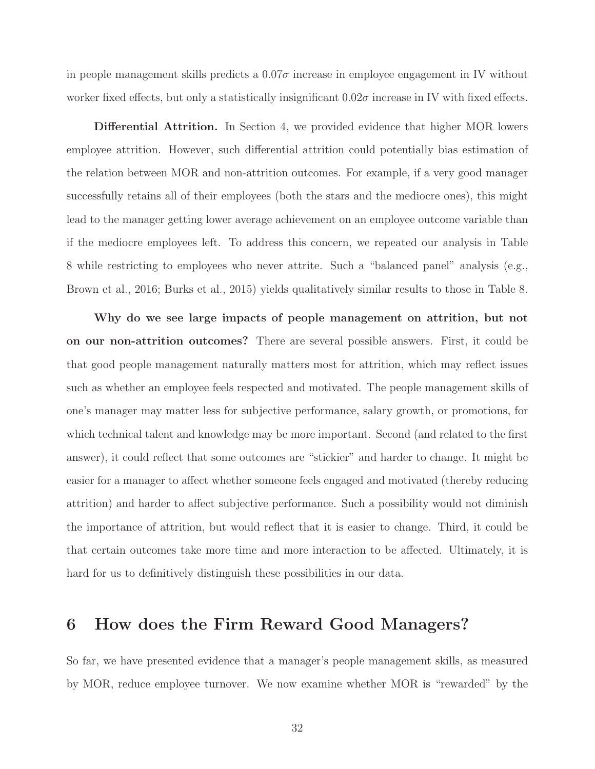in people management skills predicts a $0.07\sigma$ increase in employee engagement in IV without worker fixed effects, but only a statistically insignificant $0.02\sigma$ increase in IV with fixed effects.

**Differential Attrition.** In Section 4, we provided evidence that higher MOR lowers employee attrition. However, such differential attrition could potentially bias estimation of the relation between MOR and non-attrition outcomes. For example, if a very good manager successfully retains all of their employees (both the stars and the mediocre ones), this might lead to the manager getting lower average achievement on an employee outcome variable than if the mediocre employees left. To address this concern, we repeated our analysis in Table 8 while restricting to employees who never attrite. Such a "balanced panel" analysis (e.g., Brown et al., 2016; Burks et al., 2015) yields qualitatively similar results to those in Table 8.

**Why do we see large impacts of people management on attrition, but not on our non-attrition outcomes?** There are several possible answers. First, it could be that good people management naturally matters most for attrition, which may reflect issues such as whether an employee feels respected and motivated. The people management skills of one's manager may matter less for subjective performance, salary growth, or promotions, for which technical talent and knowledge may be more important. Second (and related to the first answer), it could reflect that some outcomes are "stickier" and harder to change. It might be easier for a manager to affect whether someone feels engaged and motivated (thereby reducing attrition) and harder to affect subjective performance. Such a possibility would not diminish the importance of attrition, but would reflect that it is easier to change. Third, it could be that certain outcomes take more time and more interaction to be affected. Ultimately, it is hard for us to definitively distinguish these possibilities in our data.

# 6 How does the Firm Reward Good Managers?

So far, we have presented evidence that a manager's people management skills, as measured by MOR, reduce employee turnover. We now examine whether MOR is "rewarded" by the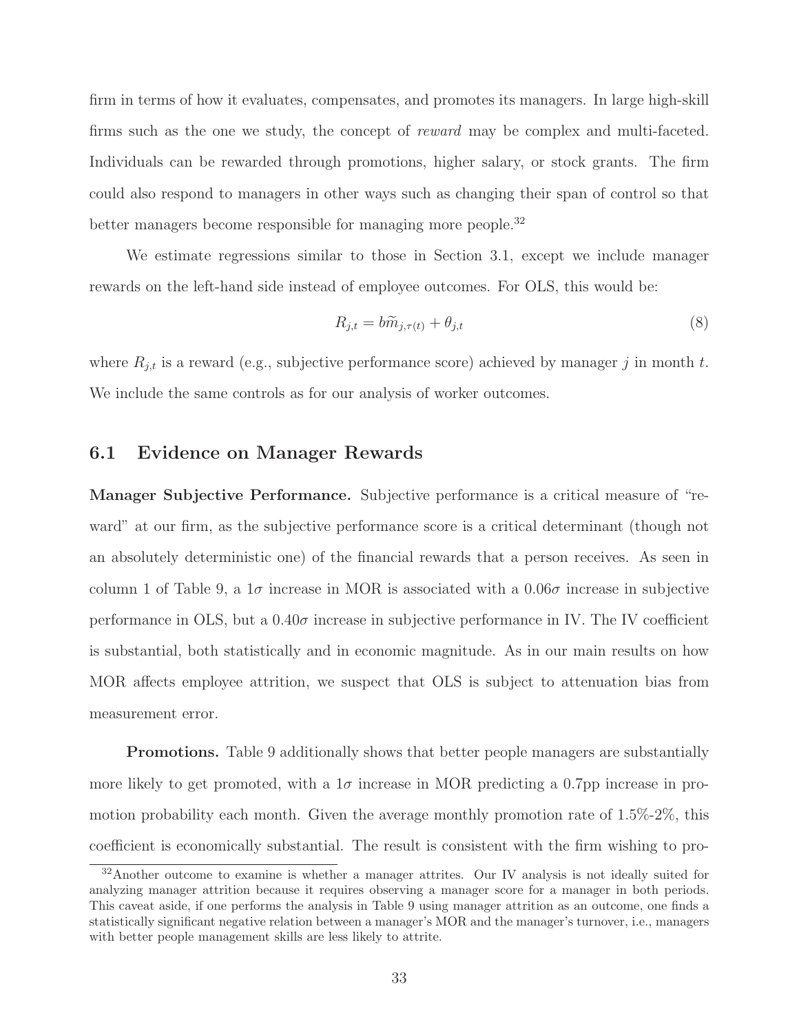firm in terms of how it evaluates, compensates, and promotes its managers. In large high-skill firms such as the one we study, the concept of *reward* may be complex and multi-faceted. Individuals can be rewarded through promotions, higher salary, or stock grants. The firm could also respond to managers in other ways such as changing their span of control so that better managers become responsible for managing more people.[32]

We estimate regressions similar to those in Section 3.1, except we include manager rewards on the left-hand side instead of employee outcomes. For OLS, this would be:

$$R_{j,t} = b\widetilde{m}_{j,\tau(t)} + \theta_{j,t} \tag{8}$$

where $R_{j,t}$ is a reward (e.g., subjective performance score) achieved by manager $j$ in month $t$. We include the same controls as for our analysis of worker outcomes.

## 6.1 Evidence on Manager Rewards

**Manager Subjective Performance.** Subjective performance is a critical measure of "reward" at our firm, as the subjective performance score is a critical determinant (though not an absolutely deterministic one) of the financial rewards that a person receives. As seen in column 1 of Table 9, a $1\sigma$ increase in MOR is associated with a $0.06\sigma$ increase in subjective performance in OLS, but a $0.40\sigma$ increase in subjective performance in IV. The IV coefficient is substantial, both statistically and in economic magnitude. As in our main results on how MOR affects employee attrition, we suspect that OLS is subject to attenuation bias from measurement error.

**Promotions.** Table 9 additionally shows that better people managers are substantially more likely to get promoted, with a $1\sigma$ increase in MOR predicting a 0.7pp increase in promotion probability each month. Given the average monthly promotion rate of 1.5%-2%, this coefficient is economically substantial. The result is consistent with the firm wishing to pro-

[32] Another outcome to examine is whether a manager attrites. Our IV analysis is not ideally suited for analyzing manager attrition because it requires observing a manager score for a manager in both periods. This caveat aside, if one performs the analysis in Table 9 using manager attrition as an outcome, one finds a statistically significant negative relation between a manager's MOR and the manager's turnover, i.e., managers with better people management skills are less likely to attrite.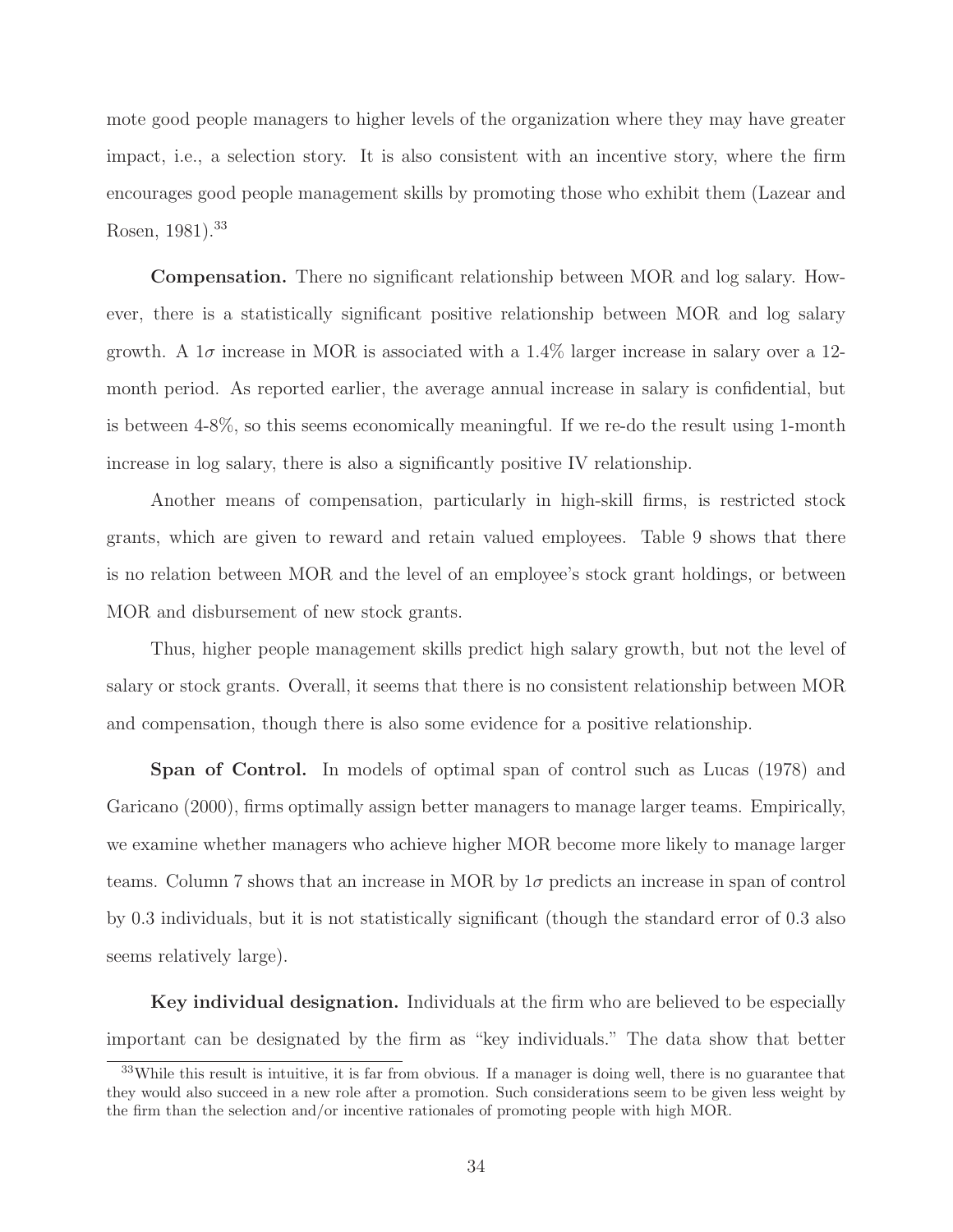mote good people managers to higher levels of the organization where they may have greater impact, i.e., a selection story. It is also consistent with an incentive story, where the firm encourages good people management skills by promoting those who exhibit them (Lazear and Rosen, 1981).[33]

**Compensation.** There no significant relationship between MOR and log salary. However, there is a statistically significant positive relationship between MOR and log salary growth. A $1\sigma$ increase in MOR is associated with a 1.4% larger increase in salary over a 12-month period. As reported earlier, the average annual increase in salary is confidential, but is between 4-8%, so this seems economically meaningful. If we re-do the result using 1-month increase in log salary, there is also a significantly positive IV relationship.

Another means of compensation, particularly in high-skill firms, is restricted stock grants, which are given to reward and retain valued employees. Table 9 shows that there is no relation between MOR and the level of an employee's stock grant holdings, or between MOR and disbursement of new stock grants.

Thus, higher people management skills predict high salary growth, but not the level of salary or stock grants. Overall, it seems that there is no consistent relationship between MOR and compensation, though there is also some evidence for a positive relationship.

**Span of Control.** In models of optimal span of control such as Lucas (1978) and Garicano (2000), firms optimally assign better managers to manage larger teams. Empirically, we examine whether managers who achieve higher MOR become more likely to manage larger teams. Column 7 shows that an increase in MOR by $1\sigma$ predicts an increase in span of control by 0.3 individuals, but it is not statistically significant (though the standard error of 0.3 also seems relatively large).

**Key individual designation.** Individuals at the firm who are believed to be especially important can be designated by the firm as "key individuals." The data show that better

[33]While this result is intuitive, it is far from obvious. If a manager is doing well, there is no guarantee that they would also succeed in a new role after a promotion. Such considerations seem to be given less weight by the firm than the selection and/or incentive rationales of promoting people with high MOR.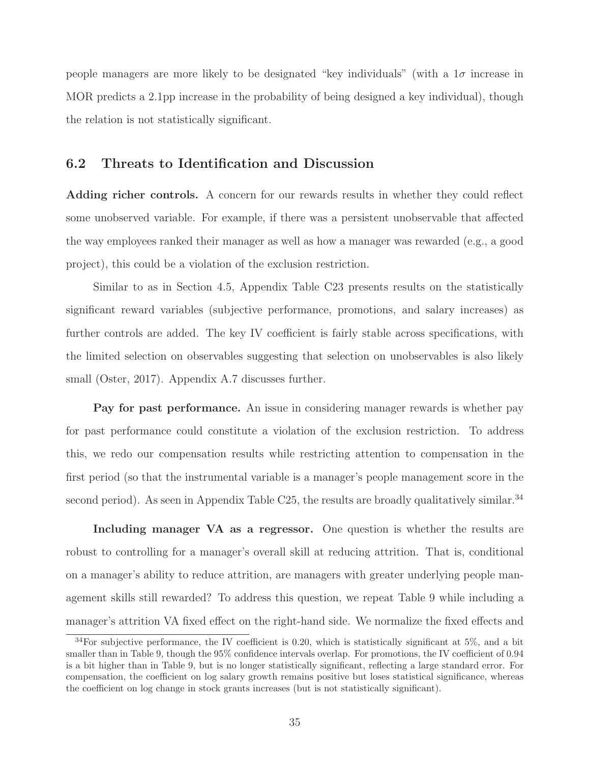people managers are more likely to be designated "key individuals" (with a $1\sigma$ increase in MOR predicts a 2.1pp increase in the probability of being designed a key individual), though the relation is not statistically significant.

## 6.2 Threats to Identification and Discussion

**Adding richer controls.** A concern for our rewards results in whether they could reflect some unobserved variable. For example, if there was a persistent unobservable that affected the way employees ranked their manager as well as how a manager was rewarded (e.g., a good project), this could be a violation of the exclusion restriction.

Similar to as in Section 4.5, Appendix Table C23 presents results on the statistically significant reward variables (subjective performance, promotions, and salary increases) as further controls are added. The key IV coefficient is fairly stable across specifications, with the limited selection on observables suggesting that selection on unobservables is also likely small (Oster, 2017). Appendix A.7 discusses further.

**Pay for past performance.** An issue in considering manager rewards is whether pay for past performance could constitute a violation of the exclusion restriction. To address this, we redo our compensation results while restricting attention to compensation in the first period (so that the instrumental variable is a manager's people management score in the second period). As seen in Appendix Table C25, the results are broadly qualitatively similar.[34]

**Including manager VA as a regressor.** One question is whether the results are robust to controlling for a manager's overall skill at reducing attrition. That is, conditional on a manager's ability to reduce attrition, are managers with greater underlying people management skills still rewarded? To address this question, we repeat Table 9 while including a manager's attrition VA fixed effect on the right-hand side. We normalize the fixed effects and

[34]For subjective performance, the IV coefficient is 0.20, which is statistically significant at 5%, and a bit smaller than in Table 9, though the 95% confidence intervals overlap. For promotions, the IV coefficient of 0.94 is a bit higher than in Table 9, but is no longer statistically significant, reflecting a large standard error. For compensation, the coefficient on log salary growth remains positive but loses statistical significance, whereas the coefficient on log change in stock grants increases (but is not statistically significant).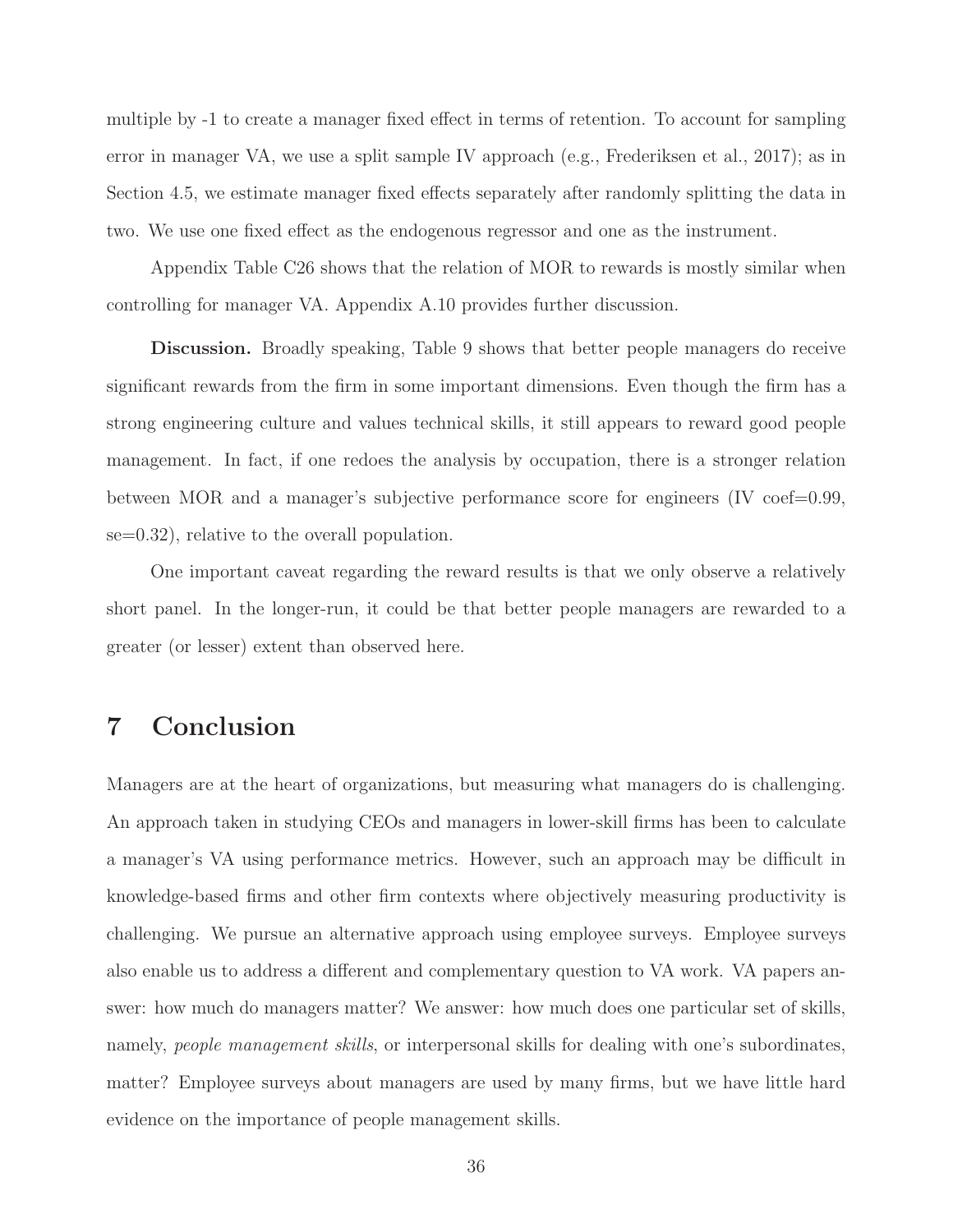multiple by -1 to create a manager fixed effect in terms of retention. To account for sampling error in manager VA, we use a split sample IV approach (e.g., Frederiksen et al., 2017); as in Section 4.5, we estimate manager fixed effects separately after randomly splitting the data in two. We use one fixed effect as the endogenous regressor and one as the instrument.

Appendix Table C26 shows that the relation of MOR to rewards is mostly similar when controlling for manager VA. Appendix A.10 provides further discussion.

**Discussion.** Broadly speaking, Table 9 shows that better people managers do receive significant rewards from the firm in some important dimensions. Even though the firm has a strong engineering culture and values technical skills, it still appears to reward good people management. In fact, if one redoes the analysis by occupation, there is a stronger relation between MOR and a manager's subjective performance score for engineers (IV coef=0.99, se=0.32), relative to the overall population.

One important caveat regarding the reward results is that we only observe a relatively short panel. In the longer-run, it could be that better people managers are rewarded to a greater (or lesser) extent than observed here.

# 7 Conclusion

Managers are at the heart of organizations, but measuring what managers do is challenging. An approach taken in studying CEOs and managers in lower-skill firms has been to calculate a manager's VA using performance metrics. However, such an approach may be difficult in knowledge-based firms and other firm contexts where objectively measuring productivity is challenging. We pursue an alternative approach using employee surveys. Employee surveys also enable us to address a different and complementary question to VA work. VA papers answer: how much do managers matter? We answer: how much does one particular set of skills, namely, *people management skills*, or interpersonal skills for dealing with one's subordinates, matter? Employee surveys about managers are used by many firms, but we have little hard evidence on the importance of people management skills.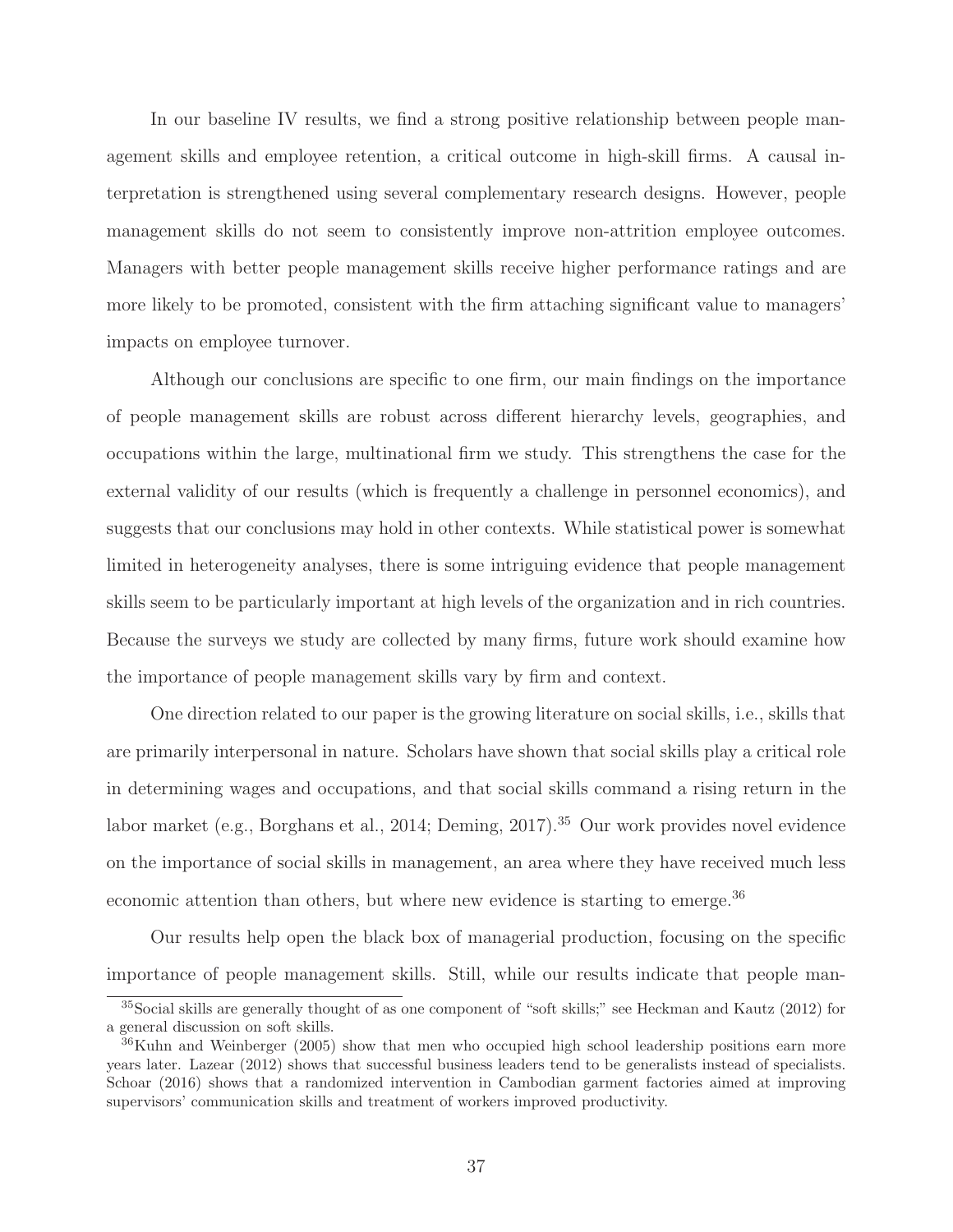In our baseline IV results, we find a strong positive relationship between people management skills and employee retention, a critical outcome in high-skill firms. A causal interpretation is strengthened using several complementary research designs. However, people management skills do not seem to consistently improve non-attrition employee outcomes. Managers with better people management skills receive higher performance ratings and are more likely to be promoted, consistent with the firm attaching significant value to managers' impacts on employee turnover.

Although our conclusions are specific to one firm, our main findings on the importance of people management skills are robust across different hierarchy levels, geographies, and occupations within the large, multinational firm we study. This strengthens the case for the external validity of our results (which is frequently a challenge in personnel economics), and suggests that our conclusions may hold in other contexts. While statistical power is somewhat limited in heterogeneity analyses, there is some intriguing evidence that people management skills seem to be particularly important at high levels of the organization and in rich countries. Because the surveys we study are collected by many firms, future work should examine how the importance of people management skills vary by firm and context.

One direction related to our paper is the growing literature on social skills, i.e., skills that are primarily interpersonal in nature. Scholars have shown that social skills play a critical role in determining wages and occupations, and that social skills command a rising return in the labor market (e.g., Borghans et al., 2014; Deming, 2017).[35] Our work provides novel evidence on the importance of social skills in management, an area where they have received much less economic attention than others, but where new evidence is starting to emerge.[36]

Our results help open the black box of managerial production, focusing on the specific importance of people management skills. Still, while our results indicate that people man-

[35] Social skills are generally thought of as one component of "soft skills;" see Heckman and Kautz (2012) for a general discussion on soft skills.

[36] Kuhn and Weinberger (2005) show that men who occupied high school leadership positions earn more years later. Lazear (2012) shows that successful business leaders tend to be generalists instead of specialists. Schoar (2016) shows that a randomized intervention in Cambodian garment factories aimed at improving supervisors' communication skills and treatment of workers improved productivity.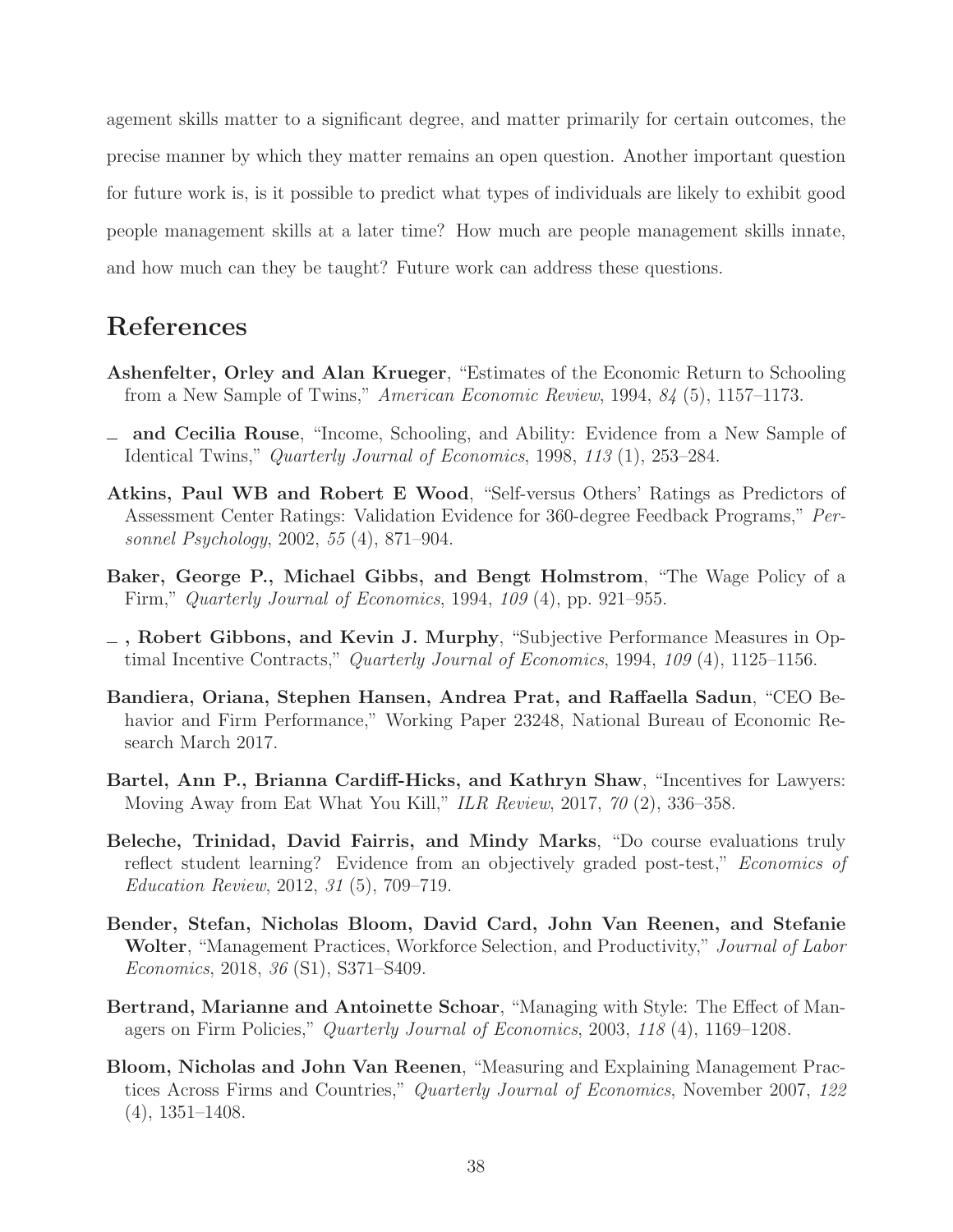agement skills matter to a significant degree, and matter primarily for certain outcomes, the precise manner by which they matter remains an open question. Another important question for future work is, is it possible to predict what types of individuals are likely to exhibit good people management skills at a later time? How much are people management skills innate, and how much can they be taught? Future work can address these questions.

# References

**Ashenfelter, Orley and Alan Krueger**, "Estimates of the Economic Return to Schooling from a New Sample of Twins," *American Economic Review*, 1994, *84* (5), 1157–1173.

**\_ and Cecilia Rouse**, "Income, Schooling, and Ability: Evidence from a New Sample of Identical Twins," *Quarterly Journal of Economics*, 1998, *113* (1), 253–284.

**Atkins, Paul WB and Robert E Wood**, "Self-versus Others' Ratings as Predictors of Assessment Center Ratings: Validation Evidence for 360-degree Feedback Programs," *Personnel Psychology*, 2002, *55* (4), 871–904.

**Baker, George P., Michael Gibbs, and Bengt Holmstrom**, "The Wage Policy of a Firm," *Quarterly Journal of Economics*, 1994, *109* (4), pp. 921–955.

**\_ , Robert Gibbons, and Kevin J. Murphy**, "Subjective Performance Measures in Optimal Incentive Contracts," *Quarterly Journal of Economics*, 1994, *109* (4), 1125–1156.

**Bandiera, Oriana, Stephen Hansen, Andrea Prat, and Raffaella Sadun**, "CEO Behavior and Firm Performance," Working Paper 23248, National Bureau of Economic Research March 2017.

**Bartel, Ann P., Brianna Cardiff-Hicks, and Kathryn Shaw**, "Incentives for Lawyers: Moving Away from Eat What You Kill," *ILR Review*, 2017, *70* (2), 336–358.

**Beleche, Trinidad, David Fairris, and Mindy Marks**, "Do course evaluations truly reflect student learning? Evidence from an objectively graded post-test," *Economics of Education Review*, 2012, *31* (5), 709–719.

**Bender, Stefan, Nicholas Bloom, David Card, John Van Reenen, and Stefanie Wolter**, "Management Practices, Workforce Selection, and Productivity," *Journal of Labor Economics*, 2018, *36* (S1), S371–S409.

**Bertrand, Marianne and Antoinette Schoar**, "Managing with Style: The Effect of Managers on Firm Policies," *Quarterly Journal of Economics*, 2003, *118* (4), 1169–1208.

**Bloom, Nicholas and John Van Reenen**, "Measuring and Explaining Management Practices Across Firms and Countries," *Quarterly Journal of Economics*, November 2007, *122* (4), 1351–1408.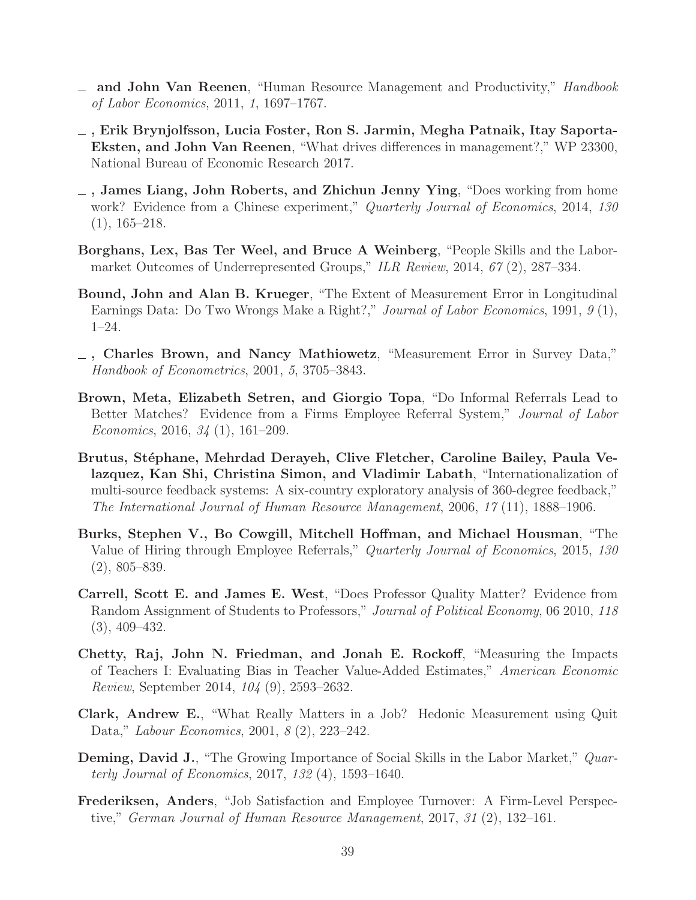_ **and John Van Reenen**, "Human Resource Management and Productivity," *Handbook of Labor Economics*, 2011, *1*, 1697–1767.

_ **, Erik Brynjolfsson, Lucia Foster, Ron S. Jarmin, Megha Patnaik, Itay Saporta-Eksten, and John Van Reenen**, "What drives differences in management?," WP 23300, National Bureau of Economic Research 2017.

_ **, James Liang, John Roberts, and Zhichun Jenny Ying**, "Does working from home work? Evidence from a Chinese experiment," *Quarterly Journal of Economics*, 2014, *130* (1), 165–218.

**Borghans, Lex, Bas Ter Weel, and Bruce A Weinberg**, "People Skills and the Labor-market Outcomes of Underrepresented Groups," *ILR Review*, 2014, *67* (2), 287–334.

**Bound, John and Alan B. Krueger**, "The Extent of Measurement Error in Longitudinal Earnings Data: Do Two Wrongs Make a Right?," *Journal of Labor Economics*, 1991, *9* (1), 1–24.

_ **, Charles Brown, and Nancy Mathiowetz**, "Measurement Error in Survey Data," *Handbook of Econometrics*, 2001, *5*, 3705–3843.

**Brown, Meta, Elizabeth Setren, and Giorgio Topa**, "Do Informal Referrals Lead to Better Matches? Evidence from a Firms Employee Referral System," *Journal of Labor Economics*, 2016, *34* (1), 161–209.

**Brutus, Stéphane, Mehrdad Derayeh, Clive Fletcher, Caroline Bailey, Paula Velazquez, Kan Shi, Christina Simon, and Vladimir Labath**, "Internationalization of multi-source feedback systems: A six-country exploratory analysis of 360-degree feedback," *The International Journal of Human Resource Management*, 2006, *17* (11), 1888–1906.

**Burks, Stephen V., Bo Cowgill, Mitchell Hoffman, and Michael Housman**, "The Value of Hiring through Employee Referrals," *Quarterly Journal of Economics*, 2015, *130* (2), 805–839.

**Carrell, Scott E. and James E. West**, "Does Professor Quality Matter? Evidence from Random Assignment of Students to Professors," *Journal of Political Economy*, 06 2010, *118* (3), 409–432.

**Chetty, Raj, John N. Friedman, and Jonah E. Rockoff**, "Measuring the Impacts of Teachers I: Evaluating Bias in Teacher Value-Added Estimates," *American Economic Review*, September 2014, *104* (9), 2593–2632.

**Clark, Andrew E.**, "What Really Matters in a Job? Hedonic Measurement using Quit Data," *Labour Economics*, 2001, *8* (2), 223–242.

**Deming, David J.**, "The Growing Importance of Social Skills in the Labor Market," *Quarterly Journal of Economics*, 2017, *132* (4), 1593–1640.

**Frederiksen, Anders**, "Job Satisfaction and Employee Turnover: A Firm-Level Perspective," *German Journal of Human Resource Management*, 2017, *31* (2), 132–161.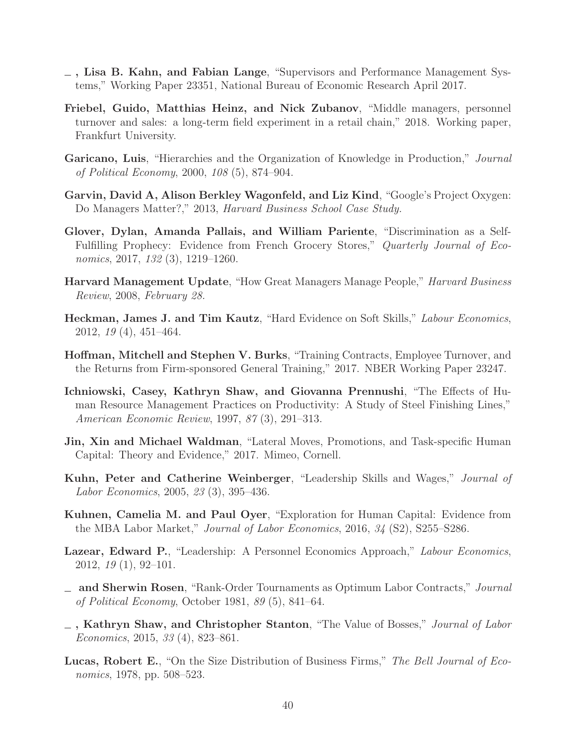_ , **Lisa B. Kahn, and Fabian Lange**, "Supervisors and Performance Management Systems," Working Paper 23351, National Bureau of Economic Research April 2017.

**Friebel, Guido, Matthias Heinz, and Nick Zubanov**, "Middle managers, personnel turnover and sales: a long-term field experiment in a retail chain," 2018. Working paper, Frankfurt University.

**Garicano, Luis**, "Hierarchies and the Organization of Knowledge in Production," *Journal of Political Economy*, 2000, *108* (5), 874–904.

**Garvin, David A, Alison Berkley Wagonfeld, and Liz Kind**, "Google's Project Oxygen: Do Managers Matter?," 2013, *Harvard Business School Case Study.*

**Glover, Dylan, Amanda Pallais, and William Pariente**, "Discrimination as a Self-Fulfilling Prophecy: Evidence from French Grocery Stores," *Quarterly Journal of Economics*, 2017, *132* (3), 1219–1260.

**Harvard Management Update**, "How Great Managers Manage People," *Harvard Business Review*, 2008, *February 28.*

**Heckman, James J. and Tim Kautz**, "Hard Evidence on Soft Skills," *Labour Economics*, 2012, *19* (4), 451–464.

**Hoffman, Mitchell and Stephen V. Burks**, "Training Contracts, Employee Turnover, and the Returns from Firm-sponsored General Training," 2017. NBER Working Paper 23247.

**Ichniowski, Casey, Kathryn Shaw, and Giovanna Prennushi**, "The Effects of Human Resource Management Practices on Productivity: A Study of Steel Finishing Lines," *American Economic Review*, 1997, *87* (3), 291–313.

**Jin, Xin and Michael Waldman**, "Lateral Moves, Promotions, and Task-specific Human Capital: Theory and Evidence," 2017. Mimeo, Cornell.

**Kuhn, Peter and Catherine Weinberger**, "Leadership Skills and Wages," *Journal of Labor Economics*, 2005, *23* (3), 395–436.

**Kuhnen, Camelia M. and Paul Oyer**, "Exploration for Human Capital: Evidence from the MBA Labor Market," *Journal of Labor Economics*, 2016, *34* (S2), S255–S286.

**Lazear, Edward P.**, "Leadership: A Personnel Economics Approach," *Labour Economics*, 2012, *19* (1), 92–101.

_ **and Sherwin Rosen**, "Rank-Order Tournaments as Optimum Labor Contracts," *Journal of Political Economy*, October 1981, *89* (5), 841–64.

_ , **Kathryn Shaw, and Christopher Stanton**, "The Value of Bosses," *Journal of Labor Economics*, 2015, *33* (4), 823–861.

**Lucas, Robert E.**, "On the Size Distribution of Business Firms," *The Bell Journal of Economics*, 1978, pp. 508–523.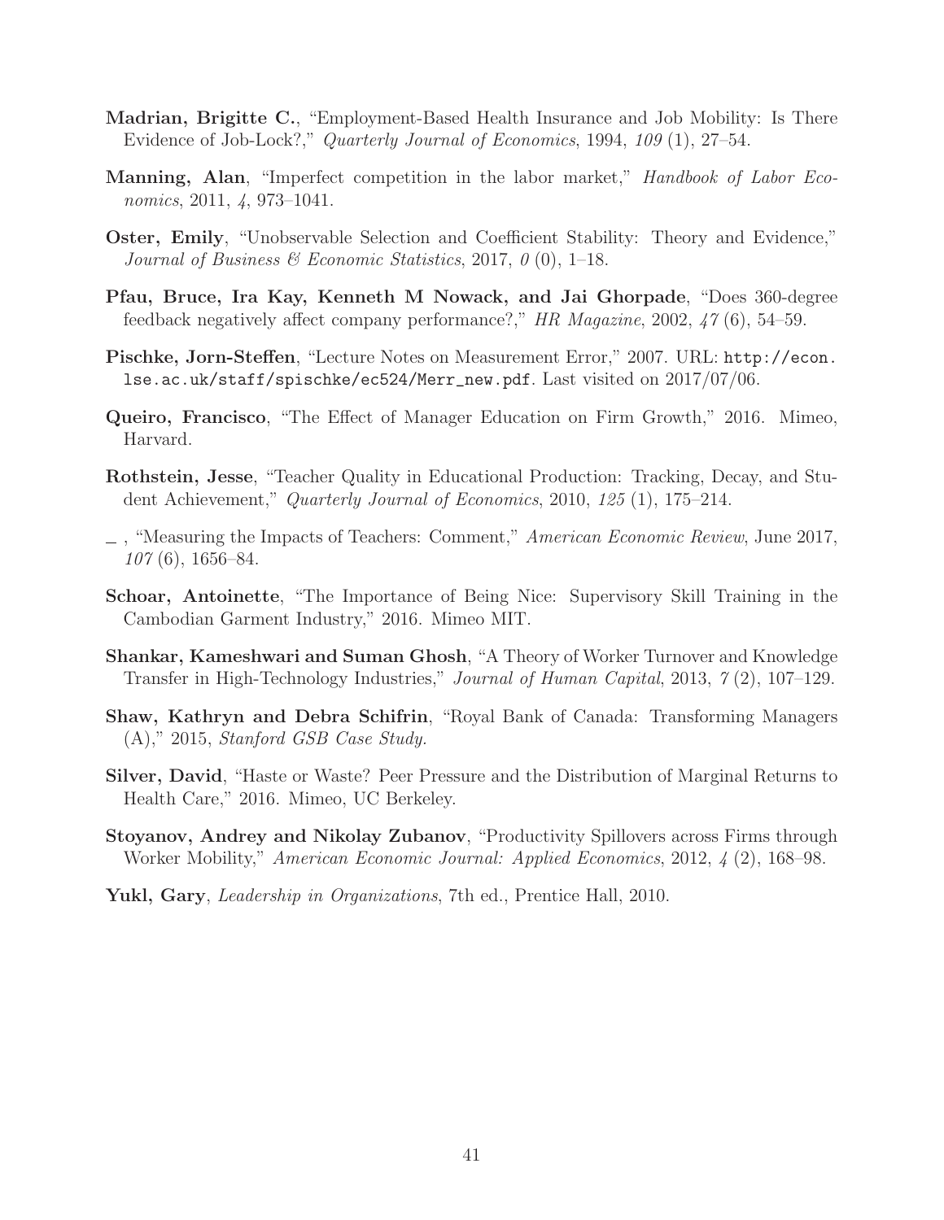**Madrian, Brigitte C.**, "Employment-Based Health Insurance and Job Mobility: Is There Evidence of Job-Lock?," *Quarterly Journal of Economics*, 1994, *109* (1), 27–54.

**Manning, Alan**, "Imperfect competition in the labor market," *Handbook of Labor Economics*, 2011, *4*, 973–1041.

**Oster, Emily**, "Unobservable Selection and Coefficient Stability: Theory and Evidence," *Journal of Business & Economic Statistics*, 2017, *0* (0), 1–18.

**Pfau, Bruce, Ira Kay, Kenneth M Nowack, and Jai Ghorpade**, "Does 360-degree feedback negatively affect company performance?," *HR Magazine*, 2002, *47* (6), 54–59.

**Pischke, Jorn-Steffen**, "Lecture Notes on Measurement Error," 2007. URL: `http://econ.lse.ac.uk/staff/spischke/ec524/Merr_new.pdf`. Last visited on 2017/07/06.

**Queiro, Francisco**, "The Effect of Manager Education on Firm Growth," 2016. Mimeo, Harvard.

**Rothstein, Jesse**, "Teacher Quality in Educational Production: Tracking, Decay, and Student Achievement," *Quarterly Journal of Economics*, 2010, *125* (1), 175–214.

_ , "Measuring the Impacts of Teachers: Comment," *American Economic Review*, June 2017, *107* (6), 1656–84.

**Schoar, Antoinette**, "The Importance of Being Nice: Supervisory Skill Training in the Cambodian Garment Industry," 2016. Mimeo MIT.

**Shankar, Kameshwari and Suman Ghosh**, "A Theory of Worker Turnover and Knowledge Transfer in High-Technology Industries," *Journal of Human Capital*, 2013, *7* (2), 107–129.

**Shaw, Kathryn and Debra Schifrin**, "Royal Bank of Canada: Transforming Managers (A)," 2015, *Stanford GSB Case Study.*

**Silver, David**, "Haste or Waste? Peer Pressure and the Distribution of Marginal Returns to Health Care," 2016. Mimeo, UC Berkeley.

**Stoyanov, Andrey and Nikolay Zubanov**, "Productivity Spillovers across Firms through Worker Mobility," *American Economic Journal: Applied Economics*, 2012, *4* (2), 168–98.

**Yukl, Gary**, *Leadership in Organizations*, 7th ed., Prentice Hall, 2010.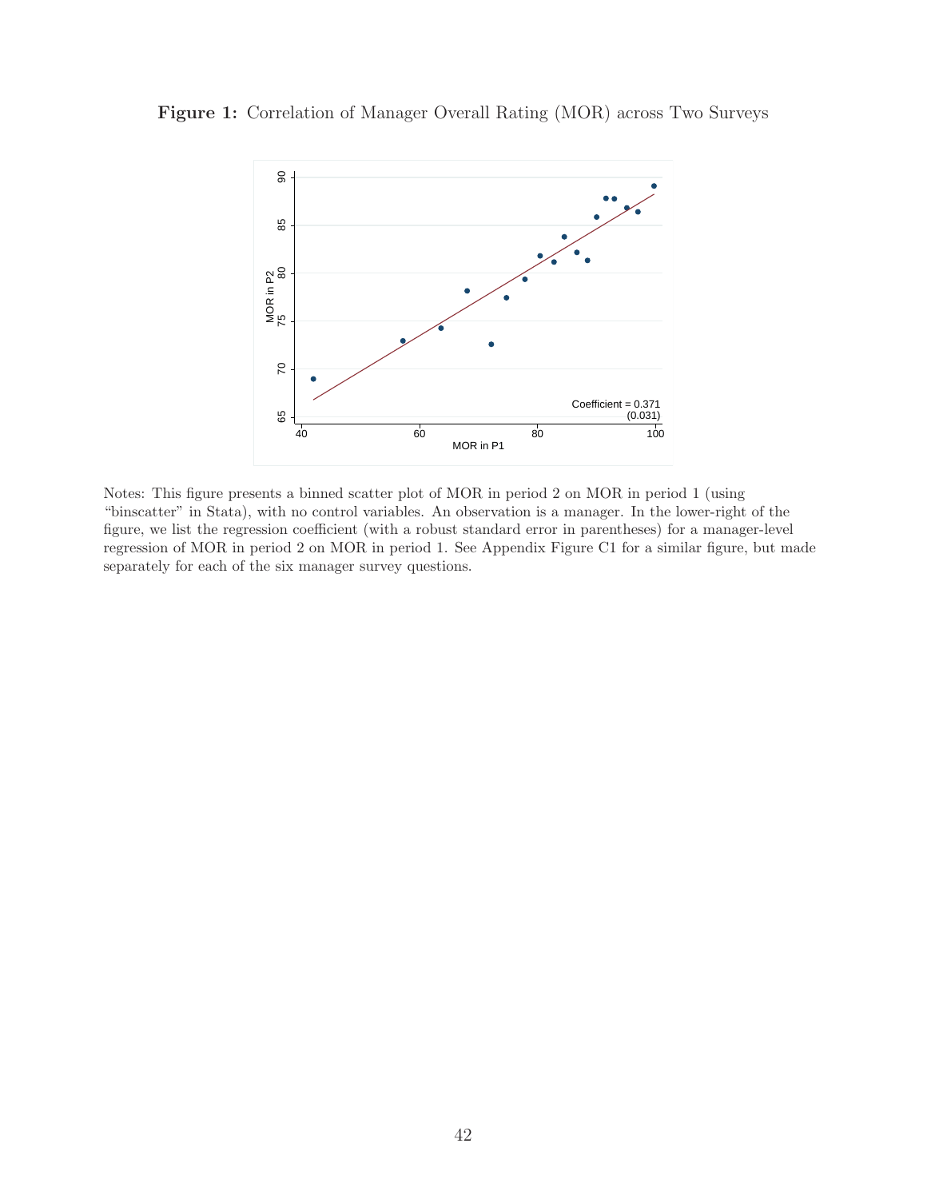**Figure 1:** Correlation of Manager Overall Rating (MOR) across Two Surveys

Coefficient = 0.371
(0.031)

Notes: This figure presents a binned scatter plot of MOR in period 2 on MOR in period 1 (using "binscatter" in Stata), with no control variables. An observation is a manager. In the lower-right of the figure, we list the regression coefficient (with a robust standard error in parentheses) for a manager-level regression of MOR in period 2 on MOR in period 1. See Appendix Figure C1 for a similar figure, but made separately for each of the six manager survey questions.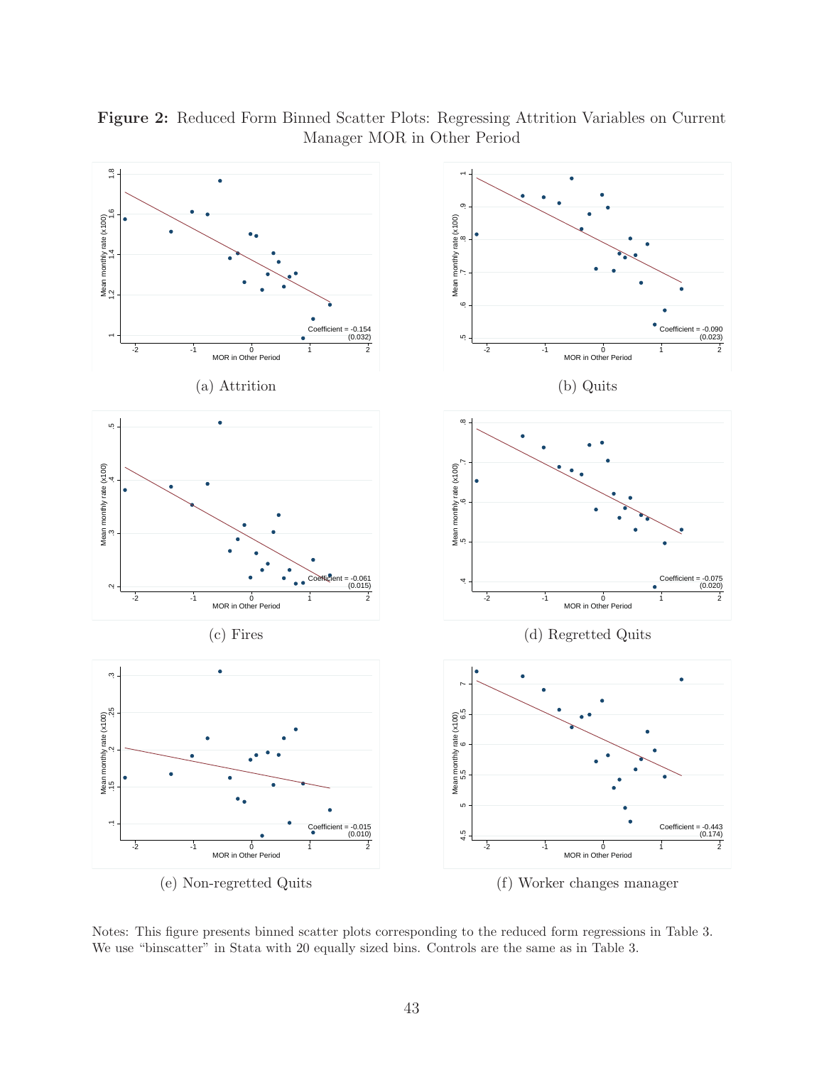**Figure 2:** Reduced Form Binned Scatter Plots: Regressing Attrition Variables on Current Manager MOR in Other Period

(a) Attrition

Coefficient = -0.154 (0.032)

(b) Quits

Coefficient = -0.090 (0.023)

(c) Fires

Coefficient = -0.061 (0.015)

(d) Regretted Quits

Coefficient = -0.075 (0.020)

(e) Non-regretted Quits

Coefficient = -0.015 (0.010)

(f) Worker changes manager

Coefficient = -0.443 (0.174)

Notes: This figure presents binned scatter plots corresponding to the reduced form regressions in Table 3. We use "binscatter" in Stata with 20 equally sized bins. Controls are the same as in Table 3.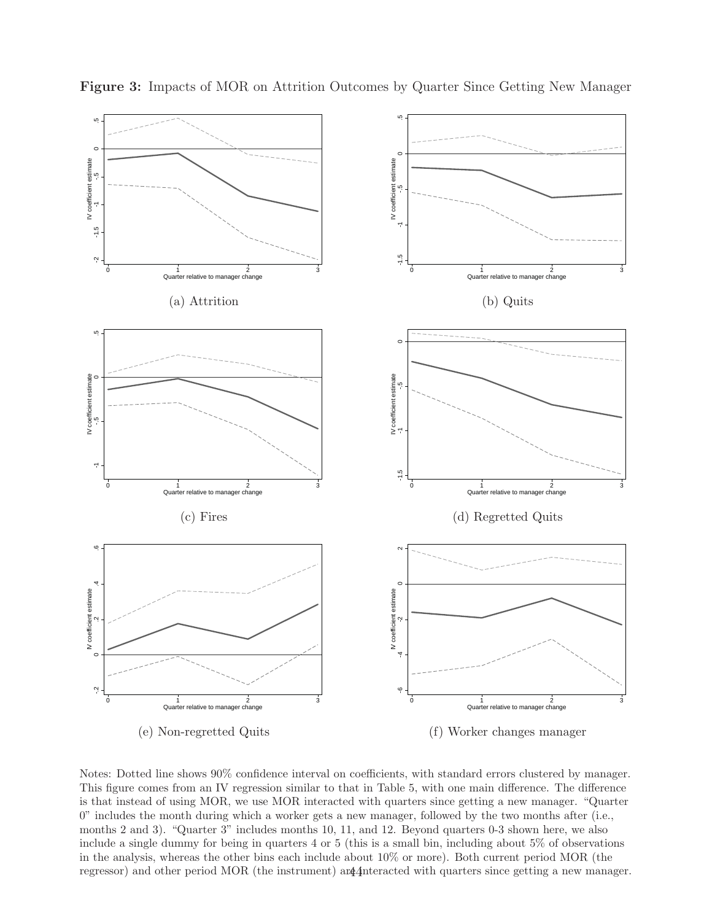**Figure 3:** Impacts of MOR on Attrition Outcomes by Quarter Since Getting New Manager

(a) Attrition

(b) Quits

(c) Fires

(d) Regretted Quits

(e) Non-regretted Quits

(f) Worker changes manager

Notes: Dotted line shows 90% confidence interval on coefficients, with standard errors clustered by manager. This figure comes from an IV regression similar to that in Table 5, with one main difference. The difference is that instead of using MOR, we use MOR interacted with quarters since getting a new manager. "Quarter 0" includes the month during which a worker gets a new manager, followed by the two months after (i.e., months 2 and 3). "Quarter 3" includes months 10, 11, and 12. Beyond quarters 0-3 shown here, we also include a single dummy for being in quarters 4 or 5 (this is a small bin, including about 5% of observations in the analysis, whereas the other bins each include about 10% or more). Both current period MOR (the regressor) and other period MOR (the instrument) are interacted with quarters since getting a new manager.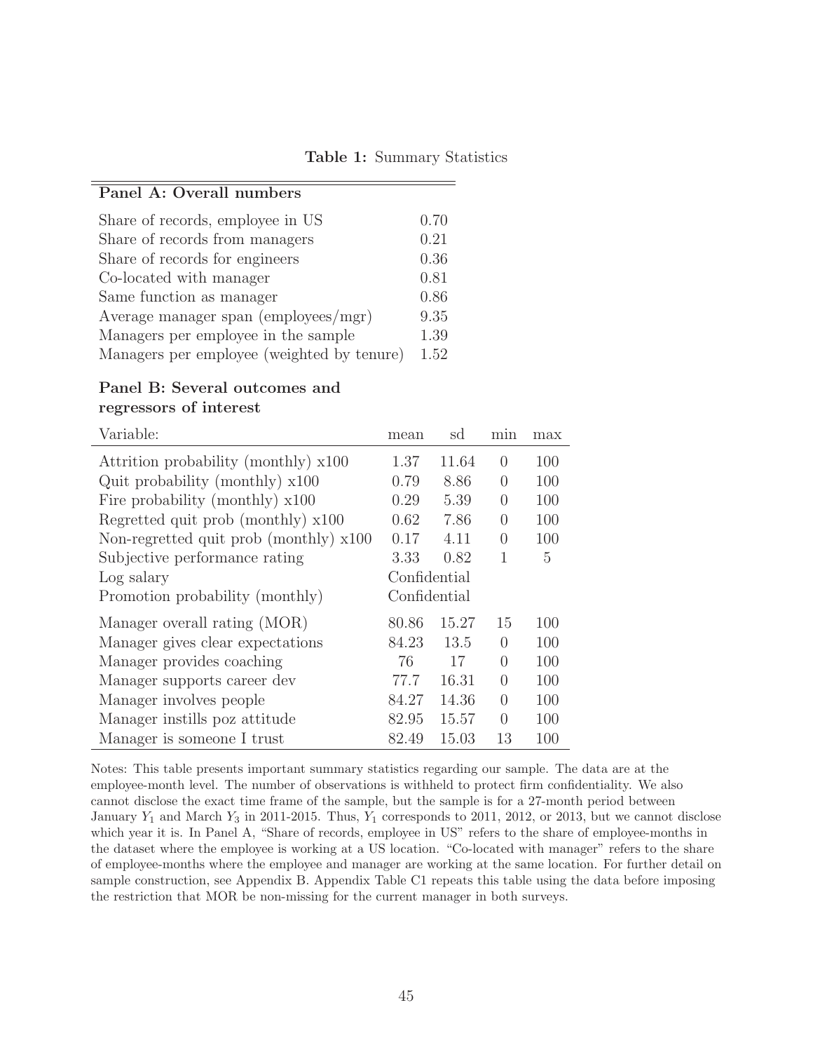**Table 1:** Summary Statistics

**Panel A: Overall numbers**

| | |
|---|---|
| Share of records, employee in US | 0.70 |
| Share of records from managers | 0.21 |
| Share of records for engineers | 0.36 |
| Co-located with manager | 0.81 |
| Same function as manager | 0.86 |
| Average manager span (employees/mgr) | 9.35 |
| Managers per employee in the sample | 1.39 |
| Managers per employee (weighted by tenure) | 1.52 |

**Panel B: Several outcomes and regressors of interest**

| Variable: | mean | sd | min | max |
|---|---|---|---|---|
| Attrition probability (monthly) x100 | 1.37 | 11.64 | 0 | 100 |
| Quit probability (monthly) x100 | 0.79 | 8.86 | 0 | 100 |
| Fire probability (monthly) x100 | 0.29 | 5.39 | 0 | 100 |
| Regretted quit prob (monthly) x100 | 0.62 | 7.86 | 0 | 100 |
| Non-regretted quit prob (monthly) x100 | 0.17 | 4.11 | 0 | 100 |
| Subjective performance rating | 3.33 | 0.82 | 1 | 5 |
| Log salary | Confidential | | | |
| Promotion probability (monthly) | Confidential | | | |
| Manager overall rating (MOR) | 80.86 | 15.27 | 15 | 100 |
| Manager gives clear expectations | 84.23 | 13.5 | 0 | 100 |
| Manager provides coaching | 76 | 17 | 0 | 100 |
| Manager supports career dev | 77.7 | 16.31 | 0 | 100 |
| Manager involves people | 84.27 | 14.36 | 0 | 100 |
| Manager instills poz attitude | 82.95 | 15.57 | 0 | 100 |
| Manager is someone I trust | 82.49 | 15.03 | 13 | 100 |

Notes: This table presents important summary statistics regarding our sample. The data are at the employee-month level. The number of observations is withheld to protect firm confidentiality. We also cannot disclose the exact time frame of the sample, but the sample is for a 27-month period between January $Y_1$ and March $Y_3$ in 2011-2015. Thus, $Y_1$ corresponds to 2011, 2012, or 2013, but we cannot disclose which year it is. In Panel A, "Share of records, employee in US" refers to the share of employee-months in the dataset where the employee is working at a US location. "Co-located with manager" refers to the share of employee-months where the employee and manager are working at the same location. For further detail on sample construction, see Appendix B. Appendix Table C1 repeats this table using the data before imposing the restriction that MOR be non-missing for the current manager in both surveys.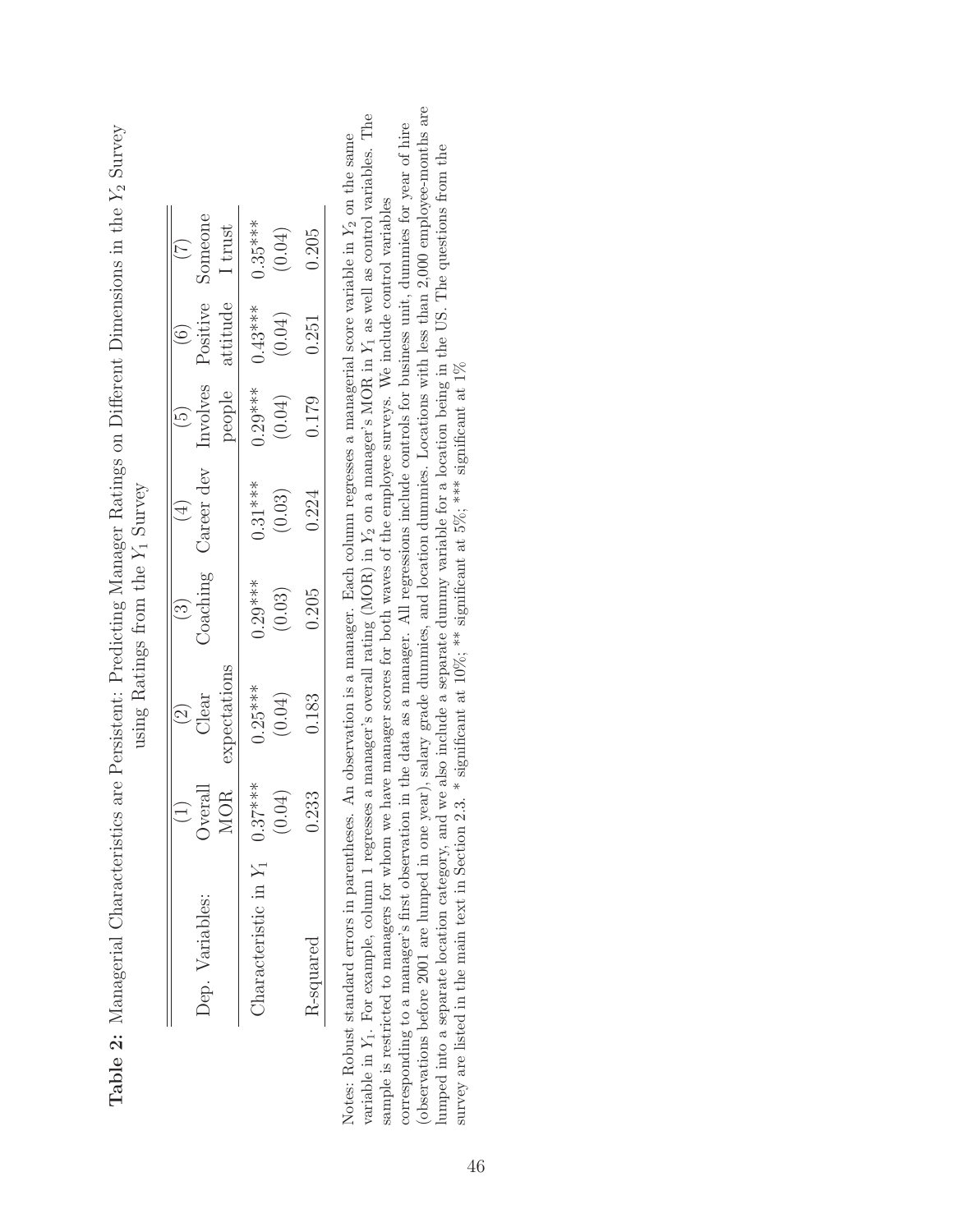**Table 2:** Managerial Characteristics are Persistent: Predicting Manager Ratings on Different Dimensions in the $Y_2$ Survey using Ratings from the $Y_1$ Survey

| Dep. Variables: | (1) Overall MOR | (2) Clear expectations | (3) Coaching | (4) Career dev | (5) Involves people | (6) Positive attitude | (7) Someone I trust |
|---|---|---|---|---|---|---|---|
| Characteristic in $Y_1$ | 0.37*** | 0.25*** | 0.29*** | 0.31*** | 0.29*** | 0.43*** | 0.35*** |
| | (0.04) | (0.04) | (0.03) | (0.03) | (0.04) | (0.04) | (0.04) |
| R-squared | 0.233 | 0.183 | 0.205 | 0.224 | 0.179 | 0.251 | 0.205 |

Notes: Robust standard errors in parentheses. An observation is a manager. Each column regresses a managerial score variable in $Y_2$ on the same variable in $Y_1$. For example, column 1 regresses a manager's overall rating (MOR) in $Y_2$ on a manager's MOR in $Y_1$ as well as control variables. The sample is restricted to managers for whom we have manager scores for both waves of the employee surveys. We include control variables corresponding to a manager's first observation in the data as a manager. All regressions include controls for business unit, dummies for year of hire (observations before 2001 are lumped in one year), salary grade dummies, and location dummies. Locations with less than 2,000 employee-months are lumped into a separate location category, and we also include a separate dummy variable for a location being in the US. The questions from the survey are listed in the main text in Section 2.3. * significant at 10%; ** significant at 5%; *** significant at 1%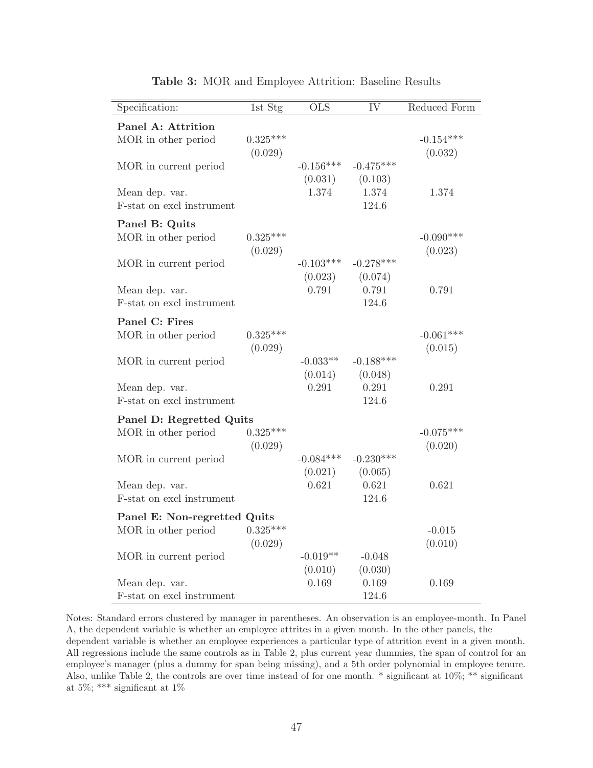**Table 3:** MOR and Employee Attrition: Baseline Results

| Specification: | 1st Stg | OLS | IV | Reduced Form |
|---|---|---|---|---|
| **Panel A: Attrition** | | | | |
| MOR in other period | 0.325*** | | | -0.154*** |
| | (0.029) | | | (0.032) |
| MOR in current period | | -0.156*** | -0.475*** | |
| | | (0.031) | (0.103) | |
| Mean dep. var. | | 1.374 | 1.374 | 1.374 |
| F-stat on excl instrument | | | 124.6 | |
| **Panel B: Quits** | | | | |
| MOR in other period | 0.325*** | | | -0.090*** |
| | (0.029) | | | (0.023) |
| MOR in current period | | -0.103*** | -0.278*** | |
| | | (0.023) | (0.074) | |
| Mean dep. var. | | 0.791 | 0.791 | 0.791 |
| F-stat on excl instrument | | | 124.6 | |
| **Panel C: Fires** | | | | |
| MOR in other period | 0.325*** | | | -0.061*** |
| | (0.029) | | | (0.015) |
| MOR in current period | | -0.033** | -0.188*** | |
| | | (0.014) | (0.048) | |
| Mean dep. var. | | 0.291 | 0.291 | 0.291 |
| F-stat on excl instrument | | | 124.6 | |
| **Panel D: Regretted Quits** | | | | |
| MOR in other period | 0.325*** | | | -0.075*** |
| | (0.029) | | | (0.020) |
| MOR in current period | | -0.084*** | -0.230*** | |
| | | (0.021) | (0.065) | |
| Mean dep. var. | | 0.621 | 0.621 | 0.621 |
| F-stat on excl instrument | | | 124.6 | |
| **Panel E: Non-regretted Quits** | | | | |
| MOR in other period | 0.325*** | | | -0.015 |
| | (0.029) | | | (0.010) |
| MOR in current period | | -0.019** | -0.048 | |
| | | (0.010) | (0.030) | |
| Mean dep. var. | | 0.169 | 0.169 | 0.169 |
| F-stat on excl instrument | | | 124.6 | |

Notes: Standard errors clustered by manager in parentheses. An observation is an employee-month. In Panel A, the dependent variable is whether an employee attrites in a given month. In the other panels, the dependent variable is whether an employee experiences a particular type of attrition event in a given month. All regressions include the same controls as in Table 2, plus current year dummies, the span of control for an employee's manager (plus a dummy for span being missing), and a 5th order polynomial in employee tenure. Also, unlike Table 2, the controls are over time instead of for one month. * significant at 10%; ** significant at 5%; *** significant at 1%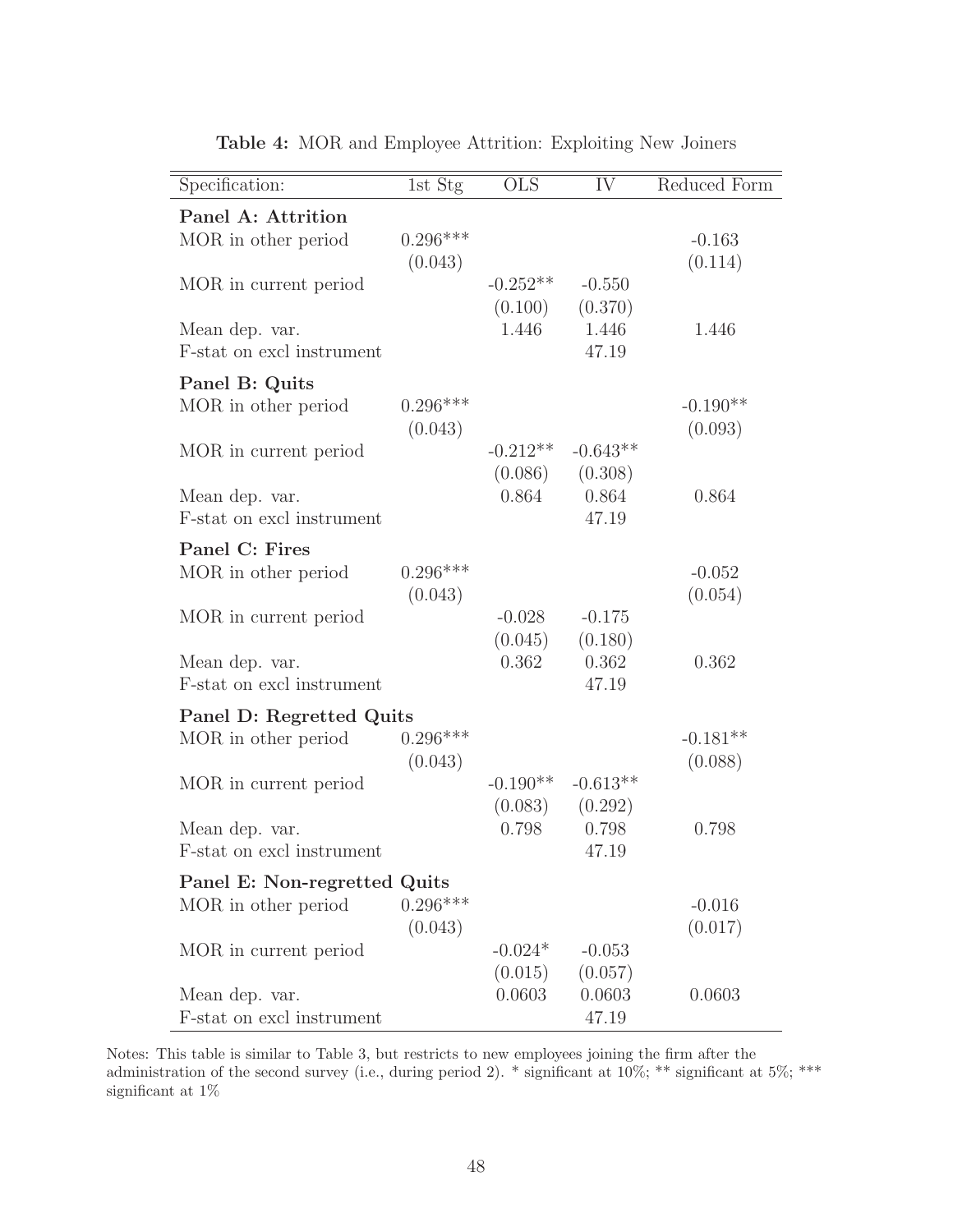**Table 4:** MOR and Employee Attrition: Exploiting New Joiners

| Specification: | 1st Stg | OLS | IV | Reduced Form |
|---|---|---|---|---|
| **Panel A: Attrition** | | | | |
| MOR in other period | 0.296*** | | | -0.163 |
| | (0.043) | | | (0.114) |
| MOR in current period | | -0.252** | -0.550 | |
| | | (0.100) | (0.370) | |
| Mean dep. var. | | 1.446 | 1.446 | 1.446 |
| F-stat on excl instrument | | | 47.19 | |
| **Panel B: Quits** | | | | |
| MOR in other period | 0.296*** | | | -0.190** |
| | (0.043) | | | (0.093) |
| MOR in current period | | -0.212** | -0.643** | |
| | | (0.086) | (0.308) | |
| Mean dep. var. | | 0.864 | 0.864 | 0.864 |
| F-stat on excl instrument | | | 47.19 | |
| **Panel C: Fires** | | | | |
| MOR in other period | 0.296*** | | | -0.052 |
| | (0.043) | | | (0.054) |
| MOR in current period | | -0.028 | -0.175 | |
| | | (0.045) | (0.180) | |
| Mean dep. var. | | 0.362 | 0.362 | 0.362 |
| F-stat on excl instrument | | | 47.19 | |
| **Panel D: Regretted Quits** | | | | |
| MOR in other period | 0.296*** | | | -0.181** |
| | (0.043) | | | (0.088) |
| MOR in current period | | -0.190** | -0.613** | |
| | | (0.083) | (0.292) | |
| Mean dep. var. | | 0.798 | 0.798 | 0.798 |
| F-stat on excl instrument | | | 47.19 | |
| **Panel E: Non-regretted Quits** | | | | |
| MOR in other period | 0.296*** | | | -0.016 |
| | (0.043) | | | (0.017) |
| MOR in current period | | -0.024* | -0.053 | |
| | | (0.015) | (0.057) | |
| Mean dep. var. | | 0.0603 | 0.0603 | 0.0603 |
| F-stat on excl instrument | | | 47.19 | |

Notes: This table is similar to Table 3, but restricts to new employees joining the firm after the administration of the second survey (i.e., during period 2). * significant at 10%; ** significant at 5%; *** significant at 1%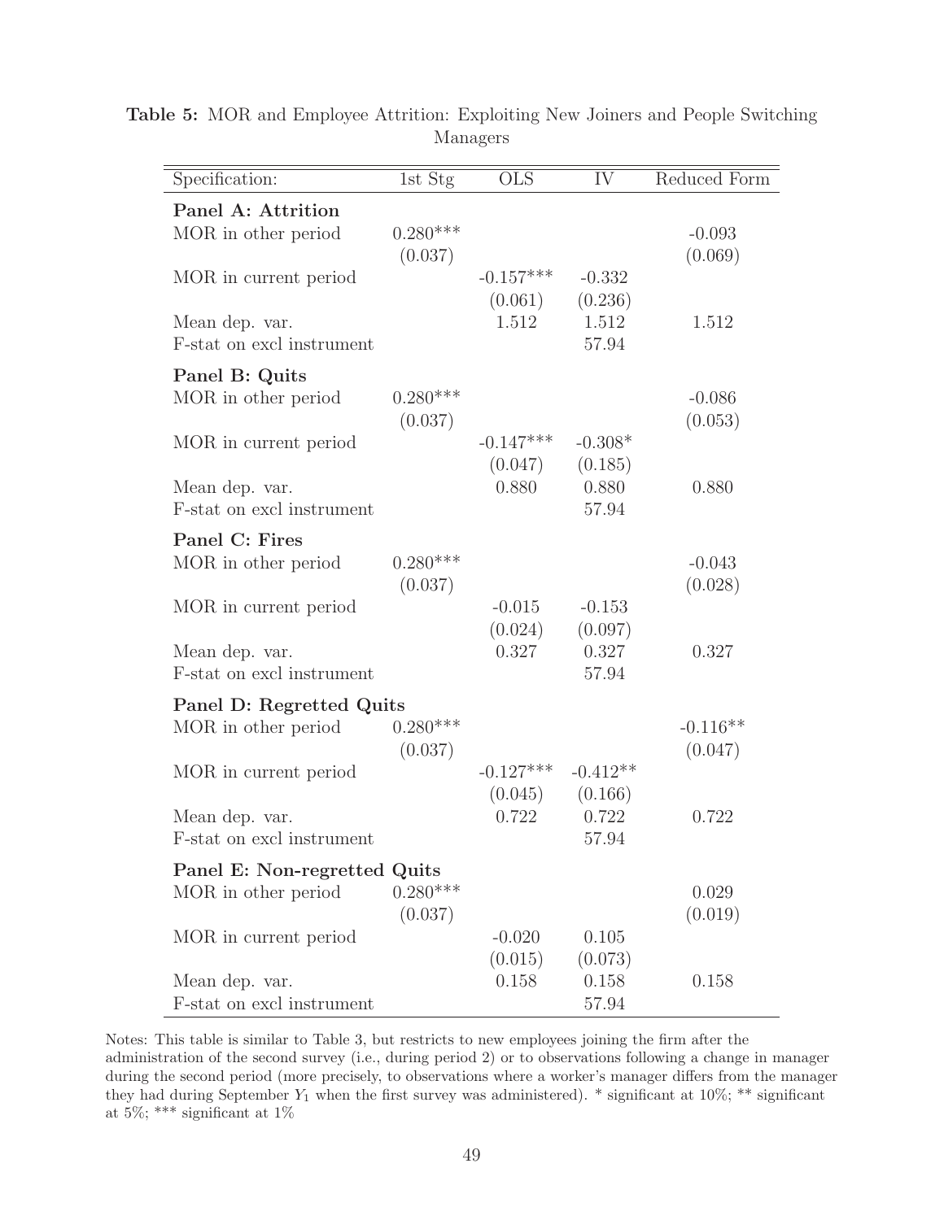**Table 5:** MOR and Employee Attrition: Exploiting New Joiners and People Switching Managers

| Specification: | 1st Stg | OLS | IV | Reduced Form |
|---|---|---|---|---|
| **Panel A: Attrition** | | | | |
| MOR in other period | 0.280*** | | | -0.093 |
| | (0.037) | | | (0.069) |
| MOR in current period | | -0.157*** | -0.332 | |
| | | (0.061) | (0.236) | |
| Mean dep. var. | | 1.512 | 1.512 | 1.512 |
| F-stat on excl instrument | | | 57.94 | |
| **Panel B: Quits** | | | | |
| MOR in other period | 0.280*** | | | -0.086 |
| | (0.037) | | | (0.053) |
| MOR in current period | | -0.147*** | -0.308* | |
| | | (0.047) | (0.185) | |
| Mean dep. var. | | 0.880 | 0.880 | 0.880 |
| F-stat on excl instrument | | | 57.94 | |
| **Panel C: Fires** | | | | |
| MOR in other period | 0.280*** | | | -0.043 |
| | (0.037) | | | (0.028) |
| MOR in current period | | -0.015 | -0.153 | |
| | | (0.024) | (0.097) | |
| Mean dep. var. | | 0.327 | 0.327 | 0.327 |
| F-stat on excl instrument | | | 57.94 | |
| **Panel D: Regretted Quits** | | | | |
| MOR in other period | 0.280*** | | | -0.116** |
| | (0.037) | | | (0.047) |
| MOR in current period | | -0.127*** | -0.412** | |
| | | (0.045) | (0.166) | |
| Mean dep. var. | | 0.722 | 0.722 | 0.722 |
| F-stat on excl instrument | | | 57.94 | |
| **Panel E: Non-regretted Quits** | | | | |
| MOR in other period | 0.280*** | | | 0.029 |
| | (0.037) | | | (0.019) |
| MOR in current period | | -0.020 | 0.105 | |
| | | (0.015) | (0.073) | |
| Mean dep. var. | | 0.158 | 0.158 | 0.158 |
| F-stat on excl instrument | | | 57.94 | |

Notes: This table is similar to Table 3, but restricts to new employees joining the firm after the administration of the second survey (i.e., during period 2) or to observations following a change in manager during the second period (more precisely, to observations where a worker's manager differs from the manager they had during September $Y_1$ when the first survey was administered). * significant at 10%; ** significant at 5%; *** significant at 1%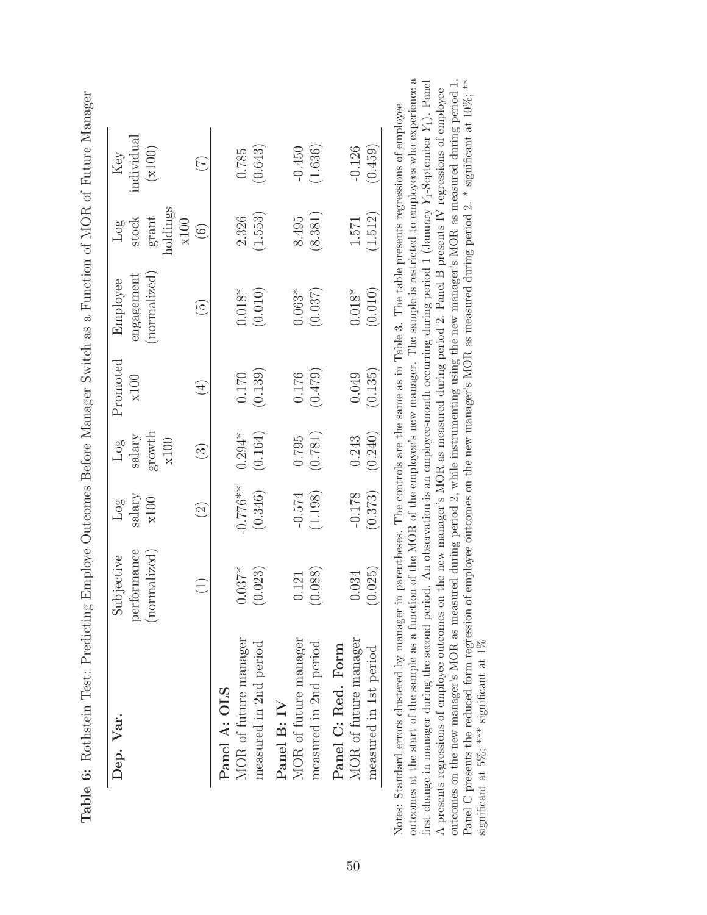**Table 6:** Rothstein Test: Predicting Employe Outcomes Before Manager Switch as a Function of MOR of Future Manager

| Dep. Var. | Subjective performance (normalized) | Log salary x100 | Log salary growth x100 | Promoted x100 | Employee engagement (normalized) | Log stock grant holdings x100 | Key individual (x100) |
|---|---|---|---|---|---|---|---|
| | (1) | (2) | (3) | (4) | (5) | (6) | (7) |
| **Panel A: OLS** | | | | | | | |
| MOR of future manager | 0.037* | -0.776** | 0.294* | 0.170 | 0.018* | 2.326 | 0.785 |
| measured in 2nd period | (0.023) | (0.346) | (0.164) | (0.139) | (0.010) | (1.553) | (0.643) |
| **Panel B: IV** | | | | | | | |
| MOR of future manager | 0.121 | -0.574 | 0.795 | 0.176 | 0.063* | 8.495 | -0.450 |
| measured in 2nd period | (0.088) | (1.198) | (0.781) | (0.479) | (0.037) | (8.381) | (1.636) |
| **Panel C: Red. Form** | | | | | | | |
| MOR of future manager | 0.034 | -0.178 | 0.243 | 0.049 | 0.018* | 1.571 | -0.126 |
| measured in 1st period | (0.025) | (0.373) | (0.240) | (0.135) | (0.010) | (1.512) | (0.459) |

Notes: Standard errors clustered by manager in parentheses. The controls are the same as in Table 3. The table presents regressions of employee outcomes at the start of the sample as a function of the MOR of the employee's new manager. The sample is restricted to employees who experience a first change in manager during the second period. An observation is an employee-month occurring during period 1 (January $Y_1$-September $Y_1$). Panel A presents regressions of employee outcomes on the new manager's MOR as measured during period 2. Panel B presents IV regressions of employee outcomes on the new manager's MOR as measured during period 2, while instrumenting using the new manager's MOR as measured during period 1. Panel C presents the reduced form regression of employee outcomes on the new manager's MOR as measured during period 2. * significant at 10%; ** significant at 5%; *** significant at 1%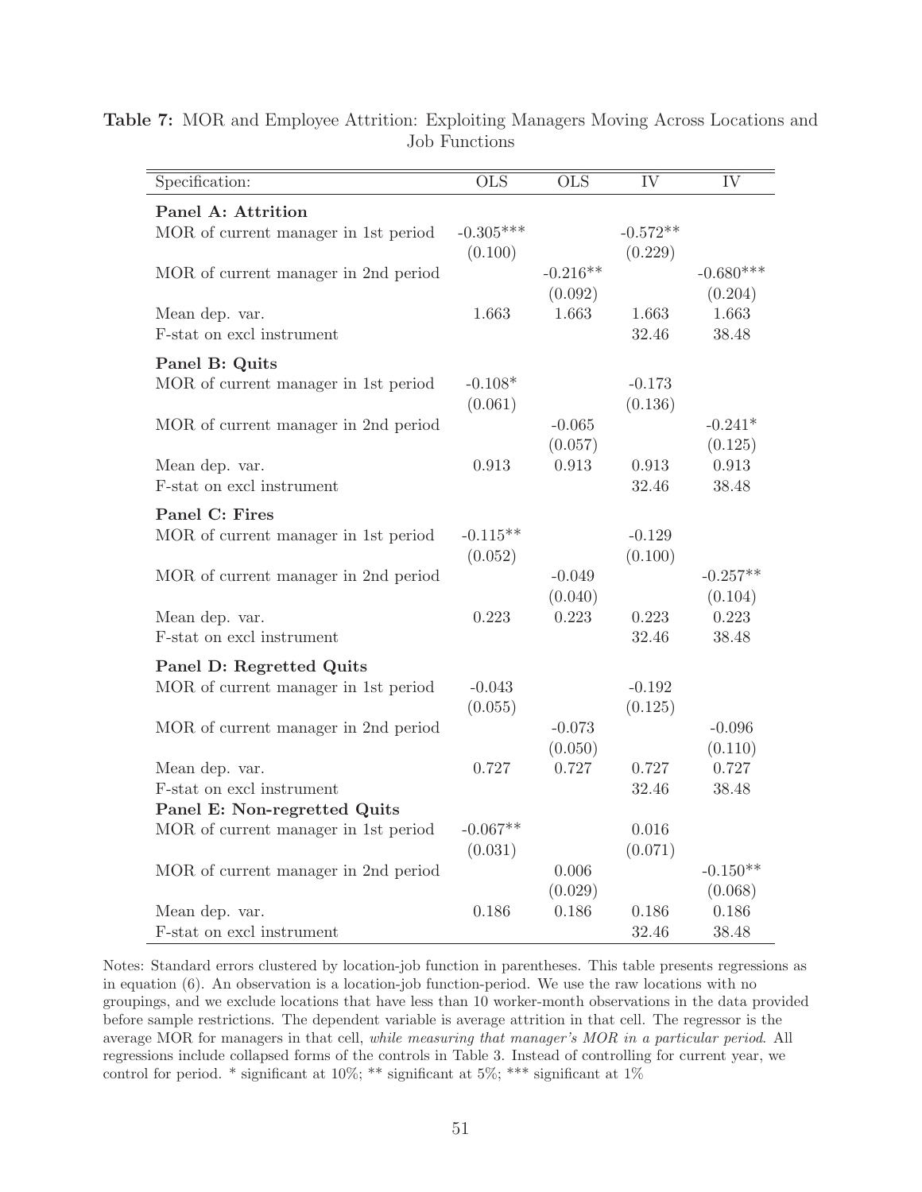**Table 7:** MOR and Employee Attrition: Exploiting Managers Moving Across Locations and Job Functions

| Specification: | OLS | OLS | IV | IV |
|---|---|---|---|---|
| **Panel A: Attrition** | | | | |
| MOR of current manager in 1st period | -0.305*** | | -0.572** | |
| | (0.100) | | (0.229) | |
| MOR of current manager in 2nd period | | -0.216** | | -0.680*** |
| | | (0.092) | | (0.204) |
| Mean dep. var. | 1.663 | 1.663 | 1.663 | 1.663 |
| F-stat on excl instrument | | | 32.46 | 38.48 |
| **Panel B: Quits** | | | | |
| MOR of current manager in 1st period | -0.108* | | -0.173 | |
| | (0.061) | | (0.136) | |
| MOR of current manager in 2nd period | | -0.065 | | -0.241* |
| | | (0.057) | | (0.125) |
| Mean dep. var. | 0.913 | 0.913 | 0.913 | 0.913 |
| F-stat on excl instrument | | | 32.46 | 38.48 |
| **Panel C: Fires** | | | | |
| MOR of current manager in 1st period | -0.115** | | -0.129 | |
| | (0.052) | | (0.100) | |
| MOR of current manager in 2nd period | | -0.049 | | -0.257** |
| | | (0.040) | | (0.104) |
| Mean dep. var. | 0.223 | 0.223 | 0.223 | 0.223 |
| F-stat on excl instrument | | | 32.46 | 38.48 |
| **Panel D: Regretted Quits** | | | | |
| MOR of current manager in 1st period | -0.043 | | -0.192 | |
| | (0.055) | | (0.125) | |
| MOR of current manager in 2nd period | | -0.073 | | -0.096 |
| | | (0.050) | | (0.110) |
| Mean dep. var. | 0.727 | 0.727 | 0.727 | 0.727 |
| F-stat on excl instrument | | | 32.46 | 38.48 |
| **Panel E: Non-regretted Quits** | | | | |
| MOR of current manager in 1st period | -0.067** | | 0.016 | |
| | (0.031) | | (0.071) | |
| MOR of current manager in 2nd period | | 0.006 | | -0.150** |
| | | (0.029) | | (0.068) |
| Mean dep. var. | 0.186 | 0.186 | 0.186 | 0.186 |
| F-stat on excl instrument | | | 32.46 | 38.48 |

Notes: Standard errors clustered by location-job function in parentheses. This table presents regressions as in equation (6). An observation is a location-job function-period. We use the raw locations with no groupings, and we exclude locations that have less than 10 worker-month observations in the data provided before sample restrictions. The dependent variable is average attrition in that cell. The regressor is the average MOR for managers in that cell, *while measuring that manager's MOR in a particular period*. All regressions include collapsed forms of the controls in Table 3. Instead of controlling for current year, we control for period. * significant at 10%; ** significant at 5%; *** significant at 1%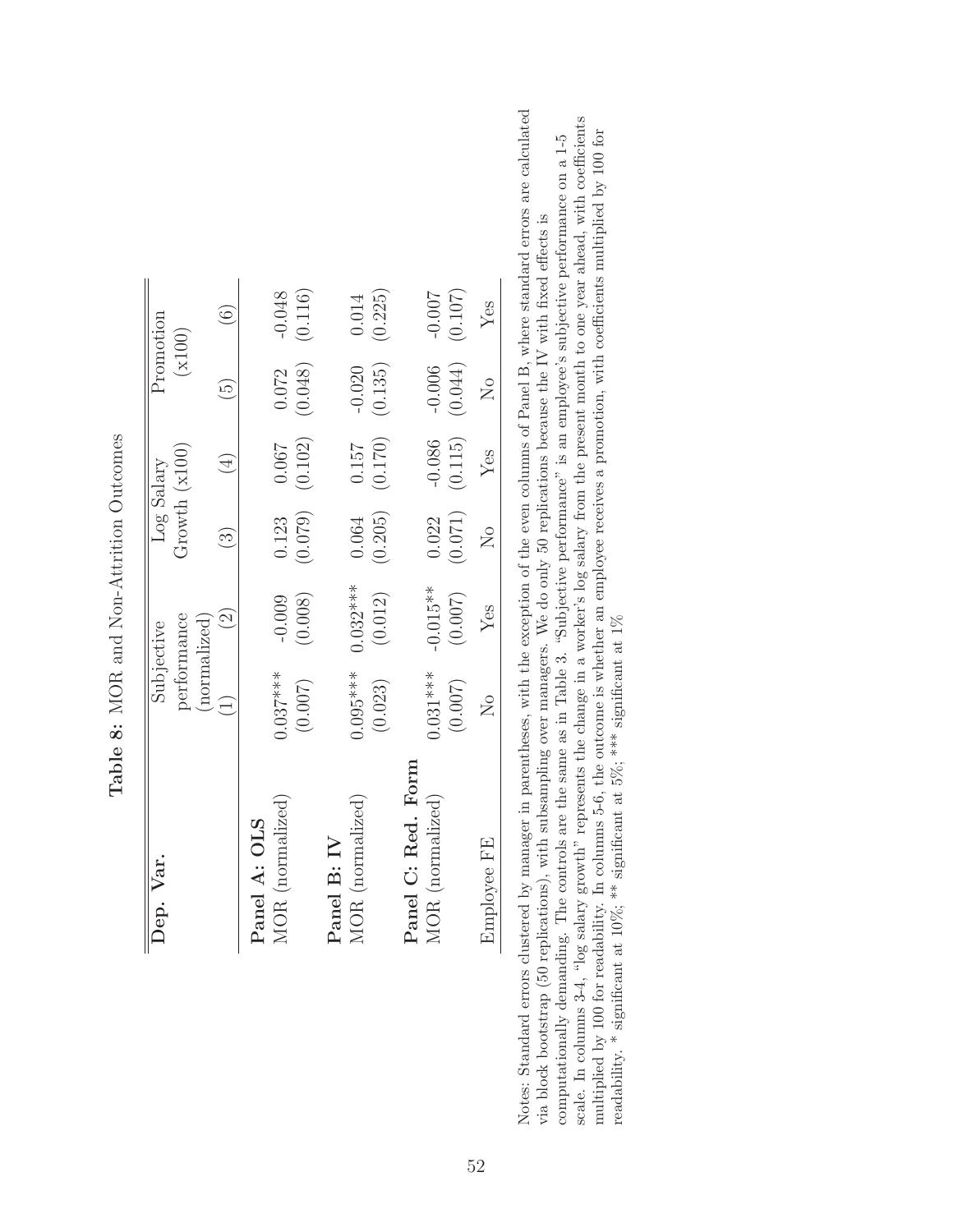**Table 8:** MOR and Non-Attrition Outcomes

| Dep. Var. | Subjective performance (normalized) | | Log Salary Growth (x100) | | Promotion (x100) | |
|---|---|---|---|---|---|---|
| | (1) | (2) | (3) | (4) | (5) | (6) |
| **Panel A: OLS** | | | | | | |
| MOR (normalized) | 0.037*** | -0.009 | 0.123 | 0.067 | 0.072 | -0.048 |
| | (0.007) | (0.008) | (0.079) | (0.102) | (0.048) | (0.116) |
| **Panel B: IV** | | | | | | |
| MOR (normalized) | 0.095*** | 0.032*** | 0.064 | 0.157 | -0.020 | 0.014 |
| | (0.023) | (0.012) | (0.205) | (0.170) | (0.135) | (0.225) |
| **Panel C: Red. Form** | | | | | | |
| MOR (normalized) | 0.031*** | -0.015** | 0.022 | -0.086 | -0.006 | -0.007 |
| | (0.007) | (0.007) | (0.071) | (0.115) | (0.044) | (0.107) |
| Employee FE | No | Yes | No | Yes | No | Yes |

Notes: Standard errors clustered by manager in parentheses, with the exception of the even columns of Panel B, where standard errors are calculated via block bootstrap (50 replications), with subsampling over managers. We do only 50 replications because the IV with fixed effects is computationally demanding. The controls are the same as in Table 3. "Subjective performance" is an employee's subjective performance on a 1-5 scale. In columns 3-4, "log salary growth" represents the change in a worker's log salary from the present month to one year ahead, with coefficients multiplied by 100 for readability. In columns 5-6, the outcome is whether an employee receives a promotion, with coefficients multiplied by 100 for readability. * significant at 10%; ** significant at 5%; *** significant at 1%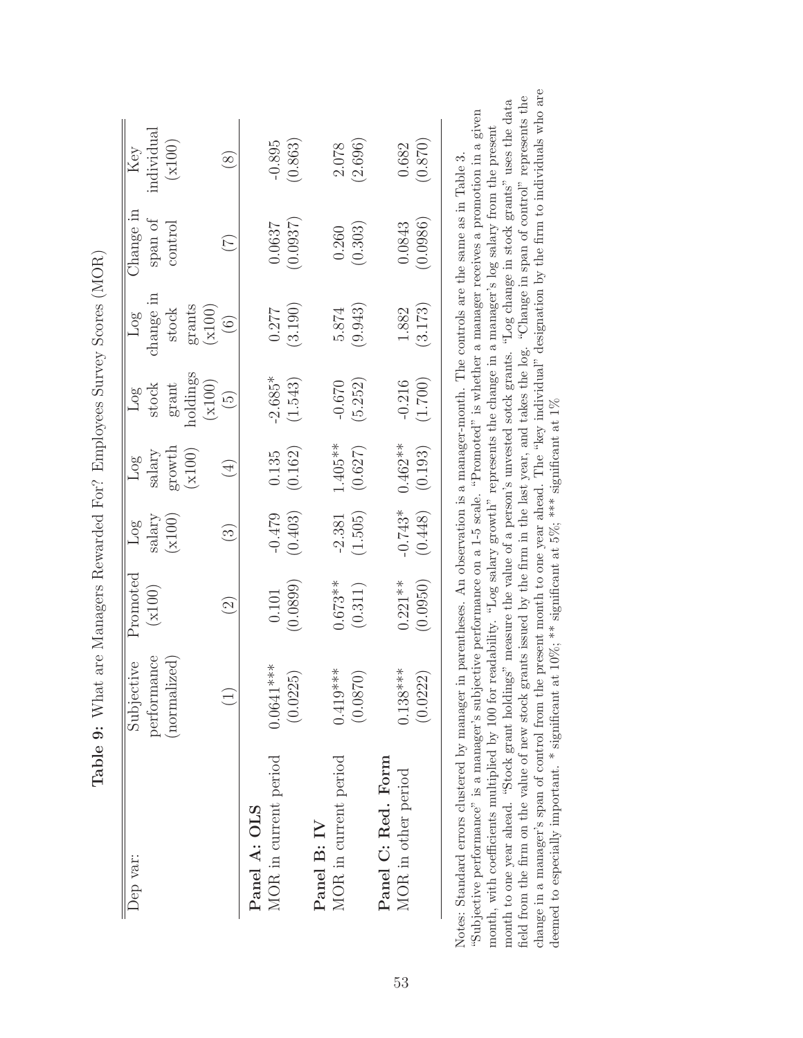**Table 9:** What are Managers Rewarded For? Employees Survey Scores (MOR)

| Dep var: | Subjective performance (normalized) | Promoted (x100) | Log salary (x100) | Log salary growth (x100) | Log stock grant holdings (x100) | Log change in stock grants (x100) | Change in span of control | Key individual (x100) |
|---|---|---|---|---|---|---|---|---|
| | (1) | (2) | (3) | (4) | (5) | (6) | (7) | (8) |
| **Panel A: OLS** | | | | | | | | |
| MOR in current period | 0.0641*** | 0.101 | -0.479 | 0.135 | -2.685* | 0.277 | 0.0637 | -0.895 |
| | (0.0225) | (0.0899) | (0.403) | (0.162) | (1.543) | (3.190) | (0.0937) | (0.863) |
| **Panel B: IV** | | | | | | | | |
| MOR in current period | 0.419*** | 0.673** | -2.381 | 1.405** | -0.670 | 5.874 | 0.260 | 2.078 |
| | (0.0870) | (0.311) | (1.505) | (0.627) | (5.252) | (9.943) | (0.303) | (2.696) |
| **Panel C: Red. Form** | | | | | | | | |
| MOR in other period | 0.138*** | 0.221** | -0.743* | 0.462** | -0.216 | 1.882 | 0.0843 | 0.682 |
| | (0.0222) | (0.0950) | (0.448) | (0.193) | (1.700) | (3.173) | (0.0986) | (0.870) |

Notes: Standard errors clustered by manager in parentheses. An observation is a manager-month. The controls are the same as in Table 3. "Subjective performance" is a manager's subjective performance on a 1-5 scale. "Promoted" is whether a manager receives a promotion in a given month, with coefficients multiplied by 100 for readability. "Log salary growth" represents the change in a manager's log salary from the present month to one year ahead. "Stock grant holdings" measure the value of a person's unvested sotck grants. "Log change in stock grants" uses the data field from the firm on the value of new stock grants issued by the firm in the last year, and takes the log. "Change in span of control" represents the change in a manager's span of control from the present month to one year ahead. The "key individual" designation by the firm to individuals who are deemed to especially important. * significant at 10%; ** significant at 5%; *** significant at 1%